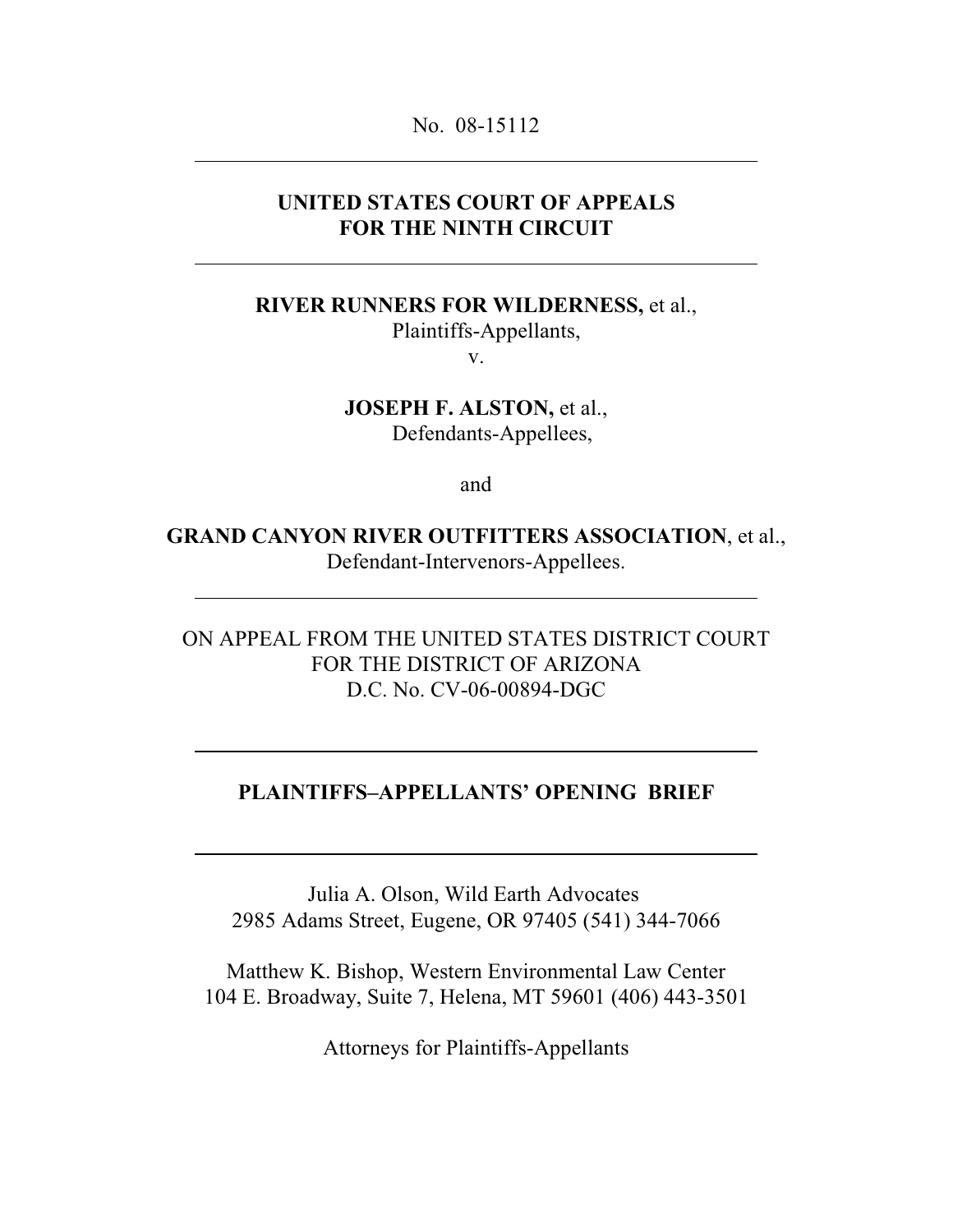No. 08-15112

---

**UNITED STATES COURT OF APPEALS**
**FOR THE NINTH CIRCUIT**

---

**RIVER RUNNERS FOR WILDERNESS,** et al.,
Plaintiffs-Appellants,
v.

**JOSEPH F. ALSTON,** et al.,
Defendants-Appellees,

and

**GRAND CANYON RIVER OUTFITTERS ASSOCIATION**, et al.,
Defendant-Intervenors-Appellees.

---

ON APPEAL FROM THE UNITED STATES DISTRICT COURT
FOR THE DISTRICT OF ARIZONA
D.C. No. CV-06-00894-DGC

---

**PLAINTIFFS–APPELLANTS' OPENING BRIEF**

---

Julia A. Olson, Wild Earth Advocates
2985 Adams Street, Eugene, OR 97405 (541) 344-7066

Matthew K. Bishop, Western Environmental Law Center
104 E. Broadway, Suite 7, Helena, MT 59601 (406) 443-3501

Attorneys for Plaintiffs-Appellants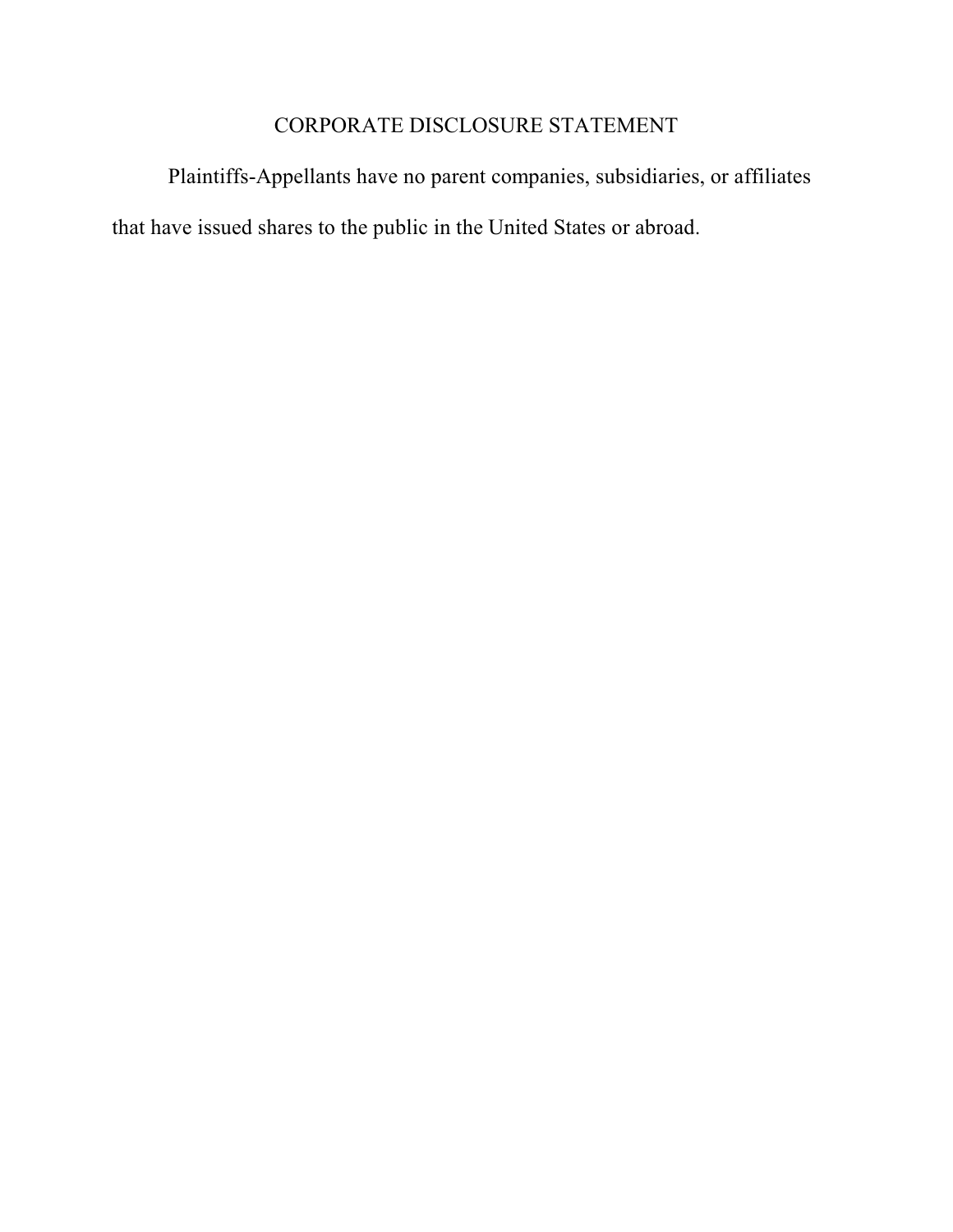# CORPORATE DISCLOSURE STATEMENT

Plaintiffs-Appellants have no parent companies, subsidiaries, or affiliates that have issued shares to the public in the United States or abroad.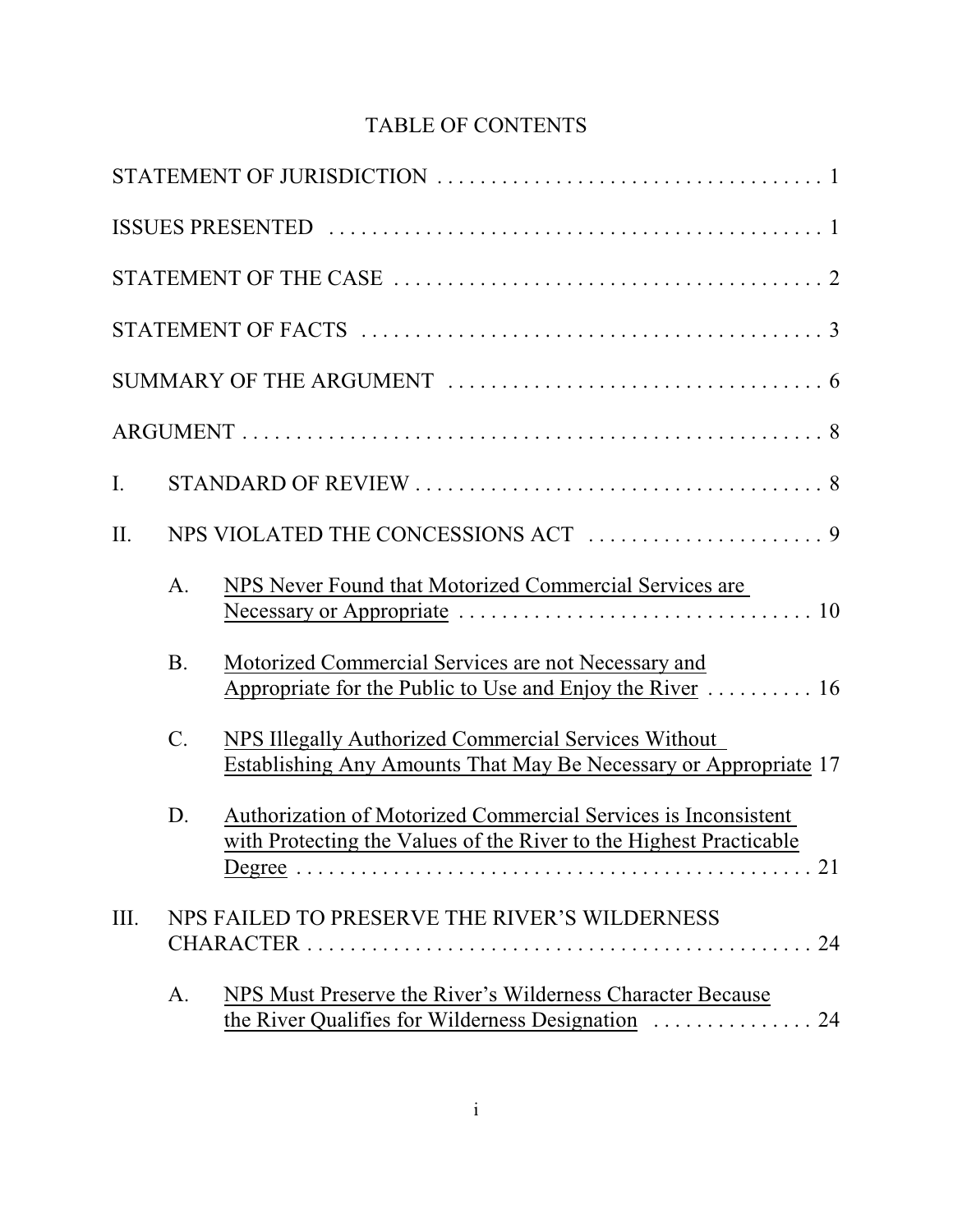# TABLE OF CONTENTS

STATEMENT OF JURISDICTION . . . . . . . . . . . . . . . . . . . . . . . . . . . . . . . . . . . 1

ISSUES PRESENTED . . . . . . . . . . . . . . . . . . . . . . . . . . . . . . . . . . . . . . . . . . . . . 1

STATEMENT OF THE CASE . . . . . . . . . . . . . . . . . . . . . . . . . . . . . . . . . . . . . . . 2

STATEMENT OF FACTS . . . . . . . . . . . . . . . . . . . . . . . . . . . . . . . . . . . . . . . . . . 3

SUMMARY OF THE ARGUMENT . . . . . . . . . . . . . . . . . . . . . . . . . . . . . . . . . . 6

ARGUMENT . . . . . . . . . . . . . . . . . . . . . . . . . . . . . . . . . . . . . . . . . . . . . . . . . . . . 8

I. STANDARD OF REVIEW . . . . . . . . . . . . . . . . . . . . . . . . . . . . . . . . . . . . . . 8

II. NPS VIOLATED THE CONCESSIONS ACT . . . . . . . . . . . . . . . . . . . . . . 9

  A. NPS Never Found that Motorized Commercial Services are Necessary or Appropriate . . . . . . . . . . . . . . . . . . . . . . . . . . . . . . . . 10

  B. Motorized Commercial Services are not Necessary and Appropriate for the Public to Use and Enjoy the River . . . . . . . . . . 16

  C. NPS Illegally Authorized Commercial Services Without Establishing Any Amounts That May Be Necessary or Appropriate 17

  D. Authorization of Motorized Commercial Services is Inconsistent with Protecting the Values of the River to the Highest Practicable Degree . . . . . . . . . . . . . . . . . . . . . . . . . . . . . . . . . . . . . . . . . . . . . . . . 21

III. NPS FAILED TO PRESERVE THE RIVER'S WILDERNESS CHARACTER . . . . . . . . . . . . . . . . . . . . . . . . . . . . . . . . . . . . . . . . . . . . . . . 24

  A. NPS Must Preserve the River's Wilderness Character Because the River Qualifies for Wilderness Designation . . . . . . . . . . . . . . . 24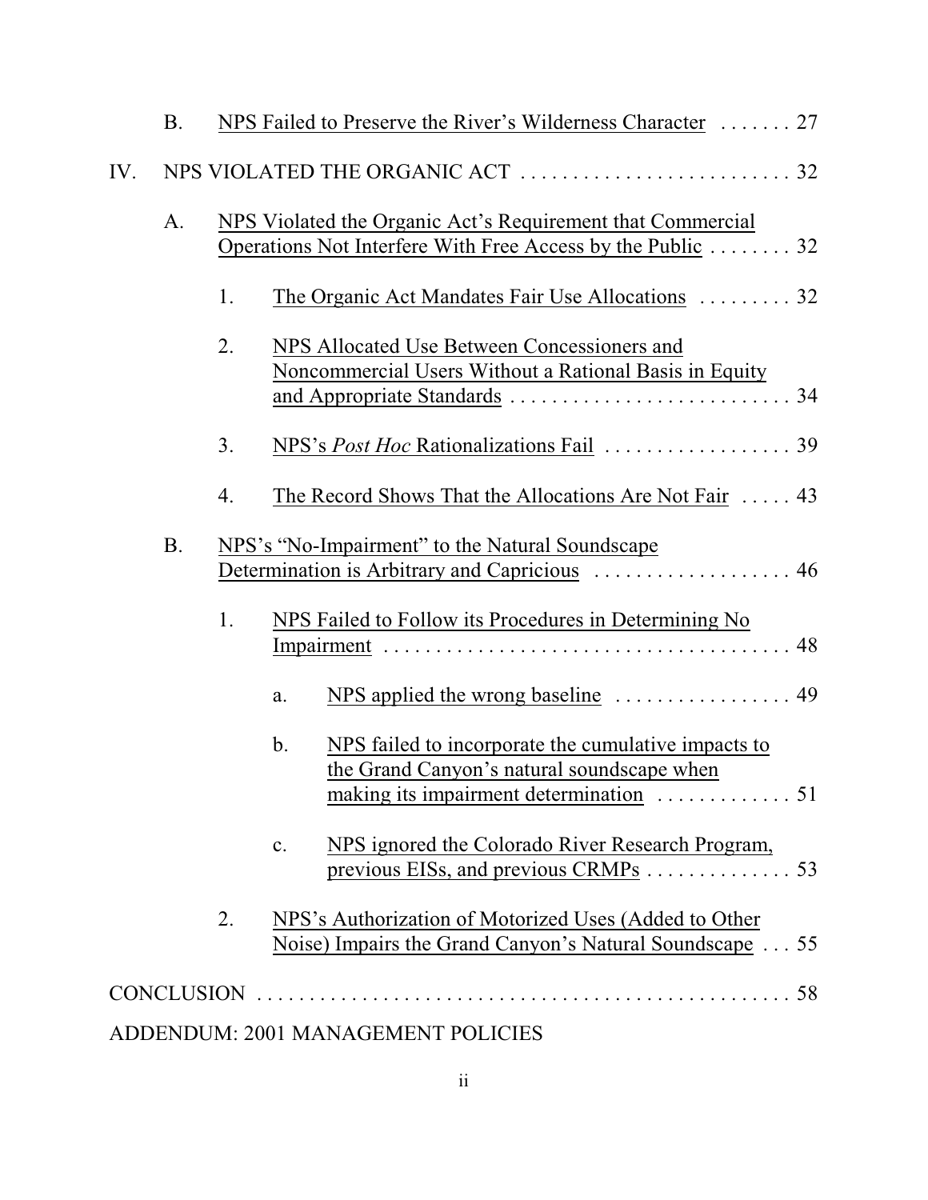B. NPS Failed to Preserve the River's Wilderness Character . . . . . . . 27

IV. NPS VIOLATED THE ORGANIC ACT . . . . . . . . . . . . . . . . . . . . . . . . . . 32

A. NPS Violated the Organic Act's Requirement that Commercial Operations Not Interfere With Free Access by the Public . . . . . . . . 32

1. The Organic Act Mandates Fair Use Allocations . . . . . . . . . 32

2. NPS Allocated Use Between Concessioners and Noncommercial Users Without a Rational Basis in Equity and Appropriate Standards . . . . . . . . . . . . . . . . . . . . . . . . . . . 34

3. NPS's *Post Hoc* Rationalizations Fail . . . . . . . . . . . . . . . . . . 39

4. The Record Shows That the Allocations Are Not Fair . . . . . 43

B. NPS's "No-Impairment" to the Natural Soundscape Determination is Arbitrary and Capricious . . . . . . . . . . . . . . . . . . . 46

1. NPS Failed to Follow its Procedures in Determining No Impairment . . . . . . . . . . . . . . . . . . . . . . . . . . . . . . . . . . . . . . 48

a. NPS applied the wrong baseline . . . . . . . . . . . . . . . . . 49

b. NPS failed to incorporate the cumulative impacts to the Grand Canyon's natural soundscape when making its impairment determination . . . . . . . . . . . . . 51

c. NPS ignored the Colorado River Research Program, previous EISs, and previous CRMPs . . . . . . . . . . . . . . 53

2. NPS's Authorization of Motorized Uses (Added to Other Noise) Impairs the Grand Canyon's Natural Soundscape . . . 55

CONCLUSION . . . . . . . . . . . . . . . . . . . . . . . . . . . . . . . . . . . . . . . . . . . . . . . . . . . . 58

ADDENDUM: 2001 MANAGEMENT POLICIES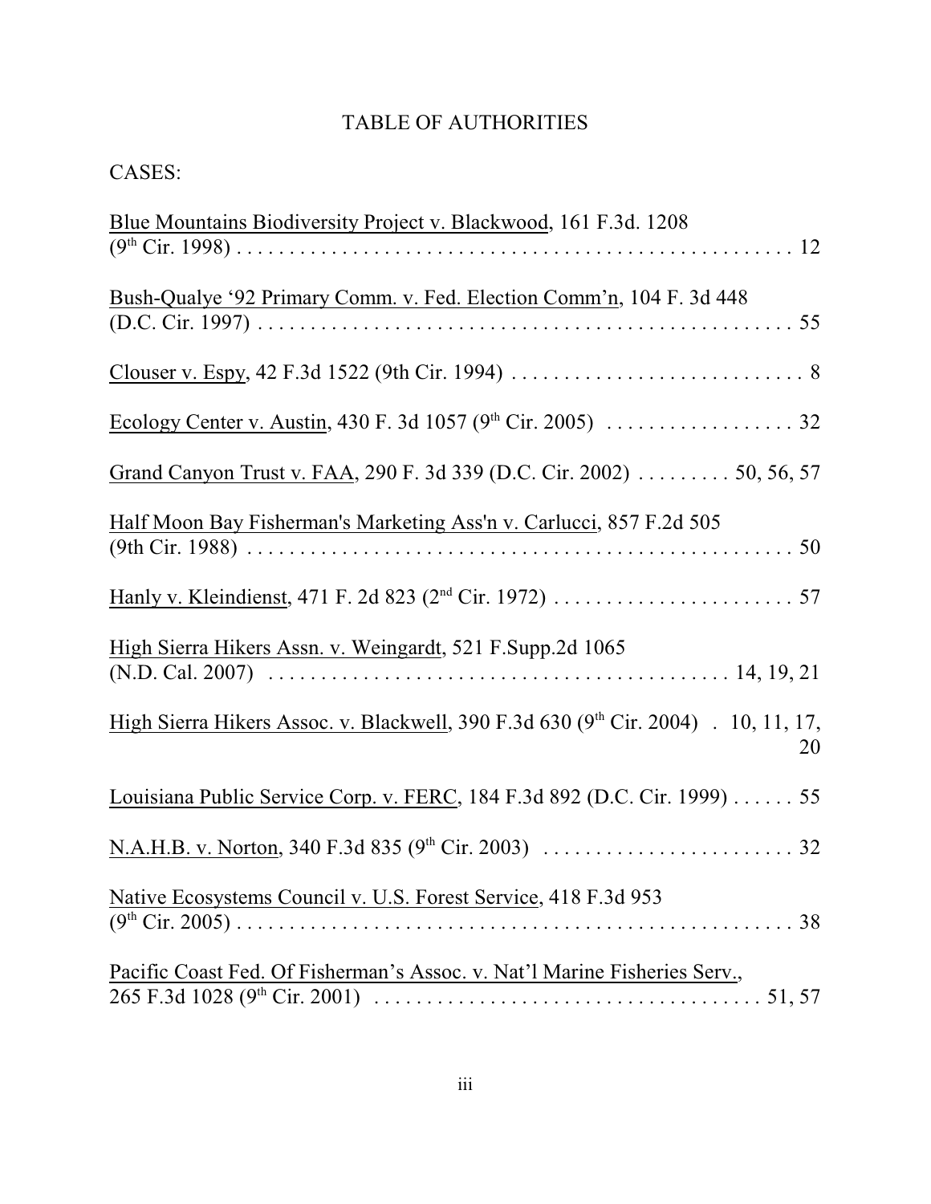# TABLE OF AUTHORITIES

CASES:

Blue Mountains Biodiversity Project v. Blackwood, 161 F.3d. 1208 (9th Cir. 1998) . . . . . . . . . . . . . . . . . . . . . . . . . . . . . . . . . . . . . . . . . . . . . . . . . . . . 12

Bush-Qualye '92 Primary Comm. v. Fed. Election Comm'n, 104 F. 3d 448 (D.C. Cir. 1997) . . . . . . . . . . . . . . . . . . . . . . . . . . . . . . . . . . . . . . . . . . . . . . . . . . 55

Clouser v. Espy, 42 F.3d 1522 (9th Cir. 1994) . . . . . . . . . . . . . . . . . . . . . . . . . . . . 8

Ecology Center v. Austin, 430 F. 3d 1057 (9th Cir. 2005) . . . . . . . . . . . . . . . . . . 32

Grand Canyon Trust v. FAA, 290 F. 3d 339 (D.C. Cir. 2002) . . . . . . . . . 50, 56, 57

Half Moon Bay Fisherman's Marketing Ass'n v. Carlucci, 857 F.2d 505 (9th Cir. 1988) . . . . . . . . . . . . . . . . . . . . . . . . . . . . . . . . . . . . . . . . . . . . . . . . . . . 50

Hanly v. Kleindienst, 471 F. 2d 823 (2nd Cir. 1972) . . . . . . . . . . . . . . . . . . . . . . . 57

High Sierra Hikers Assn. v. Weingardt, 521 F.Supp.2d 1065 (N.D. Cal. 2007) . . . . . . . . . . . . . . . . . . . . . . . . . . . . . . . . . . . . . . . . . . . 14, 19, 21

High Sierra Hikers Assoc. v. Blackwell, 390 F.3d 630 (9th Cir. 2004) . 10, 11, 17, 20

Louisiana Public Service Corp. v. FERC, 184 F.3d 892 (D.C. Cir. 1999) . . . . . . 55

N.A.H.B. v. Norton, 340 F.3d 835 (9th Cir. 2003) . . . . . . . . . . . . . . . . . . . . . . . . 32

Native Ecosystems Council v. U.S. Forest Service, 418 F.3d 953 (9th Cir. 2005) . . . . . . . . . . . . . . . . . . . . . . . . . . . . . . . . . . . . . . . . . . . . . . . . . . . . 38

Pacific Coast Fed. Of Fisherman's Assoc. v. Nat'l Marine Fisheries Serv., 265 F.3d 1028 (9th Cir. 2001) . . . . . . . . . . . . . . . . . . . . . . . . . . . . . . . . . . . . 51, 57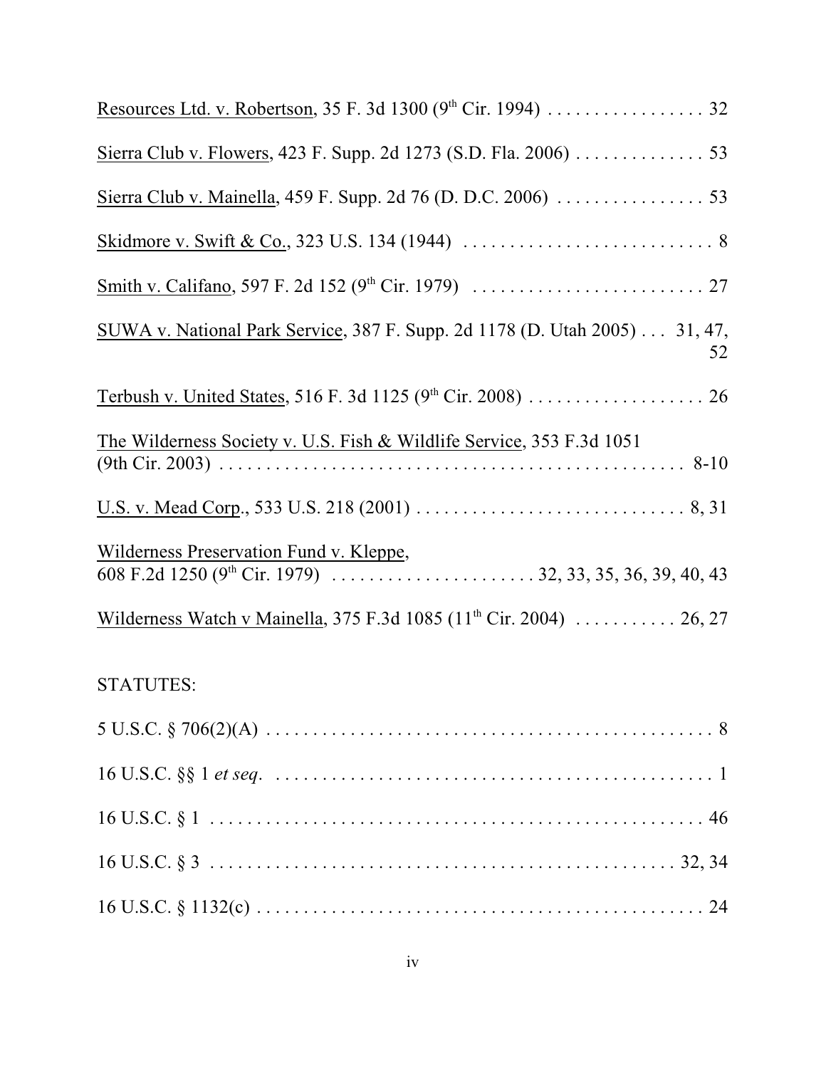Resources Ltd. v. Robertson, 35 F. 3d 1300 (9th Cir. 1994) . . . . . . . . . . . . . . . . . 32

Sierra Club v. Flowers, 423 F. Supp. 2d 1273 (S.D. Fla. 2006) . . . . . . . . . . . . . . 53

Sierra Club v. Mainella, 459 F. Supp. 2d 76 (D. D.C. 2006) . . . . . . . . . . . . . . . . 53

Skidmore v. Swift & Co., 323 U.S. 134 (1944) . . . . . . . . . . . . . . . . . . . . . . . . . . . 8

Smith v. Califano, 597 F. 2d 152 (9th Cir. 1979) . . . . . . . . . . . . . . . . . . . . . . . . . 27

SUWA v. National Park Service, 387 F. Supp. 2d 1178 (D. Utah 2005) . . . 31, 47, 52

Terbush v. United States, 516 F. 3d 1125 (9th Cir. 2008) . . . . . . . . . . . . . . . . . . . 26

The Wilderness Society v. U.S. Fish & Wildlife Service, 353 F.3d 1051 (9th Cir. 2003) . . . . . . . . . . . . . . . . . . . . . . . . . . . . . . . . . . . . . . . . . . . . . . . . . . 8-10

U.S. v. Mead Corp., 533 U.S. 218 (2001) . . . . . . . . . . . . . . . . . . . . . . . . . . . . . 8, 31

Wilderness Preservation Fund v. Kleppe, 608 F.2d 1250 (9th Cir. 1979) . . . . . . . . . . . . . . . . . . . . . . 32, 33, 35, 36, 39, 40, 43

Wilderness Watch v Mainella, 375 F.3d 1085 (11th Cir. 2004) . . . . . . . . . . . 26, 27

STATUTES:

5 U.S.C. § 706(2)(A) . . . . . . . . . . . . . . . . . . . . . . . . . . . . . . . . . . . . . . . . . . . . . . . . 8

16 U.S.C. §§ 1 *et seq*. . . . . . . . . . . . . . . . . . . . . . . . . . . . . . . . . . . . . . . . . . . . . . . . 1

16 U.S.C. § 1 . . . . . . . . . . . . . . . . . . . . . . . . . . . . . . . . . . . . . . . . . . . . . . . . . . . . . 46

16 U.S.C. § 3 . . . . . . . . . . . . . . . . . . . . . . . . . . . . . . . . . . . . . . . . . . . . . . . . . . 32, 34

16 U.S.C. § 1132(c) . . . . . . . . . . . . . . . . . . . . . . . . . . . . . . . . . . . . . . . . . . . . . . . . 24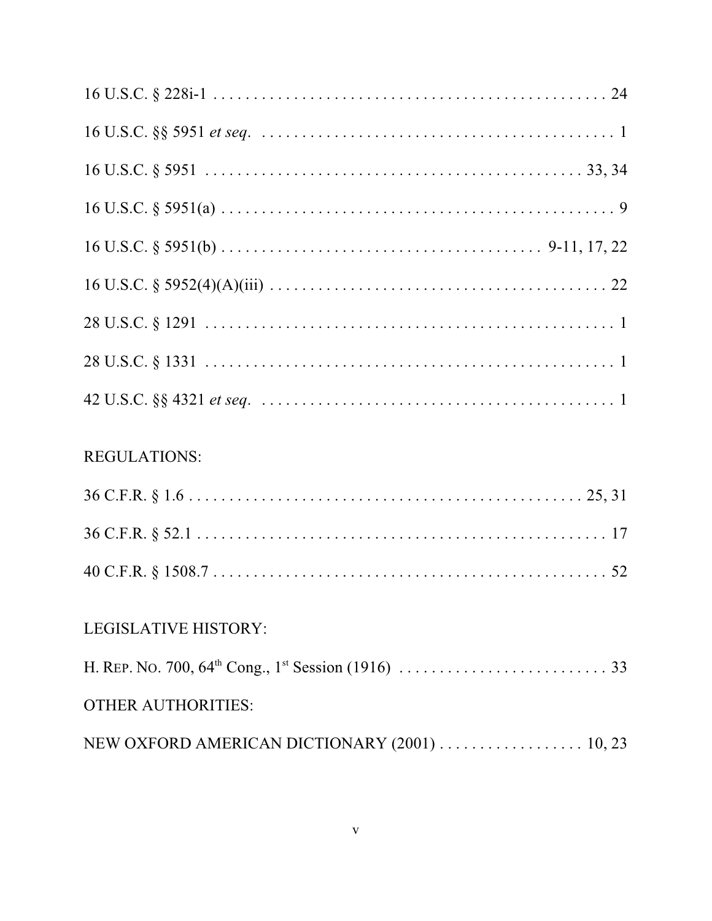16 U.S.C. § 228i-1 . . . . . . . . . . . . . . . . . . . . . . . . . . . . . . . . . . . . . . . . . . . . . . . . . 24

16 U.S.C. §§ 5951 *et seq*. . . . . . . . . . . . . . . . . . . . . . . . . . . . . . . . . . . . . . . . . . . . 1

16 U.S.C. § 5951 . . . . . . . . . . . . . . . . . . . . . . . . . . . . . . . . . . . . . . . . . . . . . . 33, 34

16 U.S.C. § 5951(a) . . . . . . . . . . . . . . . . . . . . . . . . . . . . . . . . . . . . . . . . . . . . . . . . . 9

16 U.S.C. § 5951(b) . . . . . . . . . . . . . . . . . . . . . . . . . . . . . . . . . . . . . . . 9-11, 17, 22

16 U.S.C. § 5952(4)(A)(iii) . . . . . . . . . . . . . . . . . . . . . . . . . . . . . . . . . . . . . . . . . . 22

28 U.S.C. § 1291 . . . . . . . . . . . . . . . . . . . . . . . . . . . . . . . . . . . . . . . . . . . . . . . . . . . 1

28 U.S.C. § 1331 . . . . . . . . . . . . . . . . . . . . . . . . . . . . . . . . . . . . . . . . . . . . . . . . . . . 1

42 U.S.C. §§ 4321 *et seq*. . . . . . . . . . . . . . . . . . . . . . . . . . . . . . . . . . . . . . . . . . . . 1

REGULATIONS:

36 C.F.R. § 1.6 . . . . . . . . . . . . . . . . . . . . . . . . . . . . . . . . . . . . . . . . . . . . . . . . 25, 31

36 C.F.R. § 52.1 . . . . . . . . . . . . . . . . . . . . . . . . . . . . . . . . . . . . . . . . . . . . . . . . . . . 17

40 C.F.R. § 1508.7 . . . . . . . . . . . . . . . . . . . . . . . . . . . . . . . . . . . . . . . . . . . . . . . . . 52

LEGISLATIVE HISTORY:

H. REP. NO. 700, 64th Cong., 1st Session (1916) . . . . . . . . . . . . . . . . . . . . . . . . . . 33

OTHER AUTHORITIES:

NEW OXFORD AMERICAN DICTIONARY (2001) . . . . . . . . . . . . . . . . . . 10, 23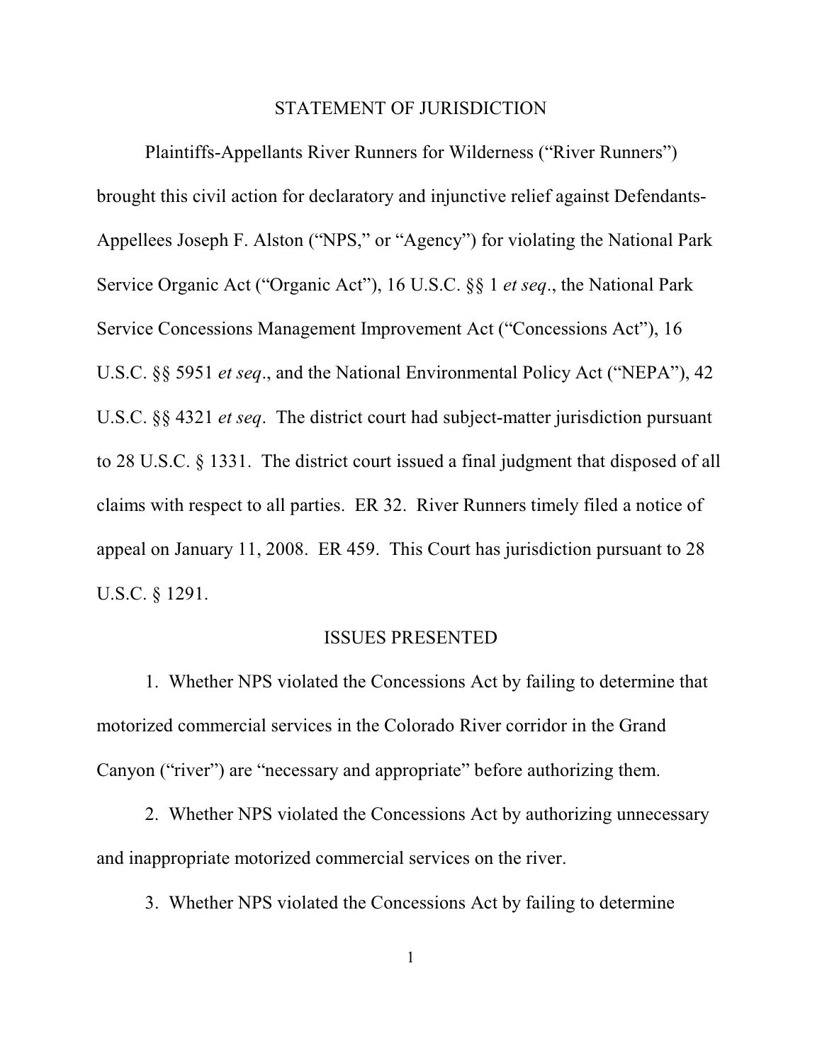## STATEMENT OF JURISDICTION

Plaintiffs-Appellants River Runners for Wilderness ("River Runners") brought this civil action for declaratory and injunctive relief against Defendants-Appellees Joseph F. Alston ("NPS," or "Agency") for violating the National Park Service Organic Act ("Organic Act"), 16 U.S.C. §§ 1 *et seq*., the National Park Service Concessions Management Improvement Act ("Concessions Act"), 16 U.S.C. §§ 5951 *et seq*., and the National Environmental Policy Act ("NEPA"), 42 U.S.C. §§ 4321 *et seq*. The district court had subject-matter jurisdiction pursuant to 28 U.S.C. § 1331. The district court issued a final judgment that disposed of all claims with respect to all parties. ER 32. River Runners timely filed a notice of appeal on January 11, 2008. ER 459. This Court has jurisdiction pursuant to 28 U.S.C. § 1291.

## ISSUES PRESENTED

1. Whether NPS violated the Concessions Act by failing to determine that motorized commercial services in the Colorado River corridor in the Grand Canyon ("river") are "necessary and appropriate" before authorizing them.

2. Whether NPS violated the Concessions Act by authorizing unnecessary and inappropriate motorized commercial services on the river.

3. Whether NPS violated the Concessions Act by failing to determine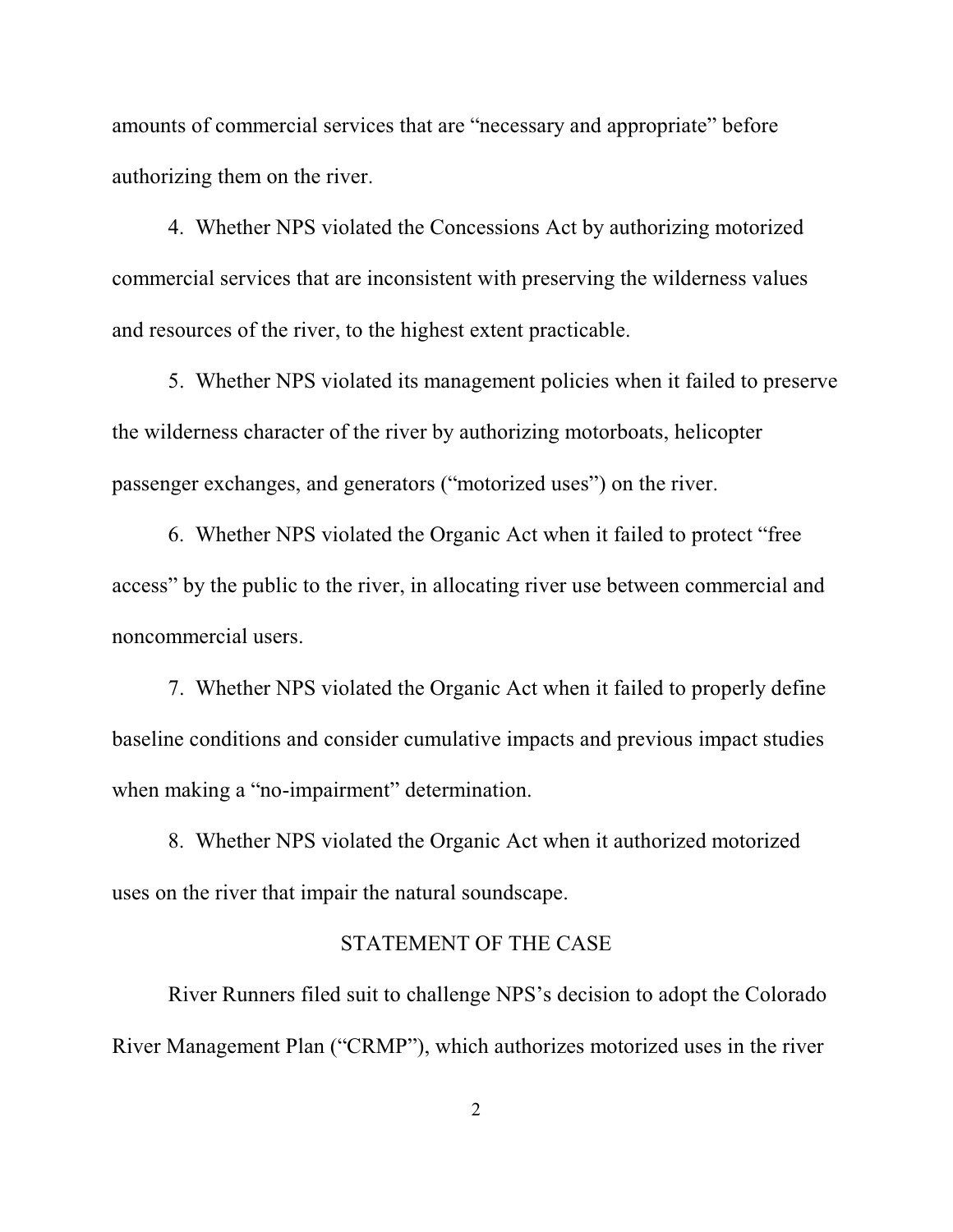amounts of commercial services that are "necessary and appropriate" before authorizing them on the river.

4. Whether NPS violated the Concessions Act by authorizing motorized commercial services that are inconsistent with preserving the wilderness values and resources of the river, to the highest extent practicable.

5. Whether NPS violated its management policies when it failed to preserve the wilderness character of the river by authorizing motorboats, helicopter passenger exchanges, and generators ("motorized uses") on the river.

6. Whether NPS violated the Organic Act when it failed to protect "free access" by the public to the river, in allocating river use between commercial and noncommercial users.

7. Whether NPS violated the Organic Act when it failed to properly define baseline conditions and consider cumulative impacts and previous impact studies when making a "no-impairment" determination.

8. Whether NPS violated the Organic Act when it authorized motorized uses on the river that impair the natural soundscape.

## STATEMENT OF THE CASE

River Runners filed suit to challenge NPS's decision to adopt the Colorado River Management Plan ("CRMP"), which authorizes motorized uses in the river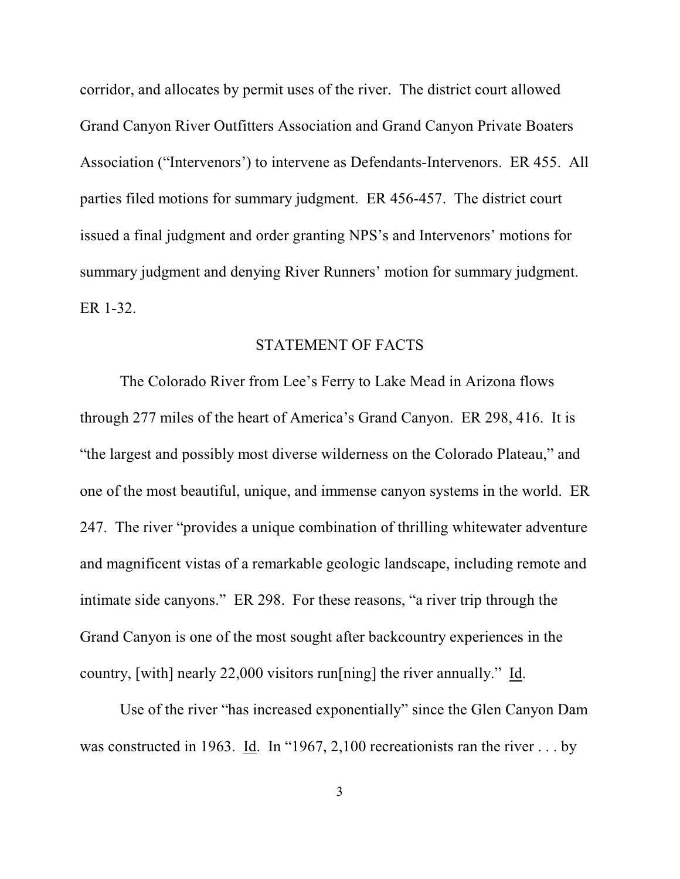corridor, and allocates by permit uses of the river. The district court allowed Grand Canyon River Outfitters Association and Grand Canyon Private Boaters Association ("Intervenors') to intervene as Defendants-Intervenors. ER 455. All parties filed motions for summary judgment. ER 456-457. The district court issued a final judgment and order granting NPS's and Intervenors' motions for summary judgment and denying River Runners' motion for summary judgment. ER 1-32.

## STATEMENT OF FACTS

The Colorado River from Lee's Ferry to Lake Mead in Arizona flows through 277 miles of the heart of America's Grand Canyon. ER 298, 416. It is "the largest and possibly most diverse wilderness on the Colorado Plateau," and one of the most beautiful, unique, and immense canyon systems in the world. ER 247. The river "provides a unique combination of thrilling whitewater adventure and magnificent vistas of a remarkable geologic landscape, including remote and intimate side canyons." ER 298. For these reasons, "a river trip through the Grand Canyon is one of the most sought after backcountry experiences in the country, [with] nearly 22,000 visitors run[ning] the river annually." Id.

Use of the river "has increased exponentially" since the Glen Canyon Dam was constructed in 1963. Id. In "1967, 2,100 recreationists ran the river . . . by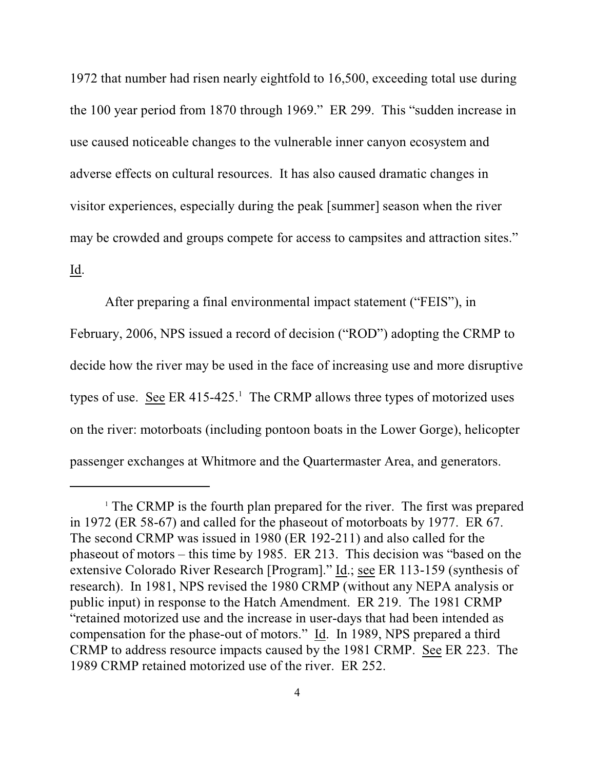1972 that number had risen nearly eightfold to 16,500, exceeding total use during the 100 year period from 1870 through 1969." ER 299. This "sudden increase in use caused noticeable changes to the vulnerable inner canyon ecosystem and adverse effects on cultural resources. It has also caused dramatic changes in visitor experiences, especially during the peak [summer] season when the river may be crowded and groups compete for access to campsites and attraction sites." Id.

After preparing a final environmental impact statement ("FEIS"), in February, 2006, NPS issued a record of decision ("ROD") adopting the CRMP to decide how the river may be used in the face of increasing use and more disruptive types of use. See ER 415-425.[1] The CRMP allows three types of motorized uses on the river: motorboats (including pontoon boats in the Lower Gorge), helicopter passenger exchanges at Whitmore and the Quartermaster Area, and generators.

---

[1] The CRMP is the fourth plan prepared for the river. The first was prepared in 1972 (ER 58-67) and called for the phaseout of motorboats by 1977. ER 67. The second CRMP was issued in 1980 (ER 192-211) and also called for the phaseout of motors – this time by 1985. ER 213. This decision was "based on the extensive Colorado River Research [Program]." Id.; see ER 113-159 (synthesis of research). In 1981, NPS revised the 1980 CRMP (without any NEPA analysis or public input) in response to the Hatch Amendment. ER 219. The 1981 CRMP "retained motorized use and the increase in user-days that had been intended as compensation for the phase-out of motors." Id. In 1989, NPS prepared a third CRMP to address resource impacts caused by the 1981 CRMP. See ER 223. The 1989 CRMP retained motorized use of the river. ER 252.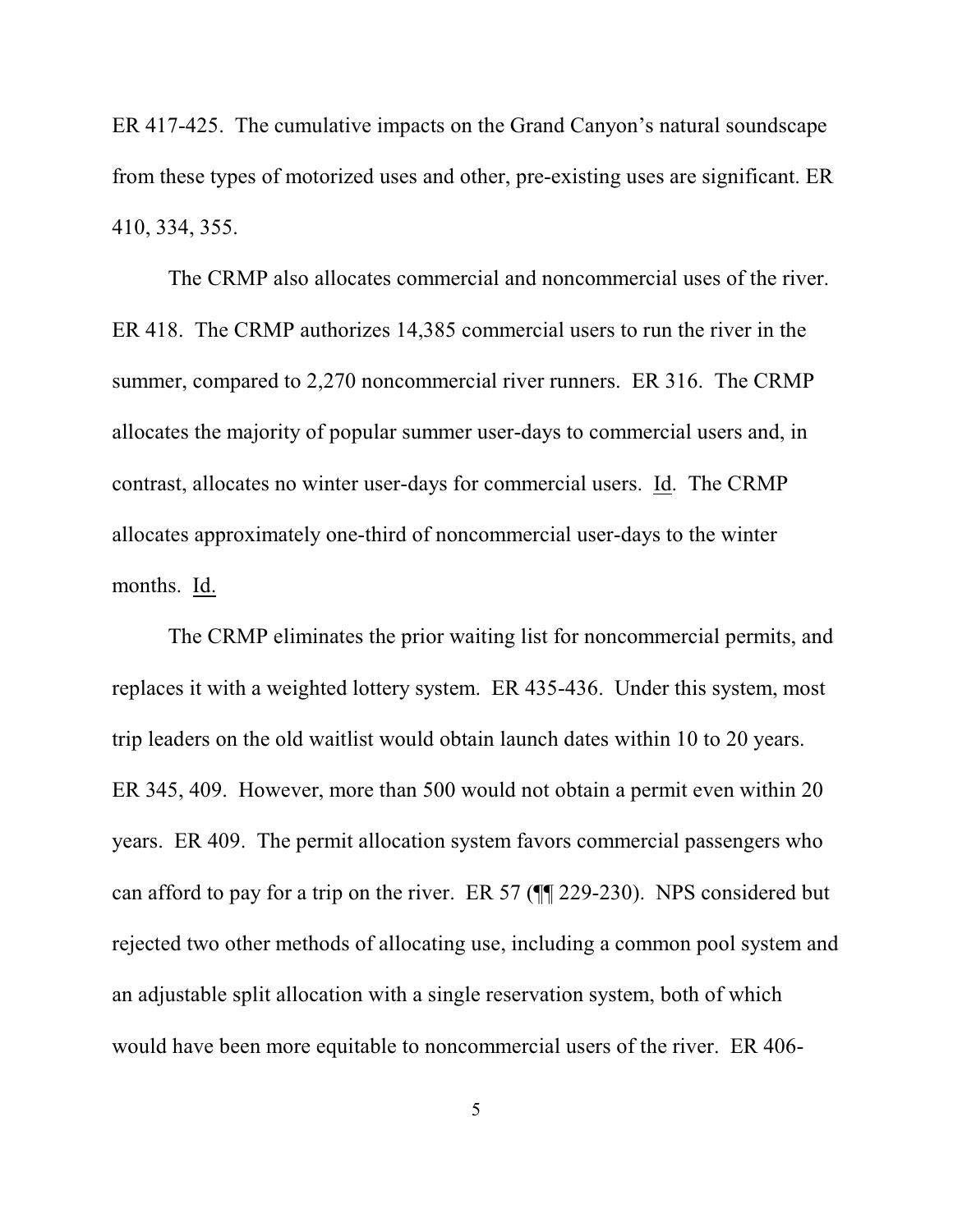ER 417-425. The cumulative impacts on the Grand Canyon's natural soundscape from these types of motorized uses and other, pre-existing uses are significant. ER 410, 334, 355.

The CRMP also allocates commercial and noncommercial uses of the river. ER 418. The CRMP authorizes 14,385 commercial users to run the river in the summer, compared to 2,270 noncommercial river runners. ER 316. The CRMP allocates the majority of popular summer user-days to commercial users and, in contrast, allocates no winter user-days for commercial users. Id. The CRMP allocates approximately one-third of noncommercial user-days to the winter months. Id.

The CRMP eliminates the prior waiting list for noncommercial permits, and replaces it with a weighted lottery system. ER 435-436. Under this system, most trip leaders on the old waitlist would obtain launch dates within 10 to 20 years. ER 345, 409. However, more than 500 would not obtain a permit even within 20 years. ER 409. The permit allocation system favors commercial passengers who can afford to pay for a trip on the river. ER 57 (¶¶ 229-230). NPS considered but rejected two other methods of allocating use, including a common pool system and an adjustable split allocation with a single reservation system, both of which would have been more equitable to noncommercial users of the river. ER 406-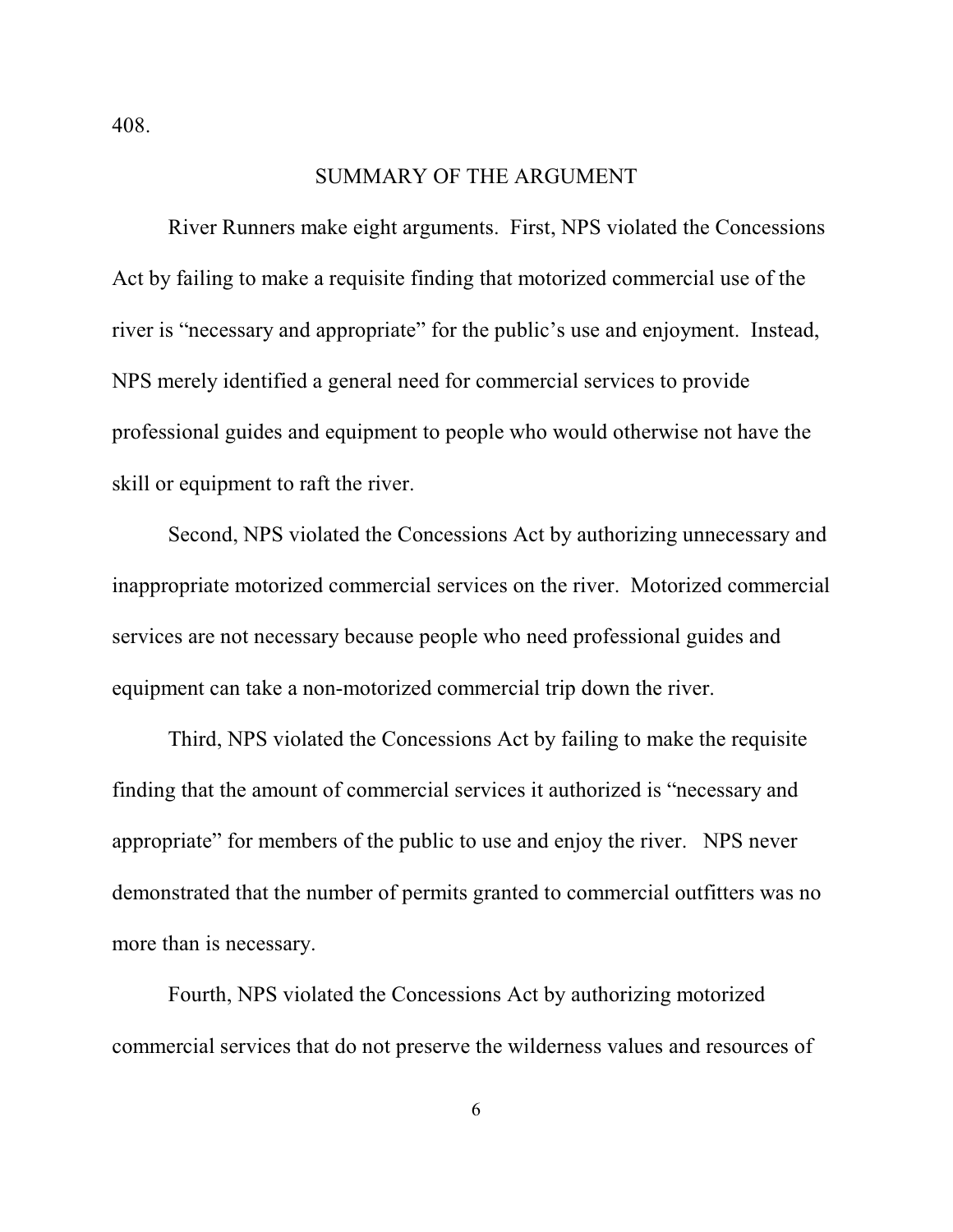408.

## SUMMARY OF THE ARGUMENT

River Runners make eight arguments. First, NPS violated the Concessions Act by failing to make a requisite finding that motorized commercial use of the river is "necessary and appropriate" for the public's use and enjoyment. Instead, NPS merely identified a general need for commercial services to provide professional guides and equipment to people who would otherwise not have the skill or equipment to raft the river.

Second, NPS violated the Concessions Act by authorizing unnecessary and inappropriate motorized commercial services on the river. Motorized commercial services are not necessary because people who need professional guides and equipment can take a non-motorized commercial trip down the river.

Third, NPS violated the Concessions Act by failing to make the requisite finding that the amount of commercial services it authorized is "necessary and appropriate" for members of the public to use and enjoy the river. NPS never demonstrated that the number of permits granted to commercial outfitters was no more than is necessary.

Fourth, NPS violated the Concessions Act by authorizing motorized commercial services that do not preserve the wilderness values and resources of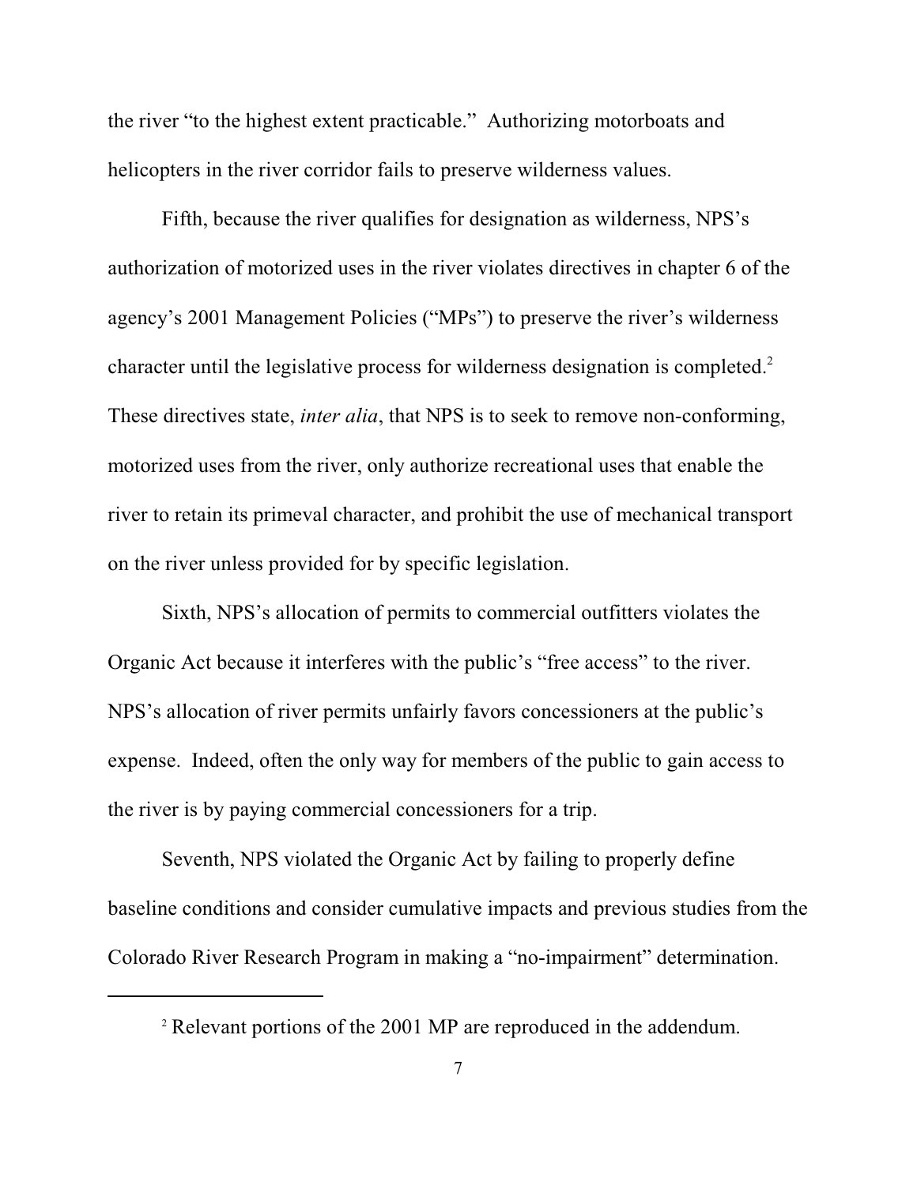the river "to the highest extent practicable." Authorizing motorboats and helicopters in the river corridor fails to preserve wilderness values.

Fifth, because the river qualifies for designation as wilderness, NPS's authorization of motorized uses in the river violates directives in chapter 6 of the agency's 2001 Management Policies ("MPs") to preserve the river's wilderness character until the legislative process for wilderness designation is completed.[2] These directives state, *inter alia*, that NPS is to seek to remove non-conforming, motorized uses from the river, only authorize recreational uses that enable the river to retain its primeval character, and prohibit the use of mechanical transport on the river unless provided for by specific legislation.

Sixth, NPS's allocation of permits to commercial outfitters violates the Organic Act because it interferes with the public's "free access" to the river. NPS's allocation of river permits unfairly favors concessioners at the public's expense. Indeed, often the only way for members of the public to gain access to the river is by paying commercial concessioners for a trip.

Seventh, NPS violated the Organic Act by failing to properly define baseline conditions and consider cumulative impacts and previous studies from the Colorado River Research Program in making a "no-impairment" determination.

---

[2] Relevant portions of the 2001 MP are reproduced in the addendum.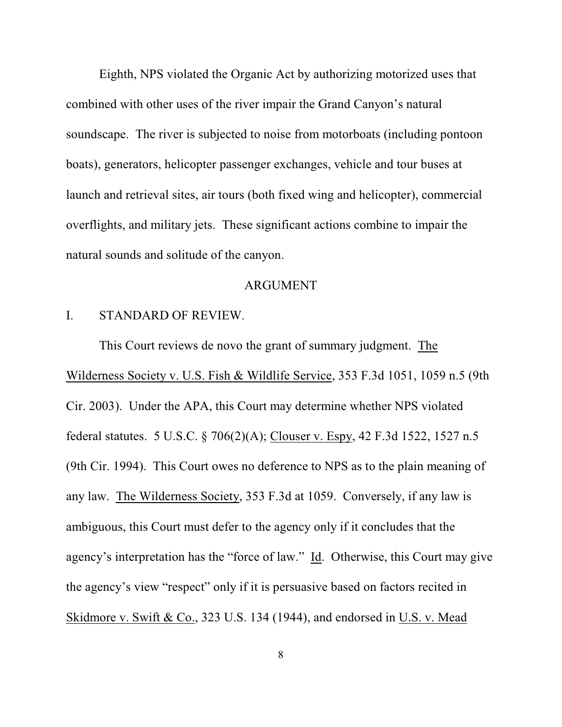Eighth, NPS violated the Organic Act by authorizing motorized uses that combined with other uses of the river impair the Grand Canyon's natural soundscape. The river is subjected to noise from motorboats (including pontoon boats), generators, helicopter passenger exchanges, vehicle and tour buses at launch and retrieval sites, air tours (both fixed wing and helicopter), commercial overflights, and military jets. These significant actions combine to impair the natural sounds and solitude of the canyon.

## ARGUMENT

### I. STANDARD OF REVIEW.

This Court reviews de novo the grant of summary judgment. The Wilderness Society v. U.S. Fish & Wildlife Service, 353 F.3d 1051, 1059 n.5 (9th Cir. 2003). Under the APA, this Court may determine whether NPS violated federal statutes. 5 U.S.C. § 706(2)(A); Clouser v. Espy, 42 F.3d 1522, 1527 n.5 (9th Cir. 1994). This Court owes no deference to NPS as to the plain meaning of any law. The Wilderness Society, 353 F.3d at 1059. Conversely, if any law is ambiguous, this Court must defer to the agency only if it concludes that the agency's interpretation has the "force of law." Id. Otherwise, this Court may give the agency's view "respect" only if it is persuasive based on factors recited in Skidmore v. Swift & Co., 323 U.S. 134 (1944), and endorsed in U.S. v. Mead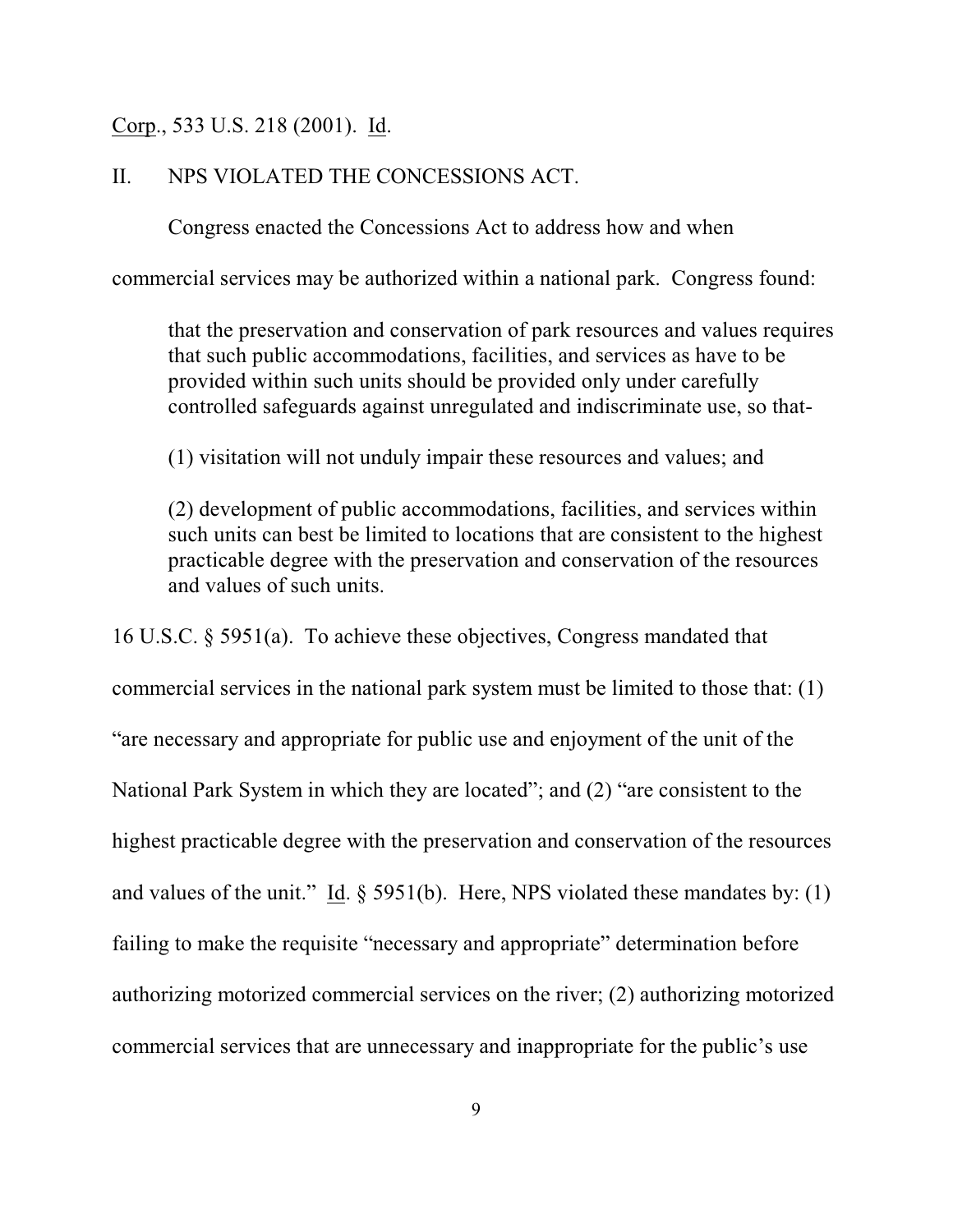Corp., 533 U.S. 218 (2001). Id.

## II. NPS VIOLATED THE CONCESSIONS ACT.

Congress enacted the Concessions Act to address how and when commercial services may be authorized within a national park. Congress found:

> that the preservation and conservation of park resources and values requires that such public accommodations, facilities, and services as have to be provided within such units should be provided only under carefully controlled safeguards against unregulated and indiscriminate use, so that-
>
> (1) visitation will not unduly impair these resources and values; and
>
> (2) development of public accommodations, facilities, and services within such units can best be limited to locations that are consistent to the highest practicable degree with the preservation and conservation of the resources and values of such units.

16 U.S.C. § 5951(a). To achieve these objectives, Congress mandated that commercial services in the national park system must be limited to those that: (1) "are necessary and appropriate for public use and enjoyment of the unit of the National Park System in which they are located"; and (2) "are consistent to the highest practicable degree with the preservation and conservation of the resources and values of the unit." Id. § 5951(b). Here, NPS violated these mandates by: (1) failing to make the requisite "necessary and appropriate" determination before authorizing motorized commercial services on the river; (2) authorizing motorized commercial services that are unnecessary and inappropriate for the public's use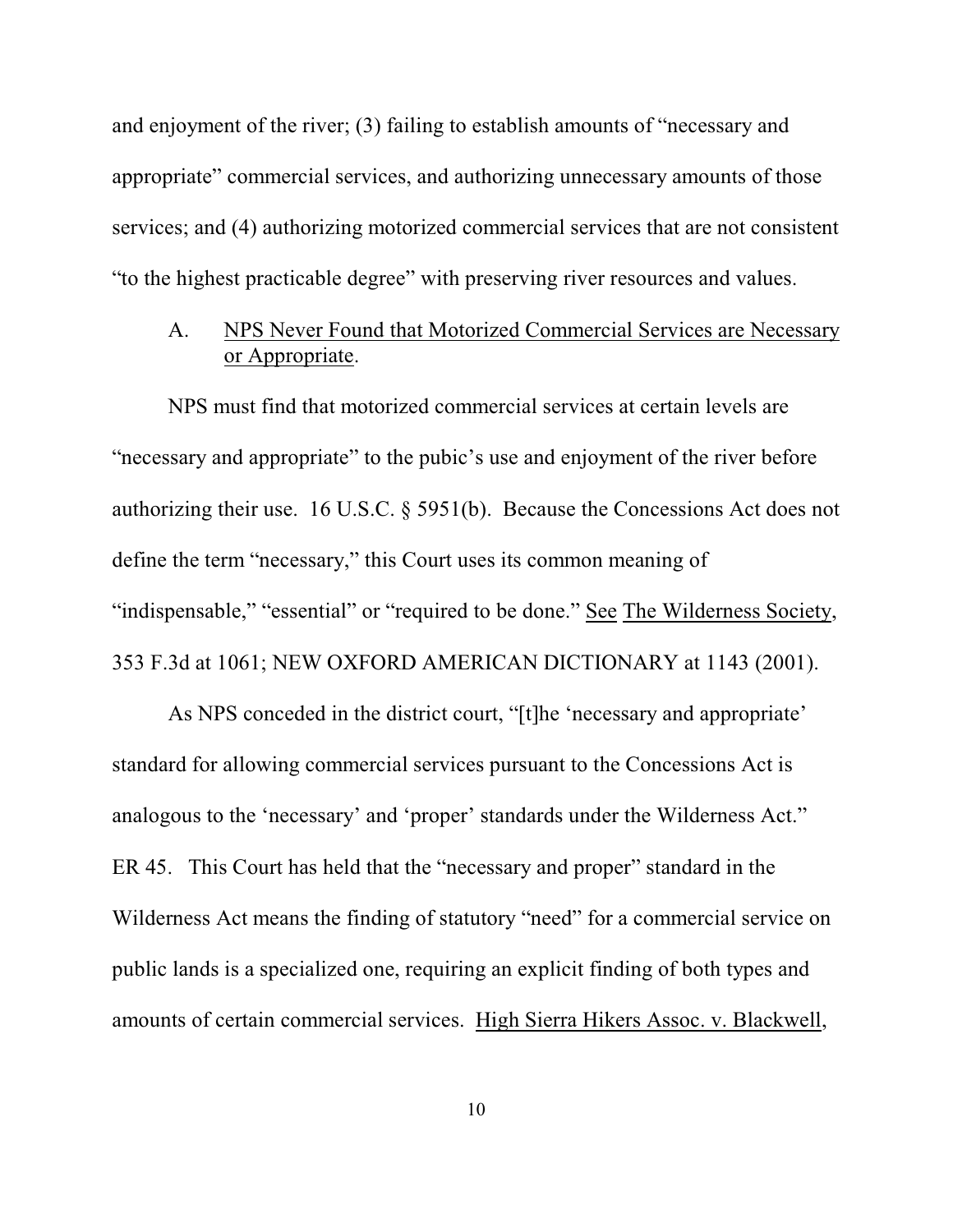and enjoyment of the river; (3) failing to establish amounts of "necessary and appropriate" commercial services, and authorizing unnecessary amounts of those services; and (4) authorizing motorized commercial services that are not consistent "to the highest practicable degree" with preserving river resources and values.

### A. NPS Never Found that Motorized Commercial Services are Necessary or Appropriate.

NPS must find that motorized commercial services at certain levels are "necessary and appropriate" to the pubic's use and enjoyment of the river before authorizing their use. 16 U.S.C. § 5951(b). Because the Concessions Act does not define the term "necessary," this Court uses its common meaning of "indispensable," "essential" or "required to be done." See The Wilderness Society, 353 F.3d at 1061; NEW OXFORD AMERICAN DICTIONARY at 1143 (2001).

As NPS conceded in the district court, "[t]he 'necessary and appropriate' standard for allowing commercial services pursuant to the Concessions Act is analogous to the 'necessary' and 'proper' standards under the Wilderness Act." ER 45. This Court has held that the "necessary and proper" standard in the Wilderness Act means the finding of statutory "need" for a commercial service on public lands is a specialized one, requiring an explicit finding of both types and amounts of certain commercial services. High Sierra Hikers Assoc. v. Blackwell,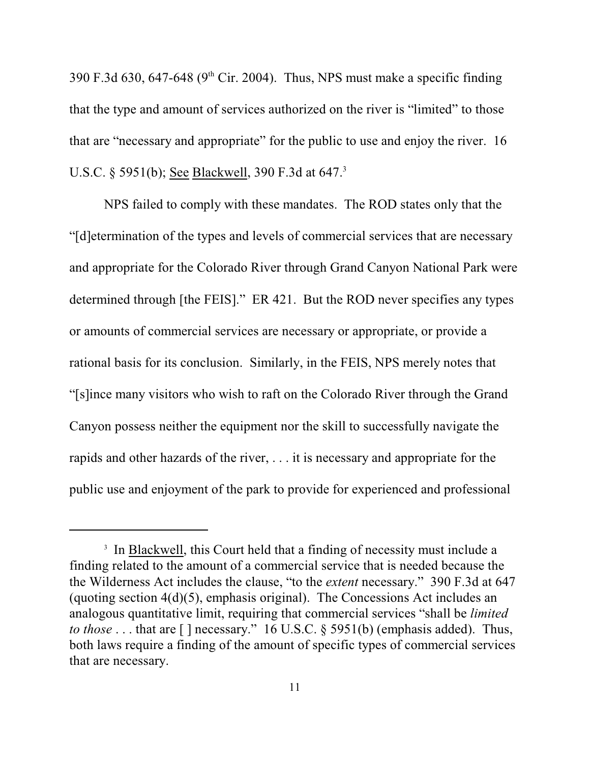390 F.3d 630, 647-648 (9th Cir. 2004). Thus, NPS must make a specific finding that the type and amount of services authorized on the river is "limited" to those that are "necessary and appropriate" for the public to use and enjoy the river. 16 U.S.C. § 5951(b); See Blackwell, 390 F.3d at 647.[3]

NPS failed to comply with these mandates. The ROD states only that the "[d]etermination of the types and levels of commercial services that are necessary and appropriate for the Colorado River through Grand Canyon National Park were determined through [the FEIS]." ER 421. But the ROD never specifies any types or amounts of commercial services are necessary or appropriate, or provide a rational basis for its conclusion. Similarly, in the FEIS, NPS merely notes that "[s]ince many visitors who wish to raft on the Colorado River through the Grand Canyon possess neither the equipment nor the skill to successfully navigate the rapids and other hazards of the river, . . . it is necessary and appropriate for the public use and enjoyment of the park to provide for experienced and professional

---

[3] In Blackwell, this Court held that a finding of necessity must include a finding related to the amount of a commercial service that is needed because the the Wilderness Act includes the clause, "to the *extent* necessary." 390 F.3d at 647 (quoting section 4(d)(5), emphasis original). The Concessions Act includes an analogous quantitative limit, requiring that commercial services "shall be *limited to those* . . . that are [ ] necessary." 16 U.S.C. § 5951(b) (emphasis added). Thus, both laws require a finding of the amount of specific types of commercial services that are necessary.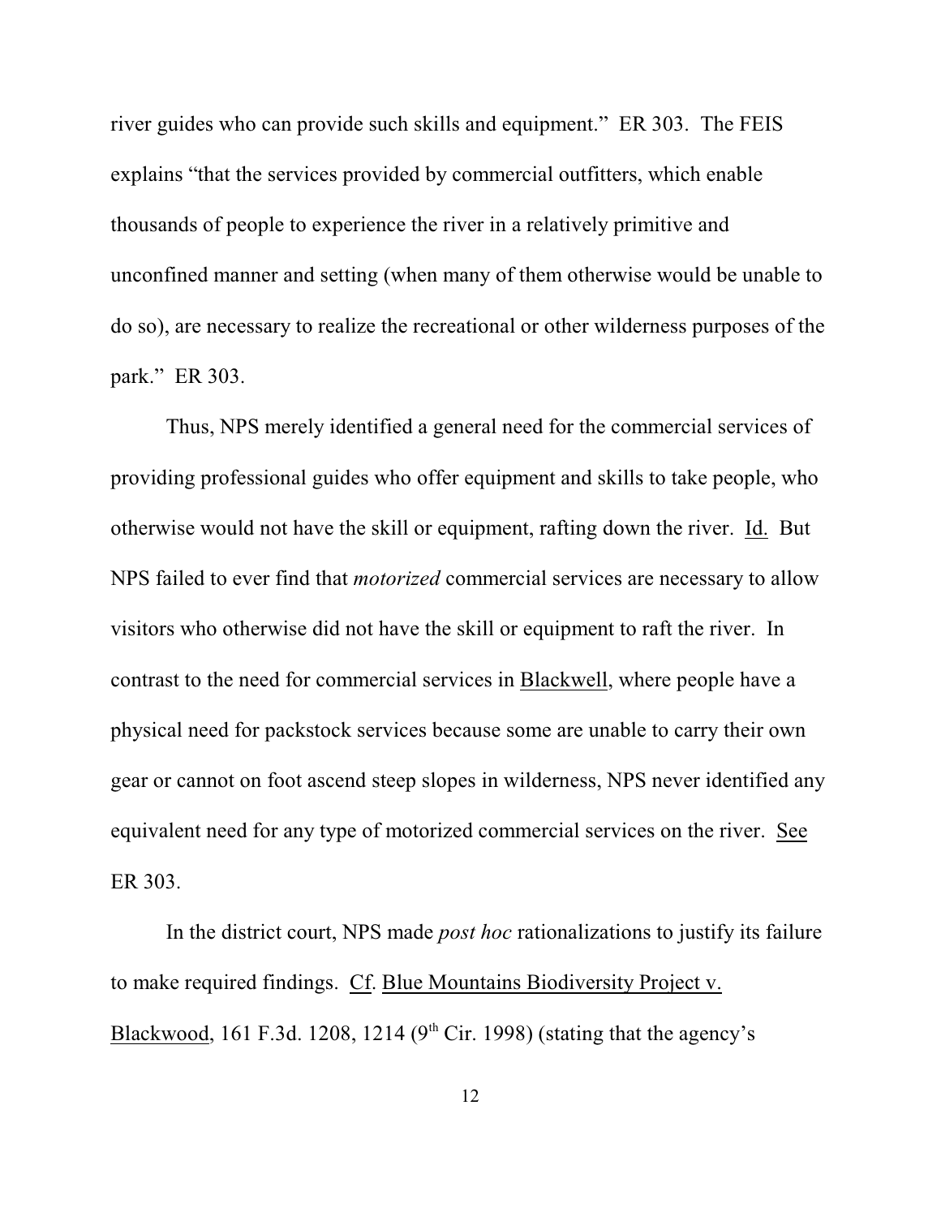river guides who can provide such skills and equipment." ER 303. The FEIS explains "that the services provided by commercial outfitters, which enable thousands of people to experience the river in a relatively primitive and unconfined manner and setting (when many of them otherwise would be unable to do so), are necessary to realize the recreational or other wilderness purposes of the park." ER 303.

Thus, NPS merely identified a general need for the commercial services of providing professional guides who offer equipment and skills to take people, who otherwise would not have the skill or equipment, rafting down the river. Id. But NPS failed to ever find that *motorized* commercial services are necessary to allow visitors who otherwise did not have the skill or equipment to raft the river. In contrast to the need for commercial services in Blackwell, where people have a physical need for packstock services because some are unable to carry their own gear or cannot on foot ascend steep slopes in wilderness, NPS never identified any equivalent need for any type of motorized commercial services on the river. See ER 303.

In the district court, NPS made *post hoc* rationalizations to justify its failure to make required findings. Cf. Blue Mountains Biodiversity Project v. Blackwood, 161 F.3d. 1208, 1214 (9th Cir. 1998) (stating that the agency's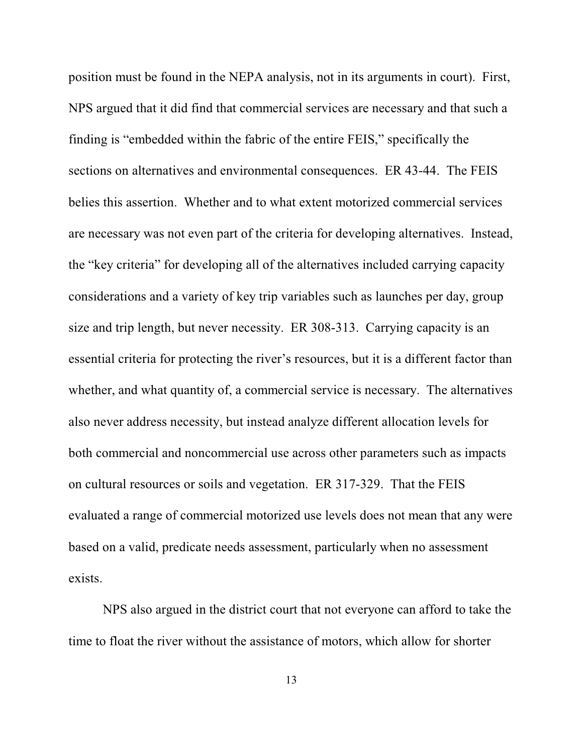position must be found in the NEPA analysis, not in its arguments in court). First, NPS argued that it did find that commercial services are necessary and that such a finding is "embedded within the fabric of the entire FEIS," specifically the sections on alternatives and environmental consequences. ER 43-44. The FEIS belies this assertion. Whether and to what extent motorized commercial services are necessary was not even part of the criteria for developing alternatives. Instead, the "key criteria" for developing all of the alternatives included carrying capacity considerations and a variety of key trip variables such as launches per day, group size and trip length, but never necessity. ER 308-313. Carrying capacity is an essential criteria for protecting the river's resources, but it is a different factor than whether, and what quantity of, a commercial service is necessary. The alternatives also never address necessity, but instead analyze different allocation levels for both commercial and noncommercial use across other parameters such as impacts on cultural resources or soils and vegetation. ER 317-329. That the FEIS evaluated a range of commercial motorized use levels does not mean that any were based on a valid, predicate needs assessment, particularly when no assessment exists.

NPS also argued in the district court that not everyone can afford to take the time to float the river without the assistance of motors, which allow for shorter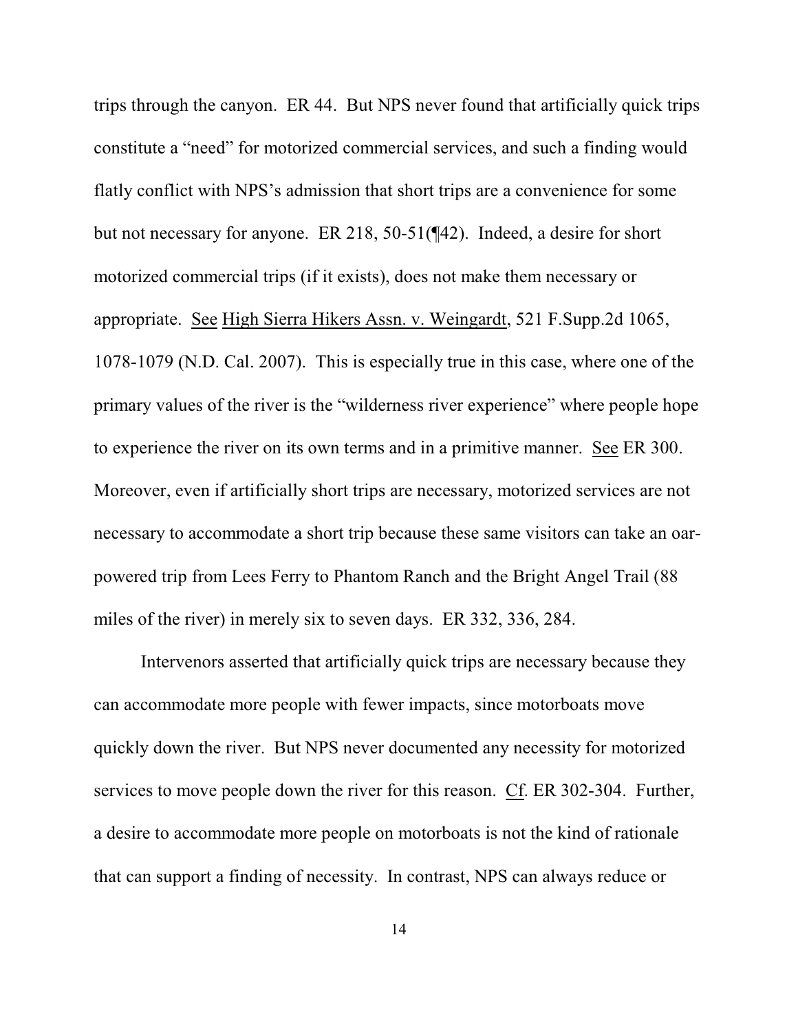trips through the canyon. ER 44. But NPS never found that artificially quick trips constitute a "need" for motorized commercial services, and such a finding would flatly conflict with NPS's admission that short trips are a convenience for some but not necessary for anyone. ER 218, 50-51(¶42). Indeed, a desire for short motorized commercial trips (if it exists), does not make them necessary or appropriate. See High Sierra Hikers Assn. v. Weingardt, 521 F.Supp.2d 1065, 1078-1079 (N.D. Cal. 2007). This is especially true in this case, where one of the primary values of the river is the "wilderness river experience" where people hope to experience the river on its own terms and in a primitive manner. See ER 300. Moreover, even if artificially short trips are necessary, motorized services are not necessary to accommodate a short trip because these same visitors can take an oar-powered trip from Lees Ferry to Phantom Ranch and the Bright Angel Trail (88 miles of the river) in merely six to seven days. ER 332, 336, 284.

Intervenors asserted that artificially quick trips are necessary because they can accommodate more people with fewer impacts, since motorboats move quickly down the river. But NPS never documented any necessity for motorized services to move people down the river for this reason. Cf. ER 302-304. Further, a desire to accommodate more people on motorboats is not the kind of rationale that can support a finding of necessity. In contrast, NPS can always reduce or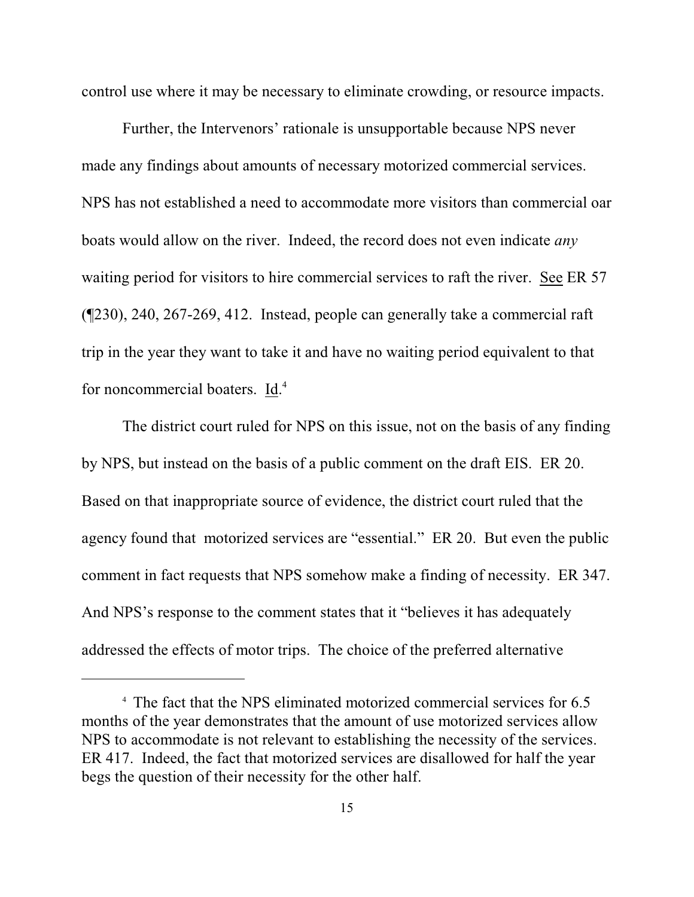control use where it may be necessary to eliminate crowding, or resource impacts.

Further, the Intervenors' rationale is unsupportable because NPS never made any findings about amounts of necessary motorized commercial services. NPS has not established a need to accommodate more visitors than commercial oar boats would allow on the river. Indeed, the record does not even indicate *any* waiting period for visitors to hire commercial services to raft the river. See ER 57 (¶230), 240, 267-269, 412. Instead, people can generally take a commercial raft trip in the year they want to take it and have no waiting period equivalent to that for noncommercial boaters. Id.[4]

The district court ruled for NPS on this issue, not on the basis of any finding by NPS, but instead on the basis of a public comment on the draft EIS. ER 20. Based on that inappropriate source of evidence, the district court ruled that the agency found that motorized services are "essential." ER 20. But even the public comment in fact requests that NPS somehow make a finding of necessity. ER 347. And NPS's response to the comment states that it "believes it has adequately addressed the effects of motor trips. The choice of the preferred alternative

---

[4] The fact that the NPS eliminated motorized commercial services for 6.5 months of the year demonstrates that the amount of use motorized services allow NPS to accommodate is not relevant to establishing the necessity of the services. ER 417. Indeed, the fact that motorized services are disallowed for half the year begs the question of their necessity for the other half.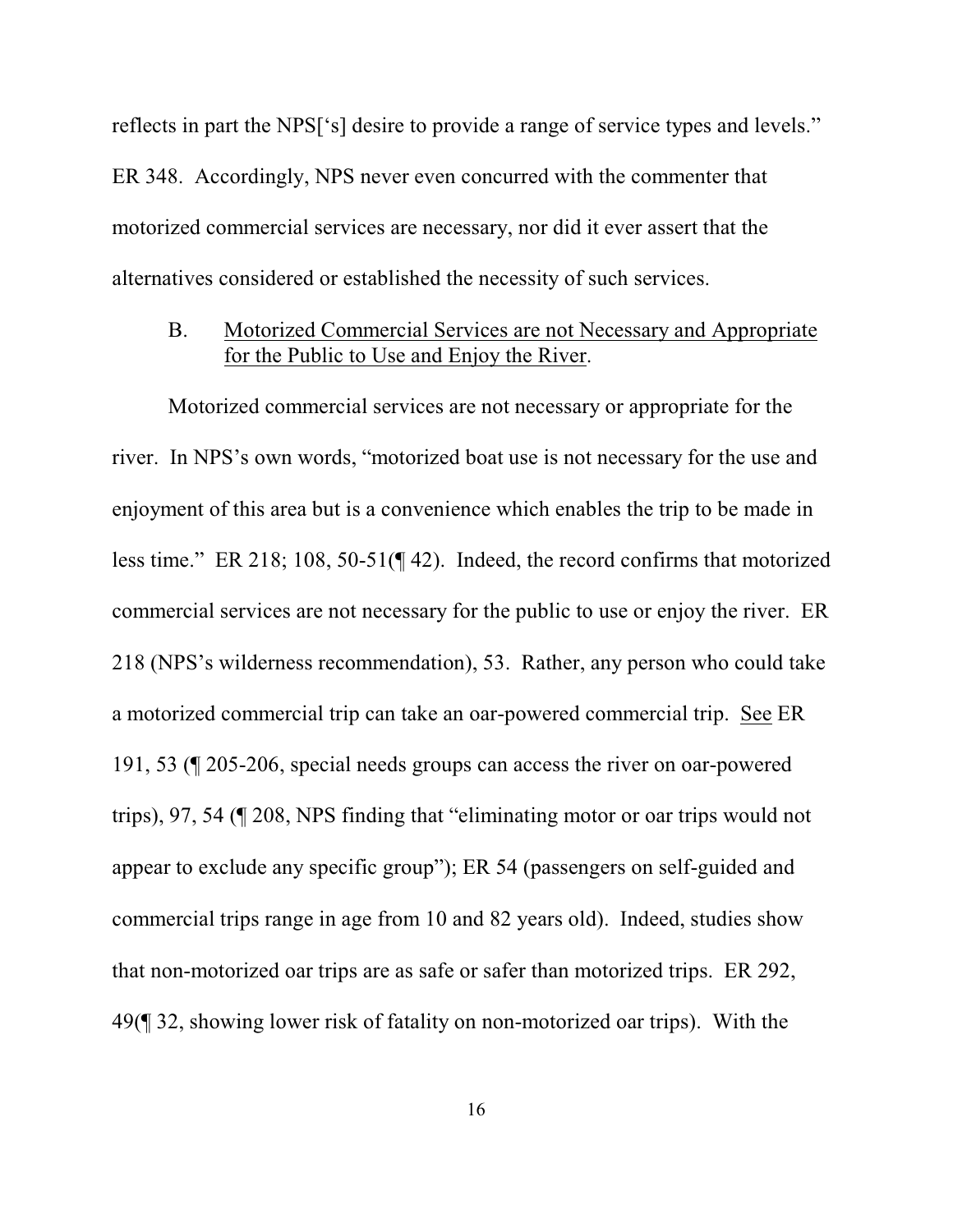reflects in part the NPS['s] desire to provide a range of service types and levels." ER 348. Accordingly, NPS never even concurred with the commenter that motorized commercial services are necessary, nor did it ever assert that the alternatives considered or established the necessity of such services.

### B. Motorized Commercial Services are not Necessary and Appropriate for the Public to Use and Enjoy the River.

Motorized commercial services are not necessary or appropriate for the river. In NPS's own words, "motorized boat use is not necessary for the use and enjoyment of this area but is a convenience which enables the trip to be made in less time." ER 218; 108, 50-51(¶ 42). Indeed, the record confirms that motorized commercial services are not necessary for the public to use or enjoy the river. ER 218 (NPS's wilderness recommendation), 53. Rather, any person who could take a motorized commercial trip can take an oar-powered commercial trip. See ER 191, 53 (¶ 205-206, special needs groups can access the river on oar-powered trips), 97, 54 (¶ 208, NPS finding that "eliminating motor or oar trips would not appear to exclude any specific group"); ER 54 (passengers on self-guided and commercial trips range in age from 10 and 82 years old). Indeed, studies show that non-motorized oar trips are as safe or safer than motorized trips. ER 292, 49(¶ 32, showing lower risk of fatality on non-motorized oar trips). With the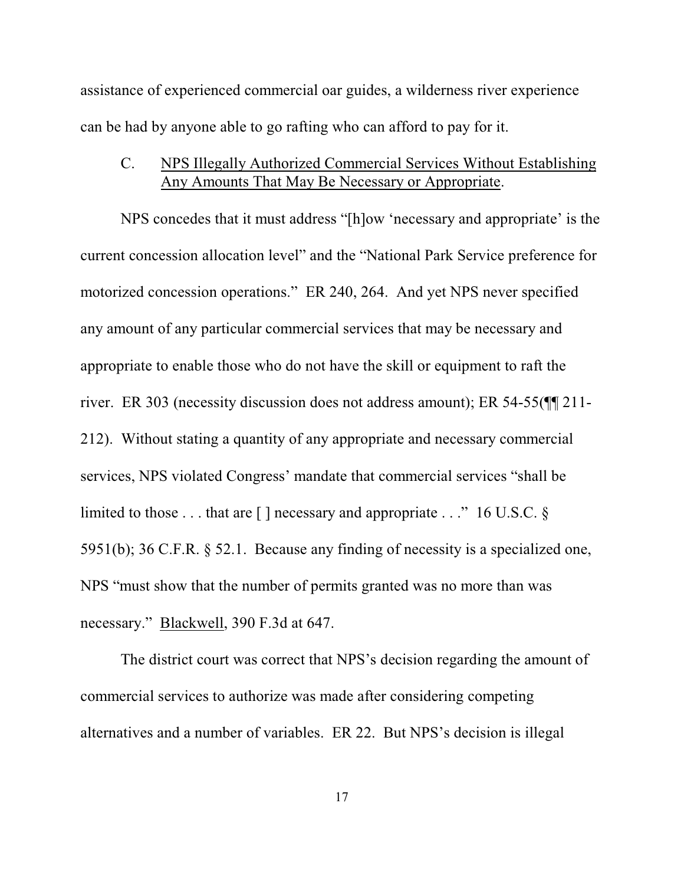assistance of experienced commercial oar guides, a wilderness river experience can be had by anyone able to go rafting who can afford to pay for it.

### C. NPS Illegally Authorized Commercial Services Without Establishing Any Amounts That May Be Necessary or Appropriate.

NPS concedes that it must address "[h]ow 'necessary and appropriate' is the current concession allocation level" and the "National Park Service preference for motorized concession operations." ER 240, 264. And yet NPS never specified any amount of any particular commercial services that may be necessary and appropriate to enable those who do not have the skill or equipment to raft the river. ER 303 (necessity discussion does not address amount); ER 54-55(¶¶ 211-212). Without stating a quantity of any appropriate and necessary commercial services, NPS violated Congress' mandate that commercial services "shall be limited to those . . . that are [ ] necessary and appropriate . . ." 16 U.S.C. § 5951(b); 36 C.F.R. § 52.1. Because any finding of necessity is a specialized one, NPS "must show that the number of permits granted was no more than was necessary." Blackwell, 390 F.3d at 647.

The district court was correct that NPS's decision regarding the amount of commercial services to authorize was made after considering competing alternatives and a number of variables. ER 22. But NPS's decision is illegal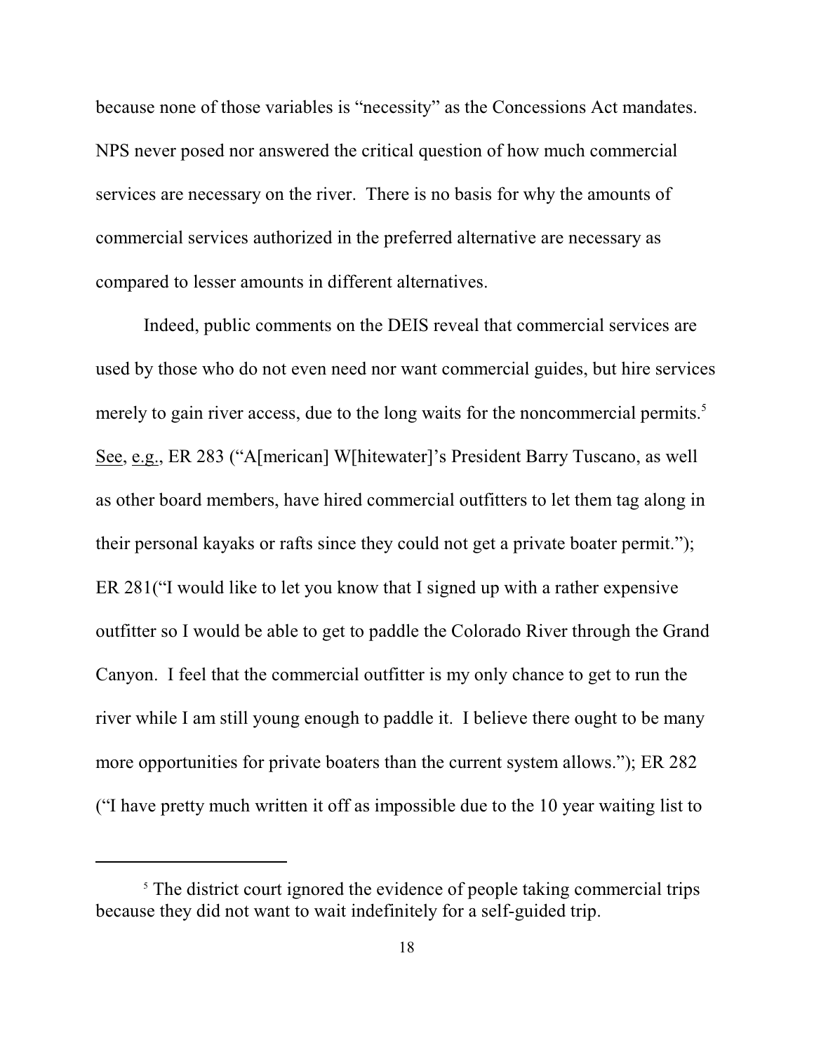because none of those variables is "necessity" as the Concessions Act mandates. NPS never posed nor answered the critical question of how much commercial services are necessary on the river. There is no basis for why the amounts of commercial services authorized in the preferred alternative are necessary as compared to lesser amounts in different alternatives.

Indeed, public comments on the DEIS reveal that commercial services are used by those who do not even need nor want commercial guides, but hire services merely to gain river access, due to the long waits for the noncommercial permits.[5] See, e.g., ER 283 ("A[merican] W[hitewater]'s President Barry Tuscano, as well as other board members, have hired commercial outfitters to let them tag along in their personal kayaks or rafts since they could not get a private boater permit."); ER 281("I would like to let you know that I signed up with a rather expensive outfitter so I would be able to get to paddle the Colorado River through the Grand Canyon. I feel that the commercial outfitter is my only chance to get to run the river while I am still young enough to paddle it. I believe there ought to be many more opportunities for private boaters than the current system allows."); ER 282 ("I have pretty much written it off as impossible due to the 10 year waiting list to

---

[5] The district court ignored the evidence of people taking commercial trips because they did not want to wait indefinitely for a self-guided trip.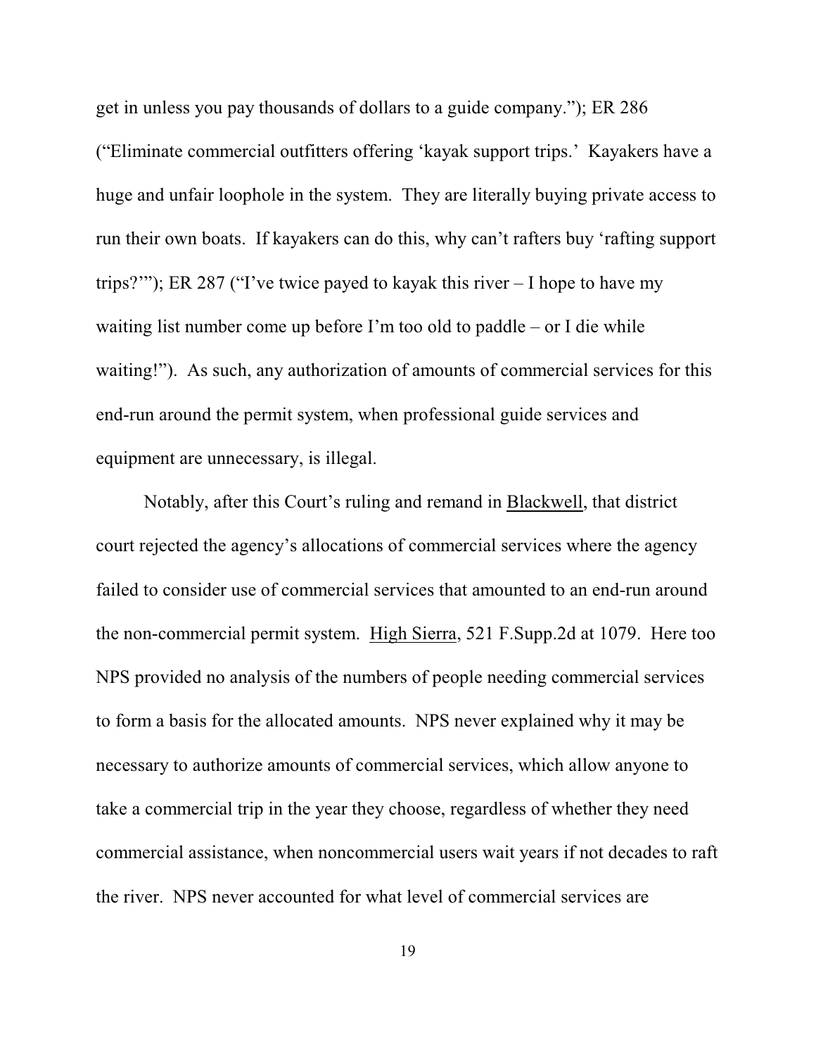get in unless you pay thousands of dollars to a guide company."); ER 286 ("Eliminate commercial outfitters offering 'kayak support trips.' Kayakers have a huge and unfair loophole in the system. They are literally buying private access to run their own boats. If kayakers can do this, why can't rafters buy 'rafting support trips?'"); ER 287 ("I've twice payed to kayak this river – I hope to have my waiting list number come up before I'm too old to paddle – or I die while waiting!"). As such, any authorization of amounts of commercial services for this end-run around the permit system, when professional guide services and equipment are unnecessary, is illegal.

Notably, after this Court's ruling and remand in Blackwell, that district court rejected the agency's allocations of commercial services where the agency failed to consider use of commercial services that amounted to an end-run around the non-commercial permit system. High Sierra, 521 F.Supp.2d at 1079. Here too NPS provided no analysis of the numbers of people needing commercial services to form a basis for the allocated amounts. NPS never explained why it may be necessary to authorize amounts of commercial services, which allow anyone to take a commercial trip in the year they choose, regardless of whether they need commercial assistance, when noncommercial users wait years if not decades to raft the river. NPS never accounted for what level of commercial services are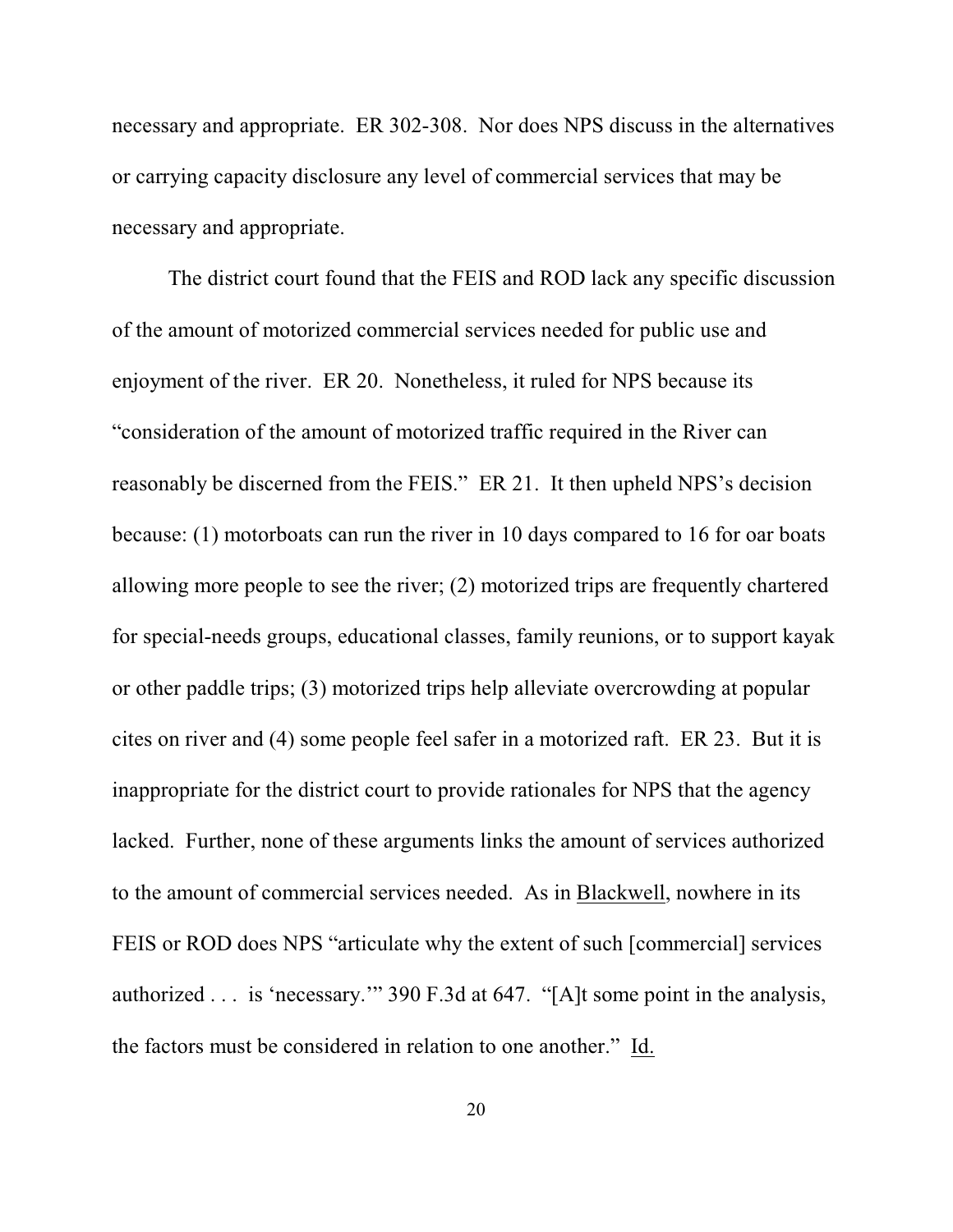necessary and appropriate. ER 302-308. Nor does NPS discuss in the alternatives or carrying capacity disclosure any level of commercial services that may be necessary and appropriate.

The district court found that the FEIS and ROD lack any specific discussion of the amount of motorized commercial services needed for public use and enjoyment of the river. ER 20. Nonetheless, it ruled for NPS because its "consideration of the amount of motorized traffic required in the River can reasonably be discerned from the FEIS." ER 21. It then upheld NPS's decision because: (1) motorboats can run the river in 10 days compared to 16 for oar boats allowing more people to see the river; (2) motorized trips are frequently chartered for special-needs groups, educational classes, family reunions, or to support kayak or other paddle trips; (3) motorized trips help alleviate overcrowding at popular cites on river and (4) some people feel safer in a motorized raft. ER 23. But it is inappropriate for the district court to provide rationales for NPS that the agency lacked. Further, none of these arguments links the amount of services authorized to the amount of commercial services needed. As in Blackwell, nowhere in its FEIS or ROD does NPS "articulate why the extent of such [commercial] services authorized . . . is 'necessary.'" 390 F.3d at 647. "[A]t some point in the analysis, the factors must be considered in relation to one another." Id.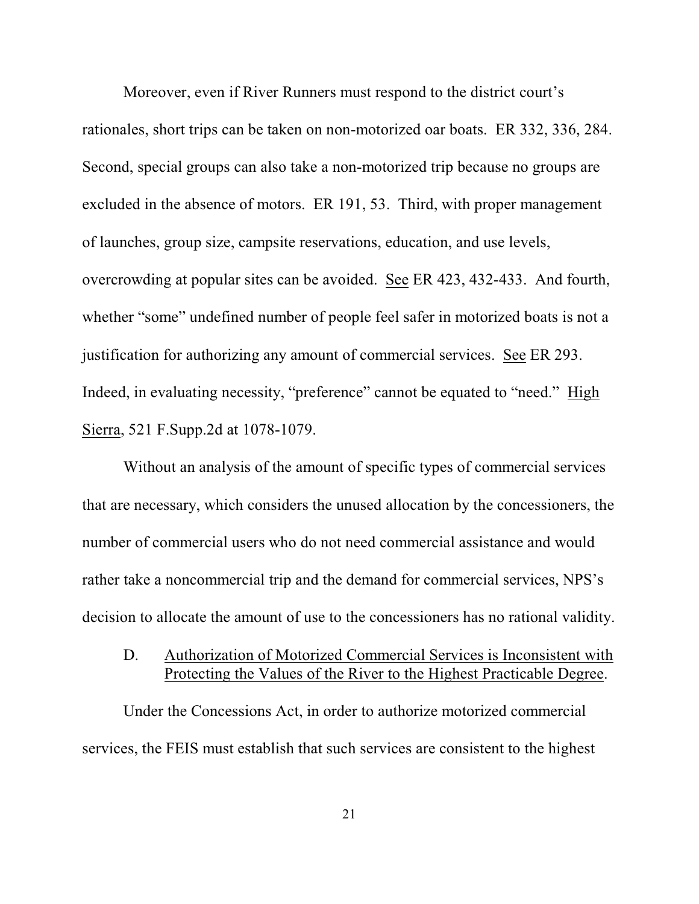Moreover, even if River Runners must respond to the district court's rationales, short trips can be taken on non-motorized oar boats. ER 332, 336, 284. Second, special groups can also take a non-motorized trip because no groups are excluded in the absence of motors. ER 191, 53. Third, with proper management of launches, group size, campsite reservations, education, and use levels, overcrowding at popular sites can be avoided. See ER 423, 432-433. And fourth, whether "some" undefined number of people feel safer in motorized boats is not a justification for authorizing any amount of commercial services. See ER 293. Indeed, in evaluating necessity, "preference" cannot be equated to "need." High Sierra, 521 F.Supp.2d at 1078-1079.

Without an analysis of the amount of specific types of commercial services that are necessary, which considers the unused allocation by the concessioners, the number of commercial users who do not need commercial assistance and would rather take a noncommercial trip and the demand for commercial services, NPS's decision to allocate the amount of use to the concessioners has no rational validity.

### D. Authorization of Motorized Commercial Services is Inconsistent with Protecting the Values of the River to the Highest Practicable Degree.

Under the Concessions Act, in order to authorize motorized commercial services, the FEIS must establish that such services are consistent to the highest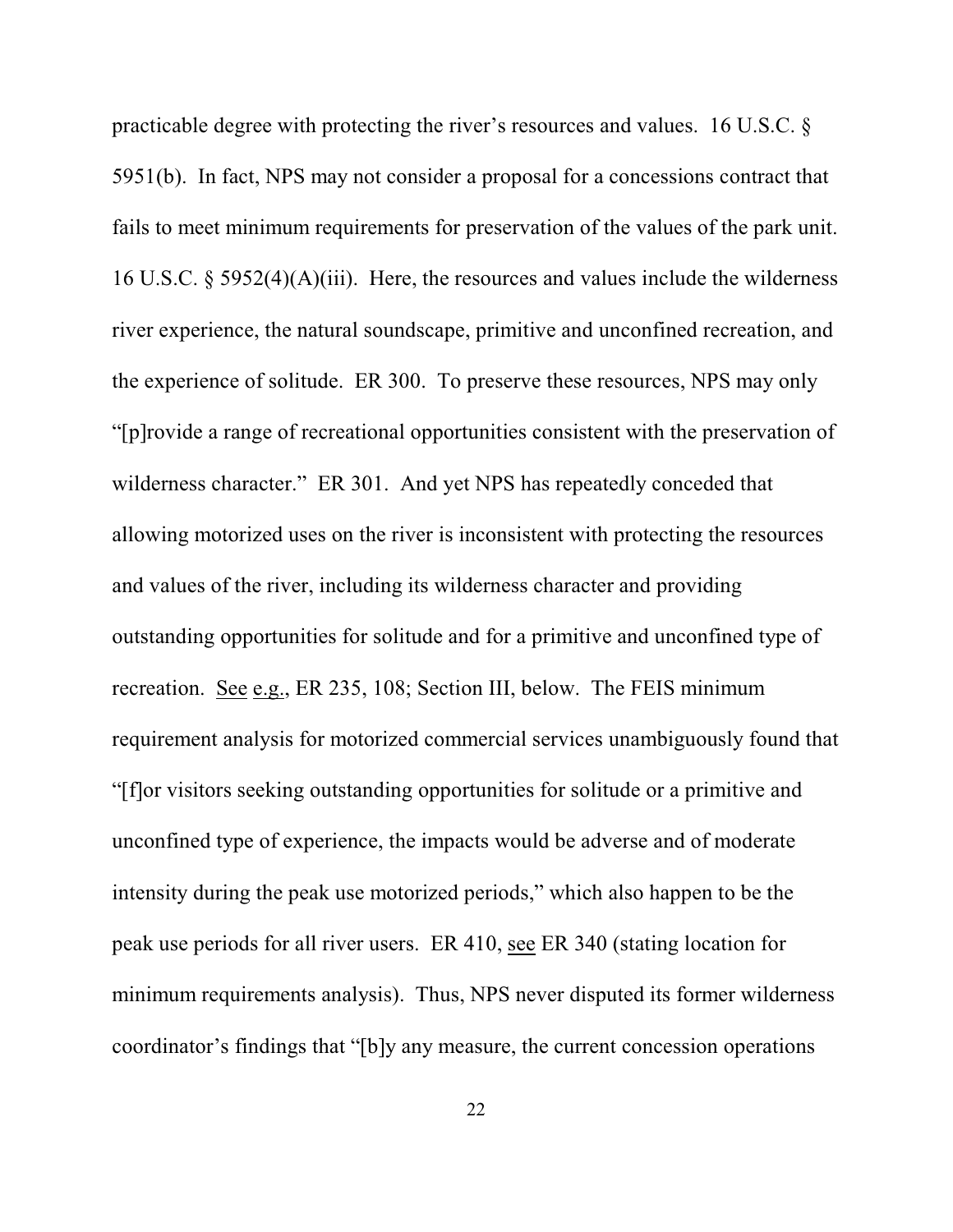practicable degree with protecting the river's resources and values. 16 U.S.C. § 5951(b). In fact, NPS may not consider a proposal for a concessions contract that fails to meet minimum requirements for preservation of the values of the park unit. 16 U.S.C. § 5952(4)(A)(iii). Here, the resources and values include the wilderness river experience, the natural soundscape, primitive and unconfined recreation, and the experience of solitude. ER 300. To preserve these resources, NPS may only "[p]rovide a range of recreational opportunities consistent with the preservation of wilderness character." ER 301. And yet NPS has repeatedly conceded that allowing motorized uses on the river is inconsistent with protecting the resources and values of the river, including its wilderness character and providing outstanding opportunities for solitude and for a primitive and unconfined type of recreation. See e.g., ER 235, 108; Section III, below. The FEIS minimum requirement analysis for motorized commercial services unambiguously found that "[f]or visitors seeking outstanding opportunities for solitude or a primitive and unconfined type of experience, the impacts would be adverse and of moderate intensity during the peak use motorized periods," which also happen to be the peak use periods for all river users. ER 410, see ER 340 (stating location for minimum requirements analysis). Thus, NPS never disputed its former wilderness coordinator's findings that "[b]y any measure, the current concession operations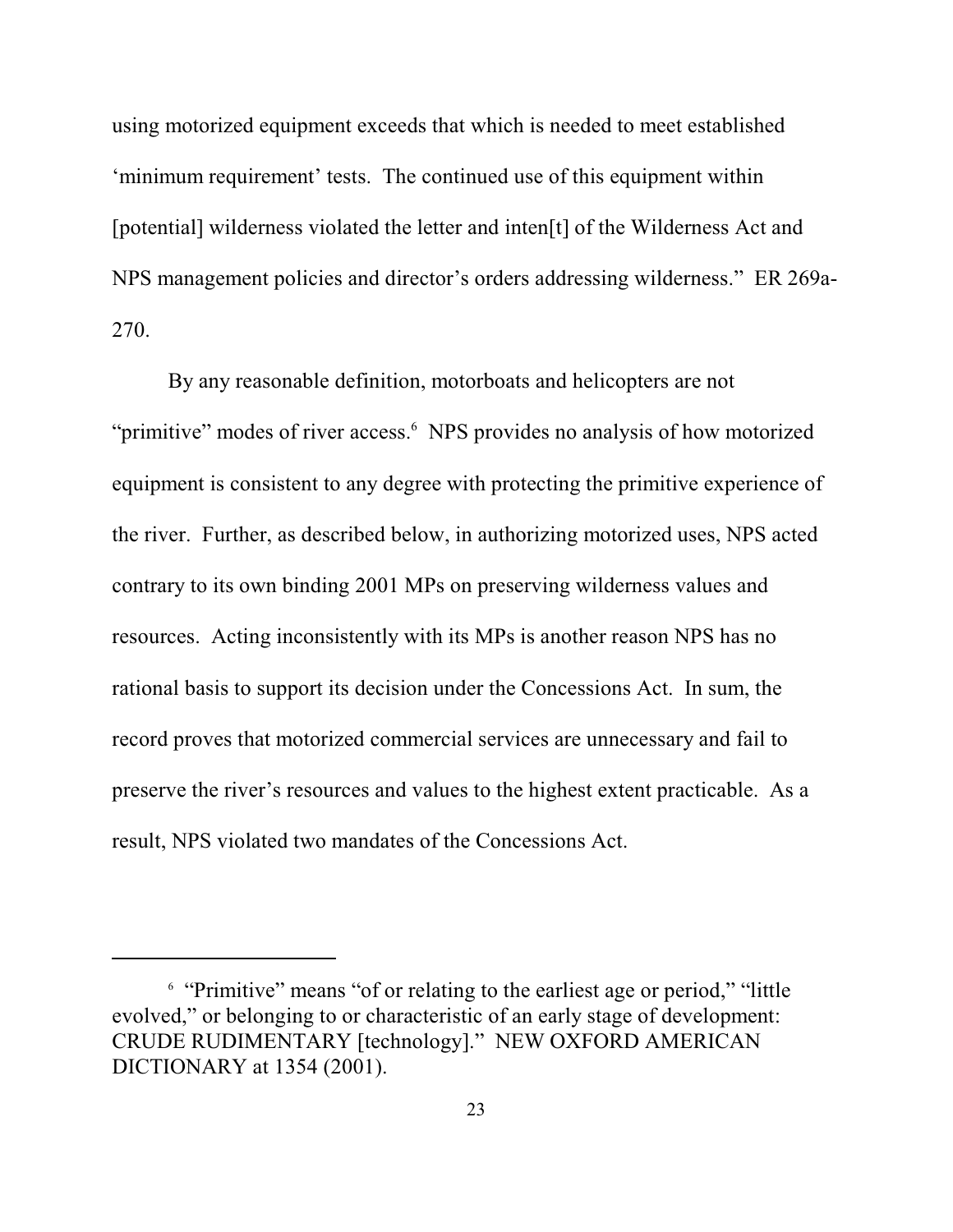using motorized equipment exceeds that which is needed to meet established 'minimum requirement' tests. The continued use of this equipment within [potential] wilderness violated the letter and inten[t] of the Wilderness Act and NPS management policies and director's orders addressing wilderness." ER 269a-270.

By any reasonable definition, motorboats and helicopters are not "primitive" modes of river access.[6] NPS provides no analysis of how motorized equipment is consistent to any degree with protecting the primitive experience of the river. Further, as described below, in authorizing motorized uses, NPS acted contrary to its own binding 2001 MPs on preserving wilderness values and resources. Acting inconsistently with its MPs is another reason NPS has no rational basis to support its decision under the Concessions Act. In sum, the record proves that motorized commercial services are unnecessary and fail to preserve the river's resources and values to the highest extent practicable. As a result, NPS violated two mandates of the Concessions Act.

---

[6] "Primitive" means "of or relating to the earliest age or period," "little evolved," or belonging to or characteristic of an early stage of development: CRUDE RUDIMENTARY [technology]." NEW OXFORD AMERICAN DICTIONARY at 1354 (2001).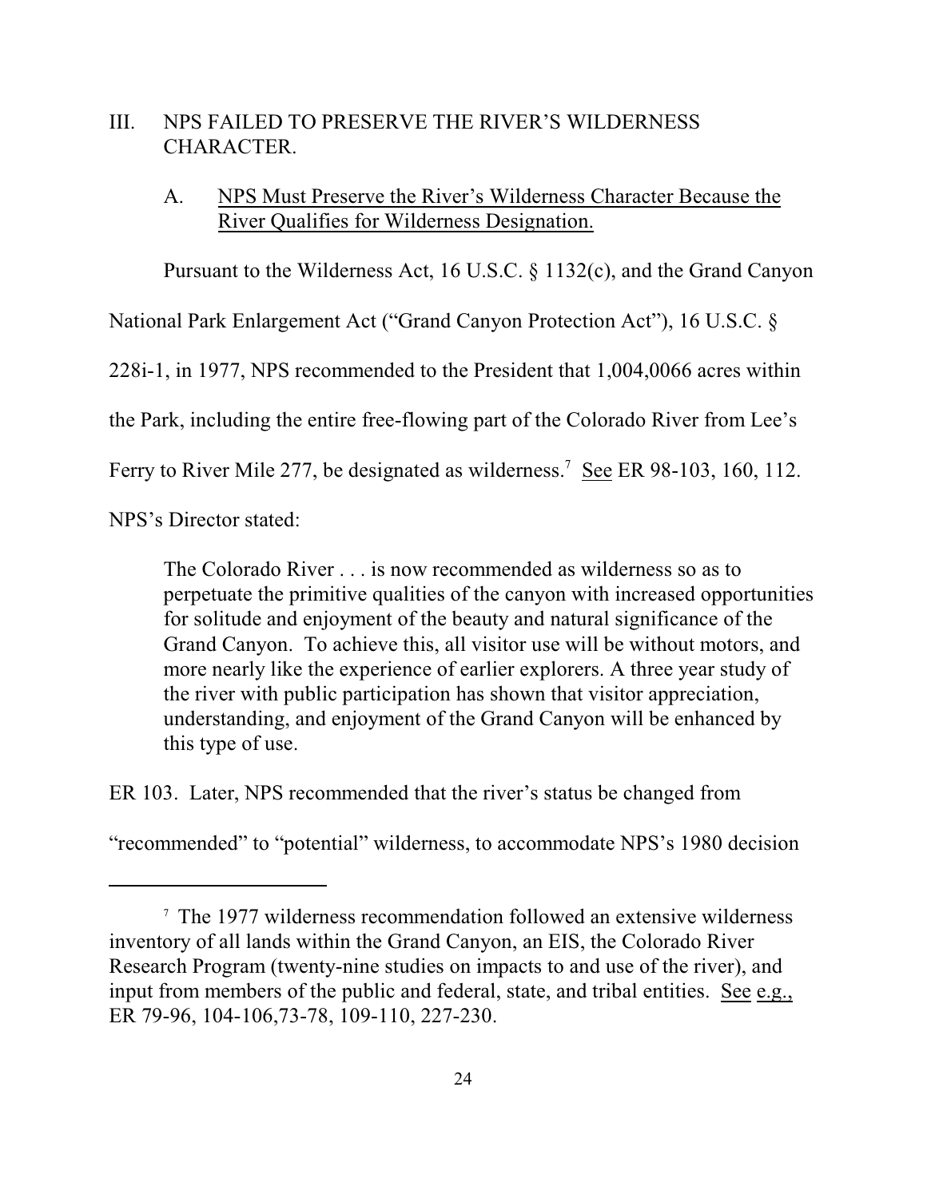## III. NPS FAILED TO PRESERVE THE RIVER'S WILDERNESS CHARACTER.

### A. NPS Must Preserve the River's Wilderness Character Because the River Qualifies for Wilderness Designation.

Pursuant to the Wilderness Act, 16 U.S.C. § 1132(c), and the Grand Canyon National Park Enlargement Act ("Grand Canyon Protection Act"), 16 U.S.C. § 228i-1, in 1977, NPS recommended to the President that 1,004,0066 acres within the Park, including the entire free-flowing part of the Colorado River from Lee's Ferry to River Mile 277, be designated as wilderness.[7] See ER 98-103, 160, 112. NPS's Director stated:

> The Colorado River . . . is now recommended as wilderness so as to perpetuate the primitive qualities of the canyon with increased opportunities for solitude and enjoyment of the beauty and natural significance of the Grand Canyon. To achieve this, all visitor use will be without motors, and more nearly like the experience of earlier explorers. A three year study of the river with public participation has shown that visitor appreciation, understanding, and enjoyment of the Grand Canyon will be enhanced by this type of use.

ER 103. Later, NPS recommended that the river's status be changed from "recommended" to "potential" wilderness, to accommodate NPS's 1980 decision

---

[7] The 1977 wilderness recommendation followed an extensive wilderness inventory of all lands within the Grand Canyon, an EIS, the Colorado River Research Program (twenty-nine studies on impacts to and use of the river), and input from members of the public and federal, state, and tribal entities. See e.g., ER 79-96, 104-106,73-78, 109-110, 227-230.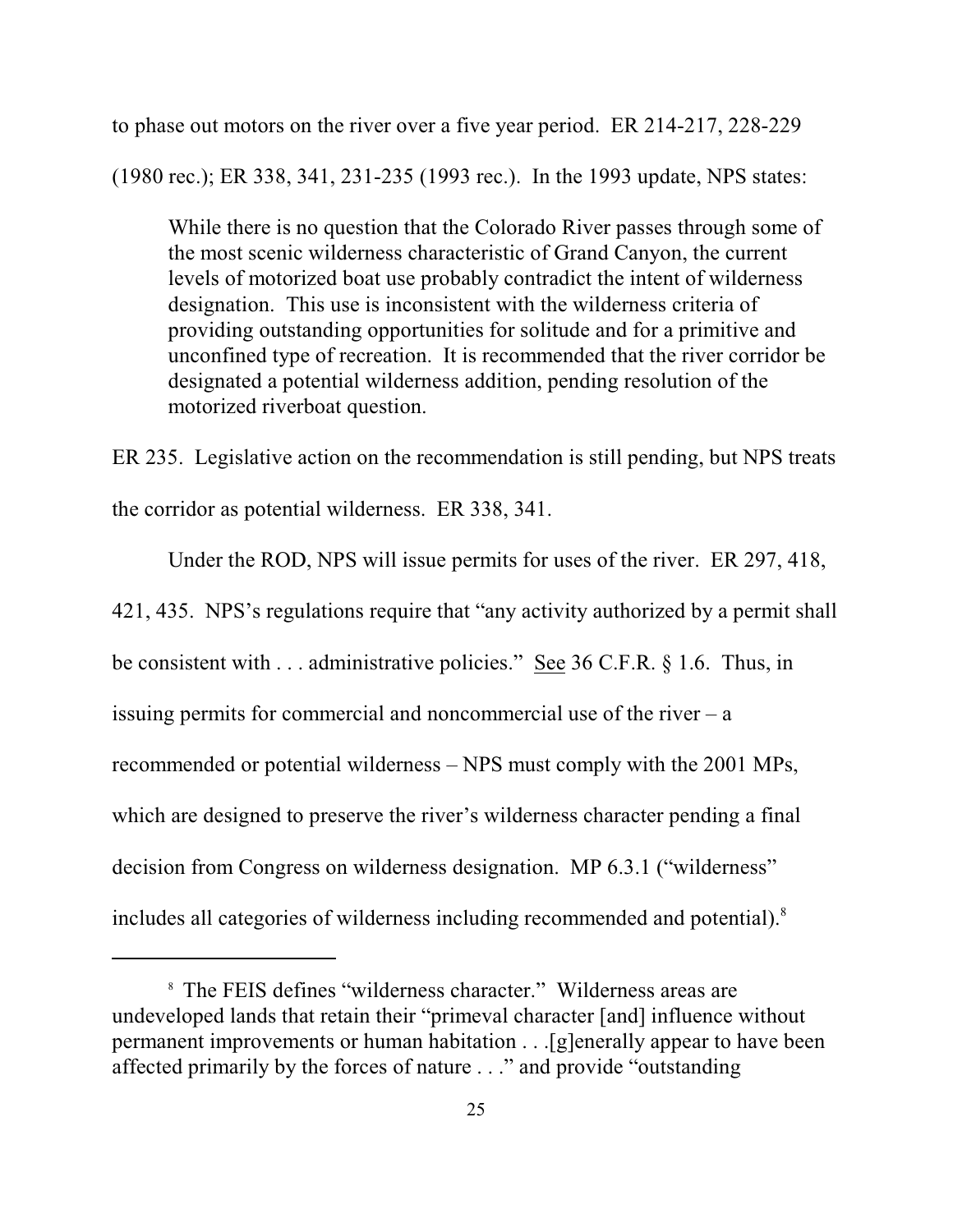to phase out motors on the river over a five year period. ER 214-217, 228-229 (1980 rec.); ER 338, 341, 231-235 (1993 rec.). In the 1993 update, NPS states:

> While there is no question that the Colorado River passes through some of the most scenic wilderness characteristic of Grand Canyon, the current levels of motorized boat use probably contradict the intent of wilderness designation. This use is inconsistent with the wilderness criteria of providing outstanding opportunities for solitude and for a primitive and unconfined type of recreation. It is recommended that the river corridor be designated a potential wilderness addition, pending resolution of the motorized riverboat question.

ER 235. Legislative action on the recommendation is still pending, but NPS treats the corridor as potential wilderness. ER 338, 341.

Under the ROD, NPS will issue permits for uses of the river. ER 297, 418, 421, 435. NPS's regulations require that "any activity authorized by a permit shall be consistent with . . . administrative policies." See 36 C.F.R. § 1.6. Thus, in issuing permits for commercial and noncommercial use of the river – a recommended or potential wilderness – NPS must comply with the 2001 MPs, which are designed to preserve the river's wilderness character pending a final decision from Congress on wilderness designation. MP 6.3.1 ("wilderness" includes all categories of wilderness including recommended and potential).[8]

---

[8] The FEIS defines "wilderness character." Wilderness areas are undeveloped lands that retain their "primeval character [and] influence without permanent improvements or human habitation . . .[g]enerally appear to have been affected primarily by the forces of nature . . ." and provide "outstanding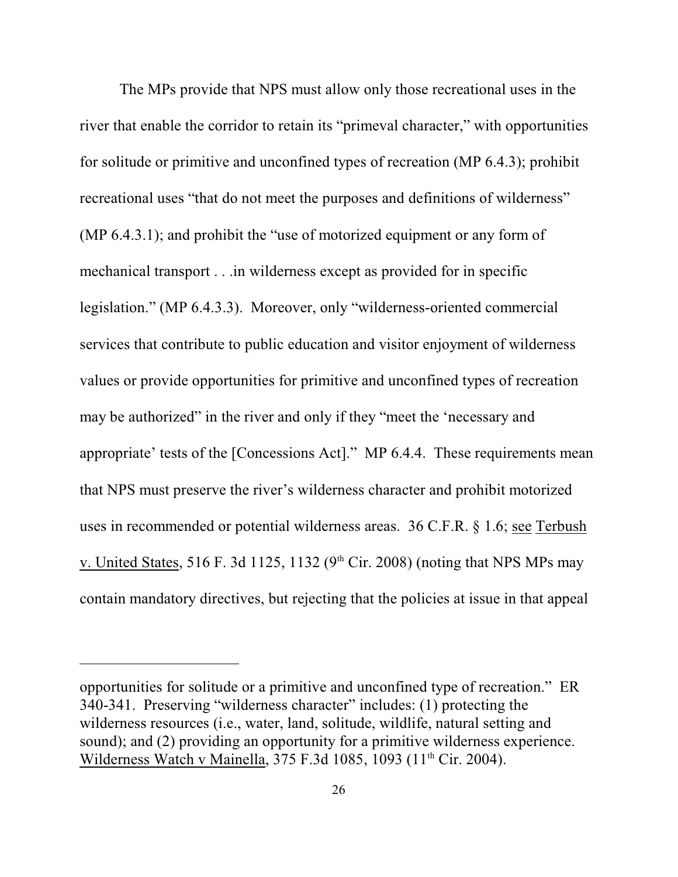The MPs provide that NPS must allow only those recreational uses in the river that enable the corridor to retain its "primeval character," with opportunities for solitude or primitive and unconfined types of recreation (MP 6.4.3); prohibit recreational uses "that do not meet the purposes and definitions of wilderness" (MP 6.4.3.1); and prohibit the "use of motorized equipment or any form of mechanical transport . . .in wilderness except as provided for in specific legislation." (MP 6.4.3.3). Moreover, only "wilderness-oriented commercial services that contribute to public education and visitor enjoyment of wilderness values or provide opportunities for primitive and unconfined types of recreation may be authorized" in the river and only if they "meet the 'necessary and appropriate' tests of the [Concessions Act]." MP 6.4.4. These requirements mean that NPS must preserve the river's wilderness character and prohibit motorized uses in recommended or potential wilderness areas. 36 C.F.R. § 1.6; see Terbush v. United States, 516 F. 3d 1125, 1132 (9th Cir. 2008) (noting that NPS MPs may contain mandatory directives, but rejecting that the policies at issue in that appeal

---

opportunities for solitude or a primitive and unconfined type of recreation." ER 340-341. Preserving "wilderness character" includes: (1) protecting the wilderness resources (i.e., water, land, solitude, wildlife, natural setting and sound); and (2) providing an opportunity for a primitive wilderness experience. Wilderness Watch v Mainella, 375 F.3d 1085, 1093 (11th Cir. 2004).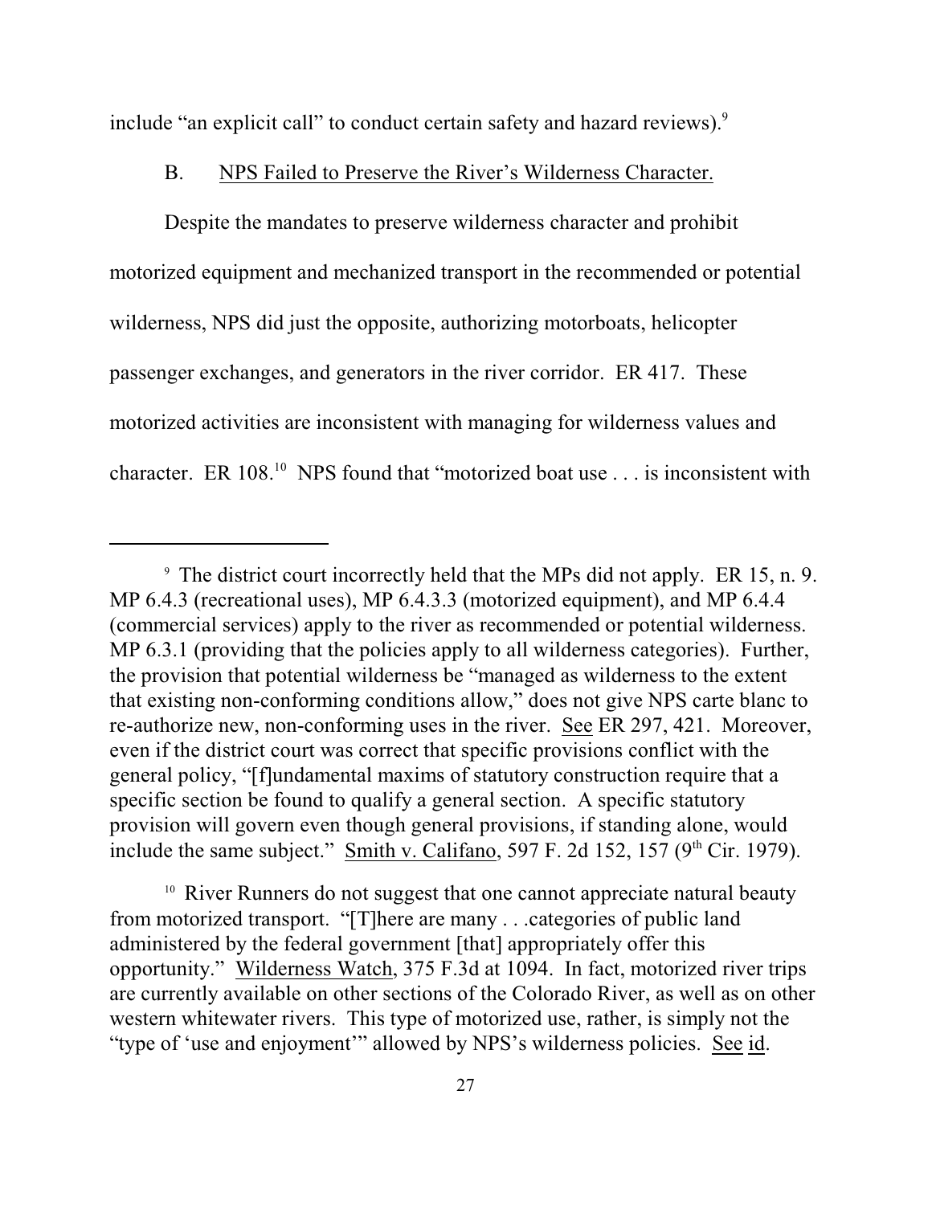include "an explicit call" to conduct certain safety and hazard reviews).[9]

B. NPS Failed to Preserve the River's Wilderness Character.

Despite the mandates to preserve wilderness character and prohibit motorized equipment and mechanized transport in the recommended or potential wilderness, NPS did just the opposite, authorizing motorboats, helicopter passenger exchanges, and generators in the river corridor. ER 417. These motorized activities are inconsistent with managing for wilderness values and character. ER 108.[10] NPS found that "motorized boat use . . . is inconsistent with

---

[9] The district court incorrectly held that the MPs did not apply. ER 15, n. 9. MP 6.4.3 (recreational uses), MP 6.4.3.3 (motorized equipment), and MP 6.4.4 (commercial services) apply to the river as recommended or potential wilderness. MP 6.3.1 (providing that the policies apply to all wilderness categories). Further, the provision that potential wilderness be "managed as wilderness to the extent that existing non-conforming conditions allow," does not give NPS carte blanc to re-authorize new, non-conforming uses in the river. See ER 297, 421. Moreover, even if the district court was correct that specific provisions conflict with the general policy, "[f]undamental maxims of statutory construction require that a specific section be found to qualify a general section. A specific statutory provision will govern even though general provisions, if standing alone, would include the same subject." Smith v. Califano, 597 F. 2d 152, 157 (9th Cir. 1979).

[10] River Runners do not suggest that one cannot appreciate natural beauty from motorized transport. "[T]here are many . . .categories of public land administered by the federal government [that] appropriately offer this opportunity." Wilderness Watch, 375 F.3d at 1094. In fact, motorized river trips are currently available on other sections of the Colorado River, as well as on other western whitewater rivers. This type of motorized use, rather, is simply not the "type of 'use and enjoyment'" allowed by NPS's wilderness policies. See id.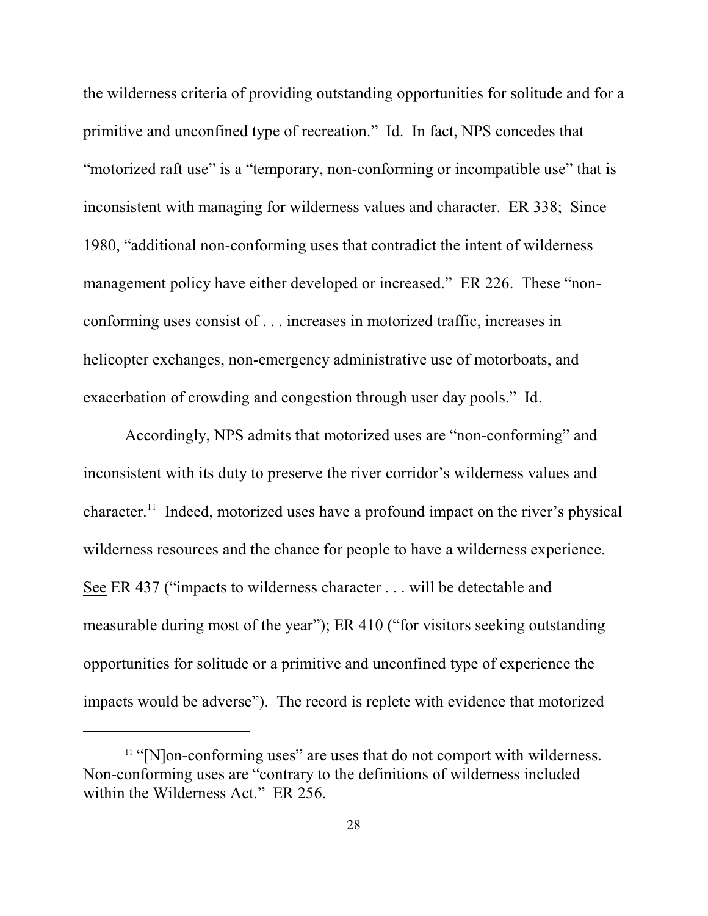the wilderness criteria of providing outstanding opportunities for solitude and for a primitive and unconfined type of recreation." Id. In fact, NPS concedes that "motorized raft use" is a "temporary, non-conforming or incompatible use" that is inconsistent with managing for wilderness values and character. ER 338; Since 1980, "additional non-conforming uses that contradict the intent of wilderness management policy have either developed or increased." ER 226. These "non-conforming uses consist of . . . increases in motorized traffic, increases in helicopter exchanges, non-emergency administrative use of motorboats, and exacerbation of crowding and congestion through user day pools." Id.

Accordingly, NPS admits that motorized uses are "non-conforming" and inconsistent with its duty to preserve the river corridor's wilderness values and character.[11] Indeed, motorized uses have a profound impact on the river's physical wilderness resources and the chance for people to have a wilderness experience. See ER 437 ("impacts to wilderness character . . . will be detectable and measurable during most of the year"); ER 410 ("for visitors seeking outstanding opportunities for solitude or a primitive and unconfined type of experience the impacts would be adverse"). The record is replete with evidence that motorized

[11] "[N]on-conforming uses" are uses that do not comport with wilderness. Non-conforming uses are "contrary to the definitions of wilderness included within the Wilderness Act." ER 256.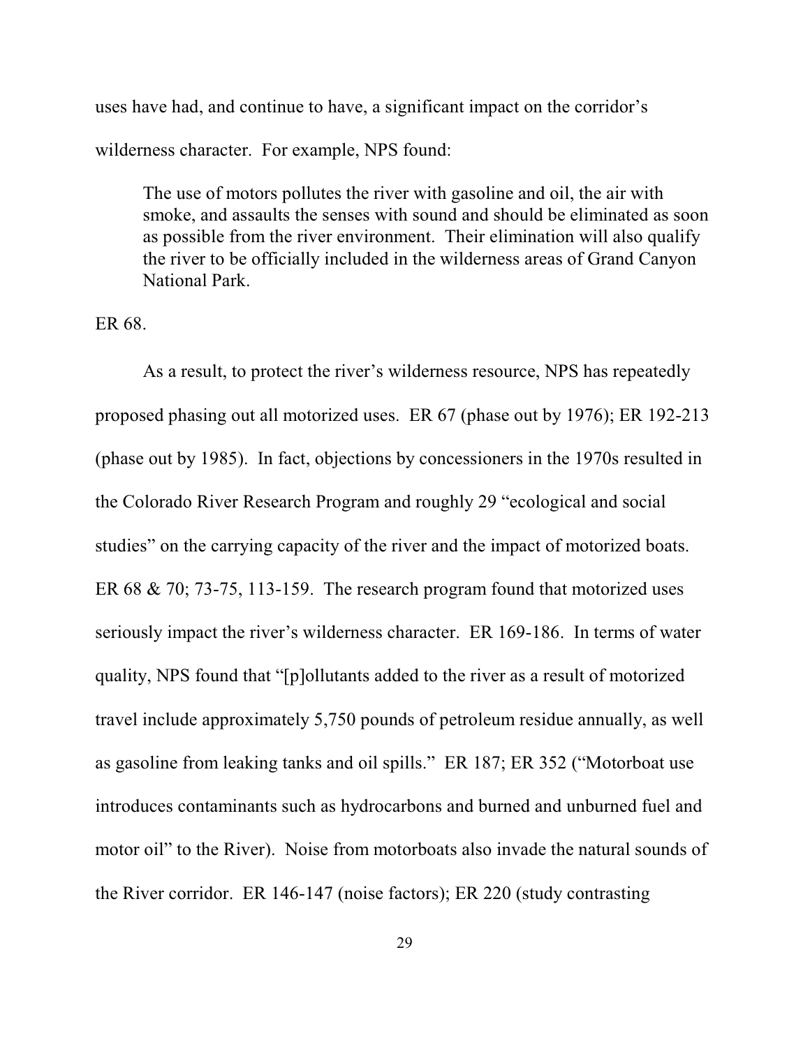uses have had, and continue to have, a significant impact on the corridor's wilderness character. For example, NPS found:

> The use of motors pollutes the river with gasoline and oil, the air with smoke, and assaults the senses with sound and should be eliminated as soon as possible from the river environment. Their elimination will also qualify the river to be officially included in the wilderness areas of Grand Canyon National Park.

ER 68.

As a result, to protect the river's wilderness resource, NPS has repeatedly proposed phasing out all motorized uses. ER 67 (phase out by 1976); ER 192-213 (phase out by 1985). In fact, objections by concessioners in the 1970s resulted in the Colorado River Research Program and roughly 29 "ecological and social studies" on the carrying capacity of the river and the impact of motorized boats. ER 68 & 70; 73-75, 113-159. The research program found that motorized uses seriously impact the river's wilderness character. ER 169-186. In terms of water quality, NPS found that "[p]ollutants added to the river as a result of motorized travel include approximately 5,750 pounds of petroleum residue annually, as well as gasoline from leaking tanks and oil spills." ER 187; ER 352 ("Motorboat use introduces contaminants such as hydrocarbons and burned and unburned fuel and motor oil" to the River). Noise from motorboats also invade the natural sounds of the River corridor. ER 146-147 (noise factors); ER 220 (study contrasting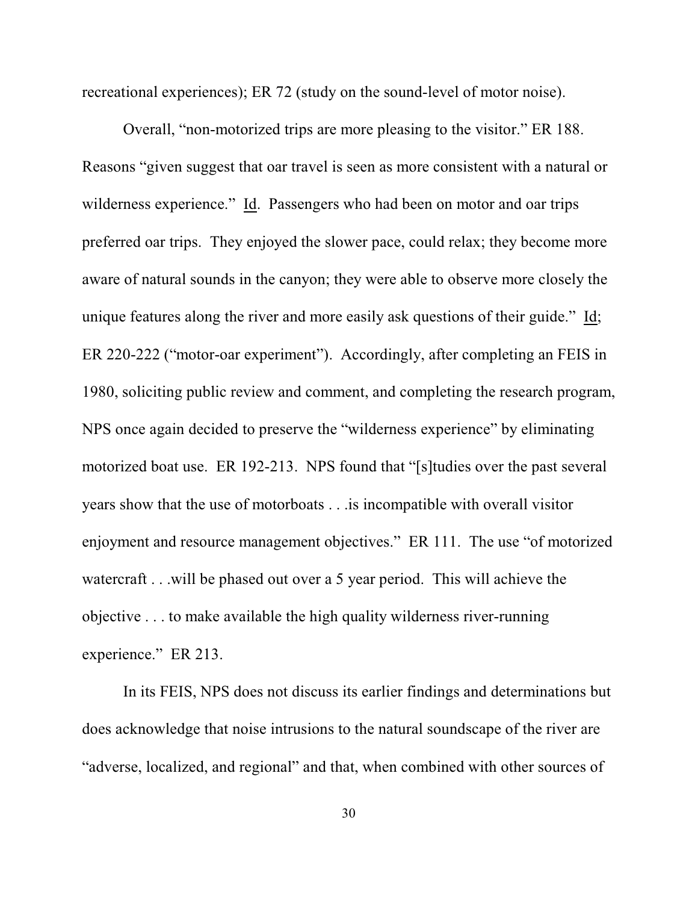recreational experiences); ER 72 (study on the sound-level of motor noise).

Overall, "non-motorized trips are more pleasing to the visitor." ER 188. Reasons "given suggest that oar travel is seen as more consistent with a natural or wilderness experience." Id. Passengers who had been on motor and oar trips preferred oar trips. They enjoyed the slower pace, could relax; they become more aware of natural sounds in the canyon; they were able to observe more closely the unique features along the river and more easily ask questions of their guide." Id; ER 220-222 ("motor-oar experiment"). Accordingly, after completing an FEIS in 1980, soliciting public review and comment, and completing the research program, NPS once again decided to preserve the "wilderness experience" by eliminating motorized boat use. ER 192-213. NPS found that "[s]tudies over the past several years show that the use of motorboats . . .is incompatible with overall visitor enjoyment and resource management objectives." ER 111. The use "of motorized watercraft . . .will be phased out over a 5 year period. This will achieve the objective . . . to make available the high quality wilderness river-running experience." ER 213.

In its FEIS, NPS does not discuss its earlier findings and determinations but does acknowledge that noise intrusions to the natural soundscape of the river are "adverse, localized, and regional" and that, when combined with other sources of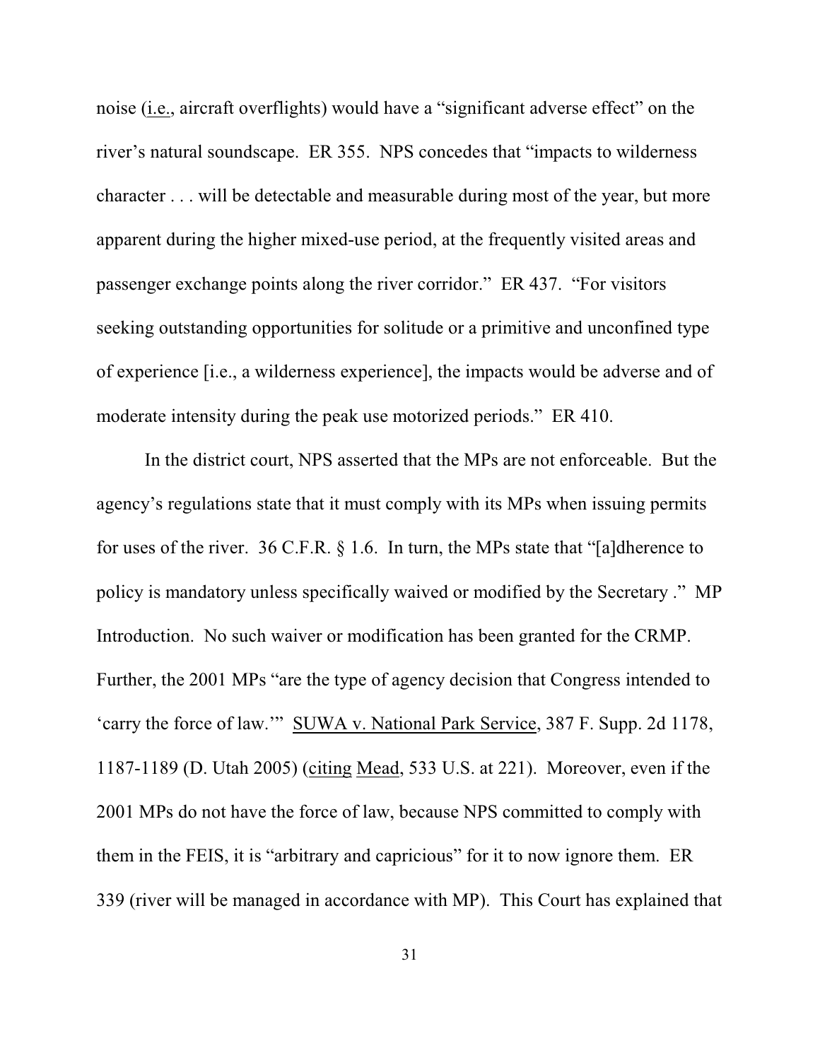noise (i.e., aircraft overflights) would have a "significant adverse effect" on the river's natural soundscape. ER 355. NPS concedes that "impacts to wilderness character . . . will be detectable and measurable during most of the year, but more apparent during the higher mixed-use period, at the frequently visited areas and passenger exchange points along the river corridor." ER 437. "For visitors seeking outstanding opportunities for solitude or a primitive and unconfined type of experience [i.e., a wilderness experience], the impacts would be adverse and of moderate intensity during the peak use motorized periods." ER 410.

In the district court, NPS asserted that the MPs are not enforceable. But the agency's regulations state that it must comply with its MPs when issuing permits for uses of the river. 36 C.F.R. § 1.6. In turn, the MPs state that "[a]dherence to policy is mandatory unless specifically waived or modified by the Secretary ." MP Introduction. No such waiver or modification has been granted for the CRMP. Further, the 2001 MPs "are the type of agency decision that Congress intended to 'carry the force of law.'" SUWA v. National Park Service, 387 F. Supp. 2d 1178, 1187-1189 (D. Utah 2005) (citing Mead, 533 U.S. at 221). Moreover, even if the 2001 MPs do not have the force of law, because NPS committed to comply with them in the FEIS, it is "arbitrary and capricious" for it to now ignore them. ER 339 (river will be managed in accordance with MP). This Court has explained that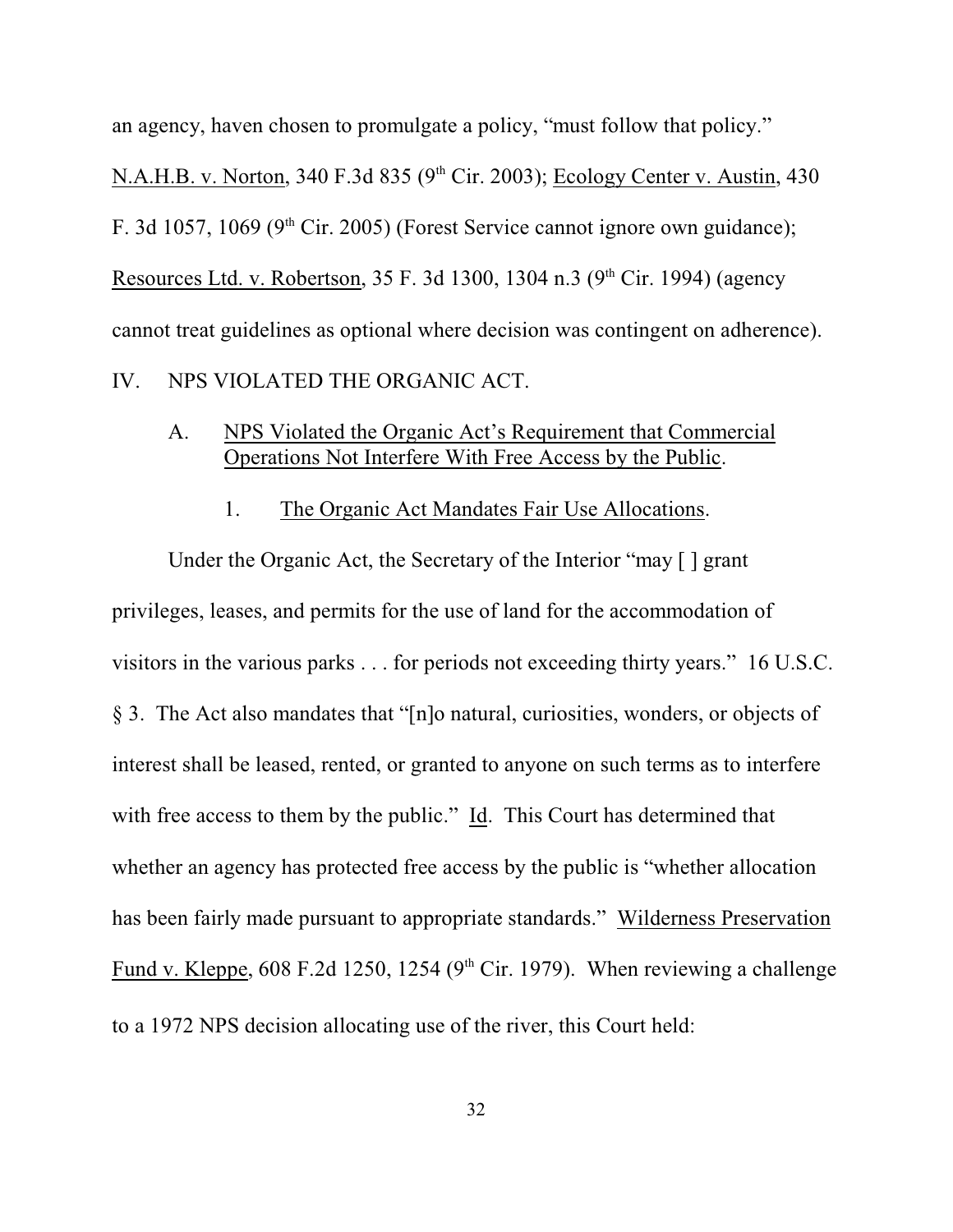an agency, haven chosen to promulgate a policy, "must follow that policy." N.A.H.B. v. Norton, 340 F.3d 835 (9th Cir. 2003); Ecology Center v. Austin, 430 F. 3d 1057, 1069 (9th Cir. 2005) (Forest Service cannot ignore own guidance); Resources Ltd. v. Robertson, 35 F. 3d 1300, 1304 n.3 (9th Cir. 1994) (agency cannot treat guidelines as optional where decision was contingent on adherence).

## IV. NPS VIOLATED THE ORGANIC ACT.

### A. NPS Violated the Organic Act's Requirement that Commercial Operations Not Interfere With Free Access by the Public.

#### 1. The Organic Act Mandates Fair Use Allocations.

Under the Organic Act, the Secretary of the Interior "may [ ] grant privileges, leases, and permits for the use of land for the accommodation of visitors in the various parks . . . for periods not exceeding thirty years." 16 U.S.C. § 3. The Act also mandates that "[n]o natural, curiosities, wonders, or objects of interest shall be leased, rented, or granted to anyone on such terms as to interfere with free access to them by the public." Id. This Court has determined that whether an agency has protected free access by the public is "whether allocation has been fairly made pursuant to appropriate standards." Wilderness Preservation Fund v. Kleppe, 608 F.2d 1250, 1254 (9th Cir. 1979). When reviewing a challenge to a 1972 NPS decision allocating use of the river, this Court held: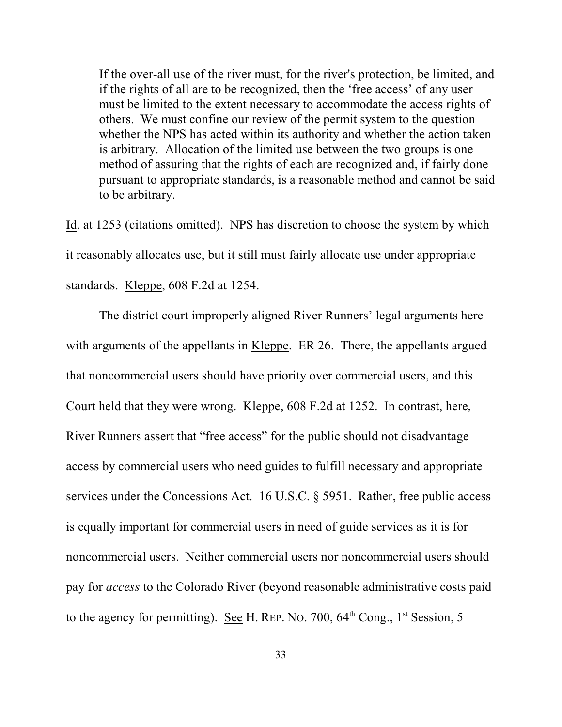> If the over-all use of the river must, for the river's protection, be limited, and if the rights of all are to be recognized, then the 'free access' of any user must be limited to the extent necessary to accommodate the access rights of others. We must confine our review of the permit system to the question whether the NPS has acted within its authority and whether the action taken is arbitrary. Allocation of the limited use between the two groups is one method of assuring that the rights of each are recognized and, if fairly done pursuant to appropriate standards, is a reasonable method and cannot be said to be arbitrary.

Id. at 1253 (citations omitted). NPS has discretion to choose the system by which it reasonably allocates use, but it still must fairly allocate use under appropriate standards. Kleppe, 608 F.2d at 1254.

The district court improperly aligned River Runners' legal arguments here with arguments of the appellants in Kleppe. ER 26. There, the appellants argued that noncommercial users should have priority over commercial users, and this Court held that they were wrong. Kleppe, 608 F.2d at 1252. In contrast, here, River Runners assert that "free access" for the public should not disadvantage access by commercial users who need guides to fulfill necessary and appropriate services under the Concessions Act. 16 U.S.C. § 5951. Rather, free public access is equally important for commercial users in need of guide services as it is for noncommercial users. Neither commercial users nor noncommercial users should pay for *access* to the Colorado River (beyond reasonable administrative costs paid to the agency for permitting). See H. REP. NO. 700, 64th Cong., 1st Session, 5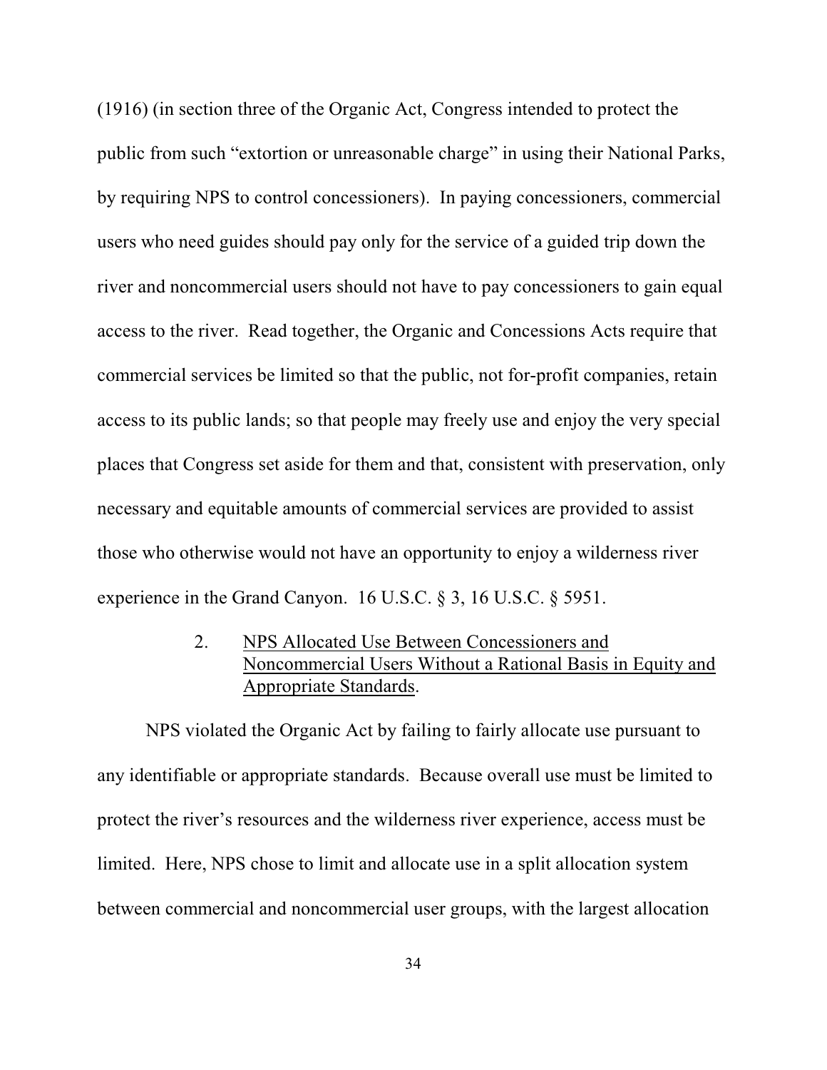(1916) (in section three of the Organic Act, Congress intended to protect the public from such "extortion or unreasonable charge" in using their National Parks, by requiring NPS to control concessioners). In paying concessioners, commercial users who need guides should pay only for the service of a guided trip down the river and noncommercial users should not have to pay concessioners to gain equal access to the river. Read together, the Organic and Concessions Acts require that commercial services be limited so that the public, not for-profit companies, retain access to its public lands; so that people may freely use and enjoy the very special places that Congress set aside for them and that, consistent with preservation, only necessary and equitable amounts of commercial services are provided to assist those who otherwise would not have an opportunity to enjoy a wilderness river experience in the Grand Canyon. 16 U.S.C. § 3, 16 U.S.C. § 5951.

2. <u>NPS Allocated Use Between Concessioners and Noncommercial Users Without a Rational Basis in Equity and Appropriate Standards</u>.

NPS violated the Organic Act by failing to fairly allocate use pursuant to any identifiable or appropriate standards. Because overall use must be limited to protect the river's resources and the wilderness river experience, access must be limited. Here, NPS chose to limit and allocate use in a split allocation system between commercial and noncommercial user groups, with the largest allocation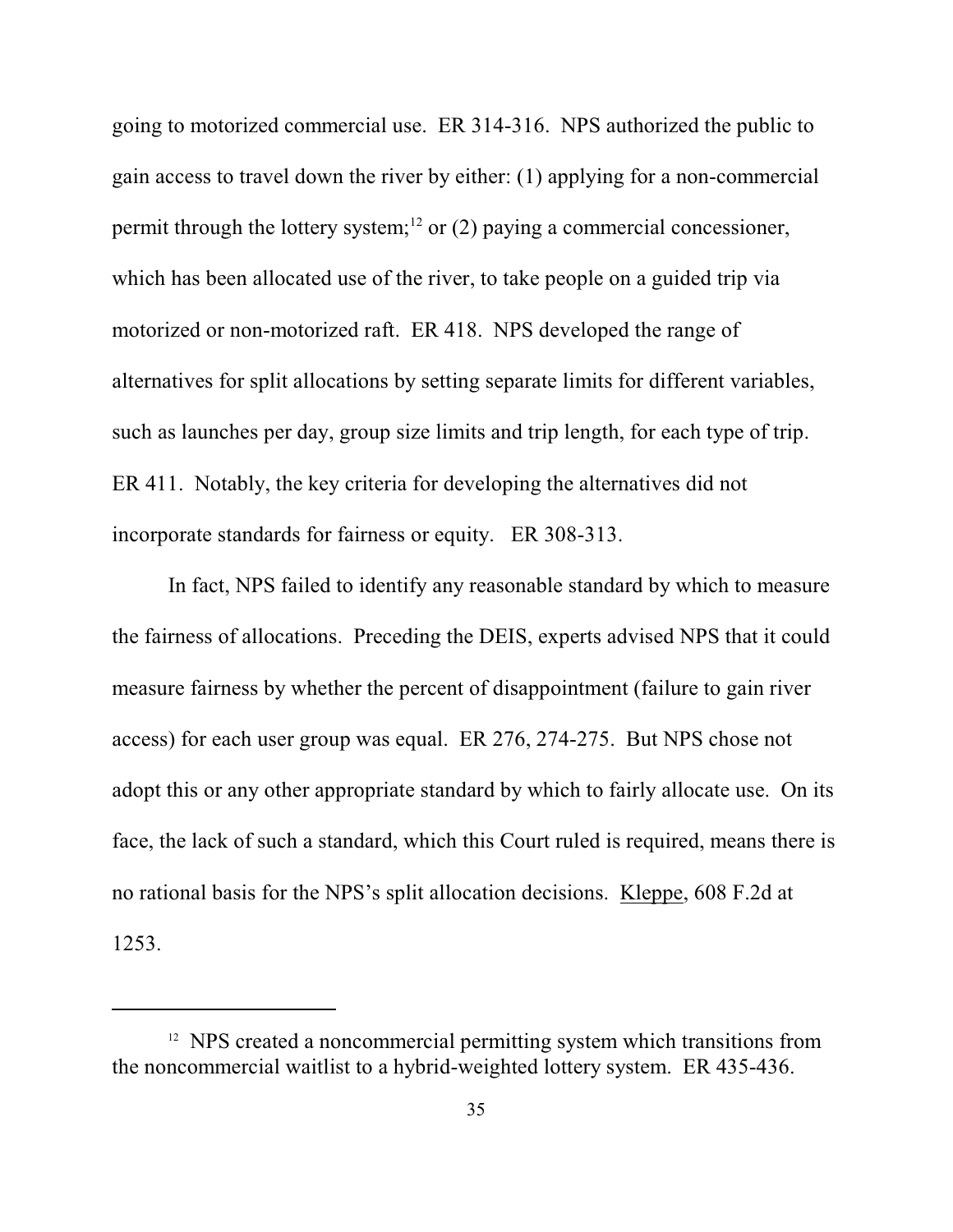going to motorized commercial use. ER 314-316. NPS authorized the public to gain access to travel down the river by either: (1) applying for a non-commercial permit through the lottery system;[12] or (2) paying a commercial concessioner, which has been allocated use of the river, to take people on a guided trip via motorized or non-motorized raft. ER 418. NPS developed the range of alternatives for split allocations by setting separate limits for different variables, such as launches per day, group size limits and trip length, for each type of trip. ER 411. Notably, the key criteria for developing the alternatives did not incorporate standards for fairness or equity. ER 308-313.

In fact, NPS failed to identify any reasonable standard by which to measure the fairness of allocations. Preceding the DEIS, experts advised NPS that it could measure fairness by whether the percent of disappointment (failure to gain river access) for each user group was equal. ER 276, 274-275. But NPS chose not adopt this or any other appropriate standard by which to fairly allocate use. On its face, the lack of such a standard, which this Court ruled is required, means there is no rational basis for the NPS's split allocation decisions. Kleppe, 608 F.2d at 1253.

---

[12] NPS created a noncommercial permitting system which transitions from the noncommercial waitlist to a hybrid-weighted lottery system. ER 435-436.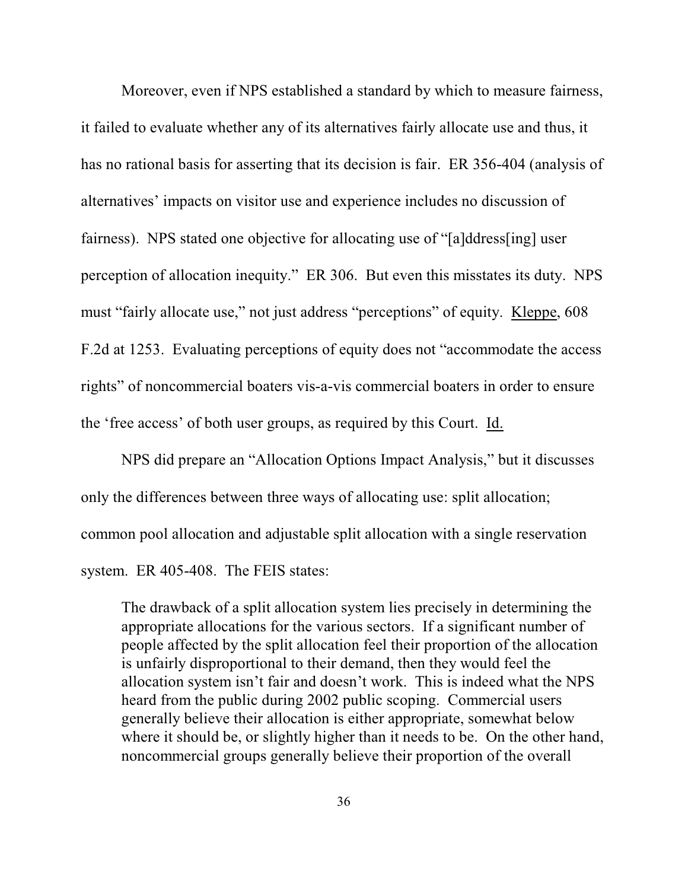Moreover, even if NPS established a standard by which to measure fairness, it failed to evaluate whether any of its alternatives fairly allocate use and thus, it has no rational basis for asserting that its decision is fair. ER 356-404 (analysis of alternatives' impacts on visitor use and experience includes no discussion of fairness). NPS stated one objective for allocating use of "[a]ddress[ing] user perception of allocation inequity." ER 306. But even this misstates its duty. NPS must "fairly allocate use," not just address "perceptions" of equity. Kleppe, 608 F.2d at 1253. Evaluating perceptions of equity does not "accommodate the access rights" of noncommercial boaters vis-a-vis commercial boaters in order to ensure the 'free access' of both user groups, as required by this Court. Id.

NPS did prepare an "Allocation Options Impact Analysis," but it discusses only the differences between three ways of allocating use: split allocation; common pool allocation and adjustable split allocation with a single reservation system. ER 405-408. The FEIS states:

> The drawback of a split allocation system lies precisely in determining the appropriate allocations for the various sectors. If a significant number of people affected by the split allocation feel their proportion of the allocation is unfairly disproportional to their demand, then they would feel the allocation system isn't fair and doesn't work. This is indeed what the NPS heard from the public during 2002 public scoping. Commercial users generally believe their allocation is either appropriate, somewhat below where it should be, or slightly higher than it needs to be. On the other hand, noncommercial groups generally believe their proportion of the overall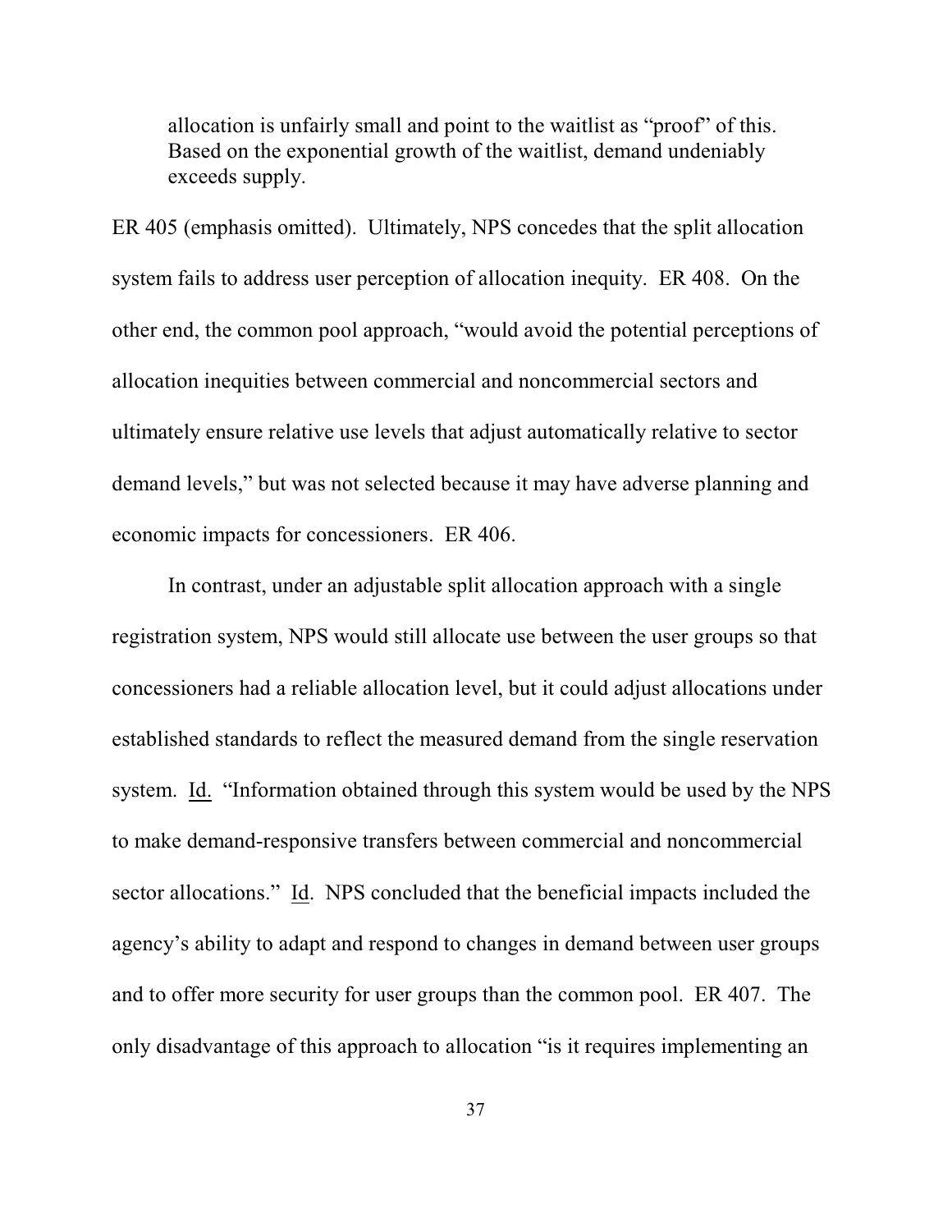> allocation is unfairly small and point to the waitlist as "proof" of this. Based on the exponential growth of the waitlist, demand undeniably exceeds supply.

ER 405 (emphasis omitted). Ultimately, NPS concedes that the split allocation system fails to address user perception of allocation inequity. ER 408. On the other end, the common pool approach, "would avoid the potential perceptions of allocation inequities between commercial and noncommercial sectors and ultimately ensure relative use levels that adjust automatically relative to sector demand levels," but was not selected because it may have adverse planning and economic impacts for concessioners. ER 406.

In contrast, under an adjustable split allocation approach with a single registration system, NPS would still allocate use between the user groups so that concessioners had a reliable allocation level, but it could adjust allocations under established standards to reflect the measured demand from the single reservation system. Id. "Information obtained through this system would be used by the NPS to make demand-responsive transfers between commercial and noncommercial sector allocations." Id. NPS concluded that the beneficial impacts included the agency's ability to adapt and respond to changes in demand between user groups and to offer more security for user groups than the common pool. ER 407. The only disadvantage of this approach to allocation "is it requires implementing an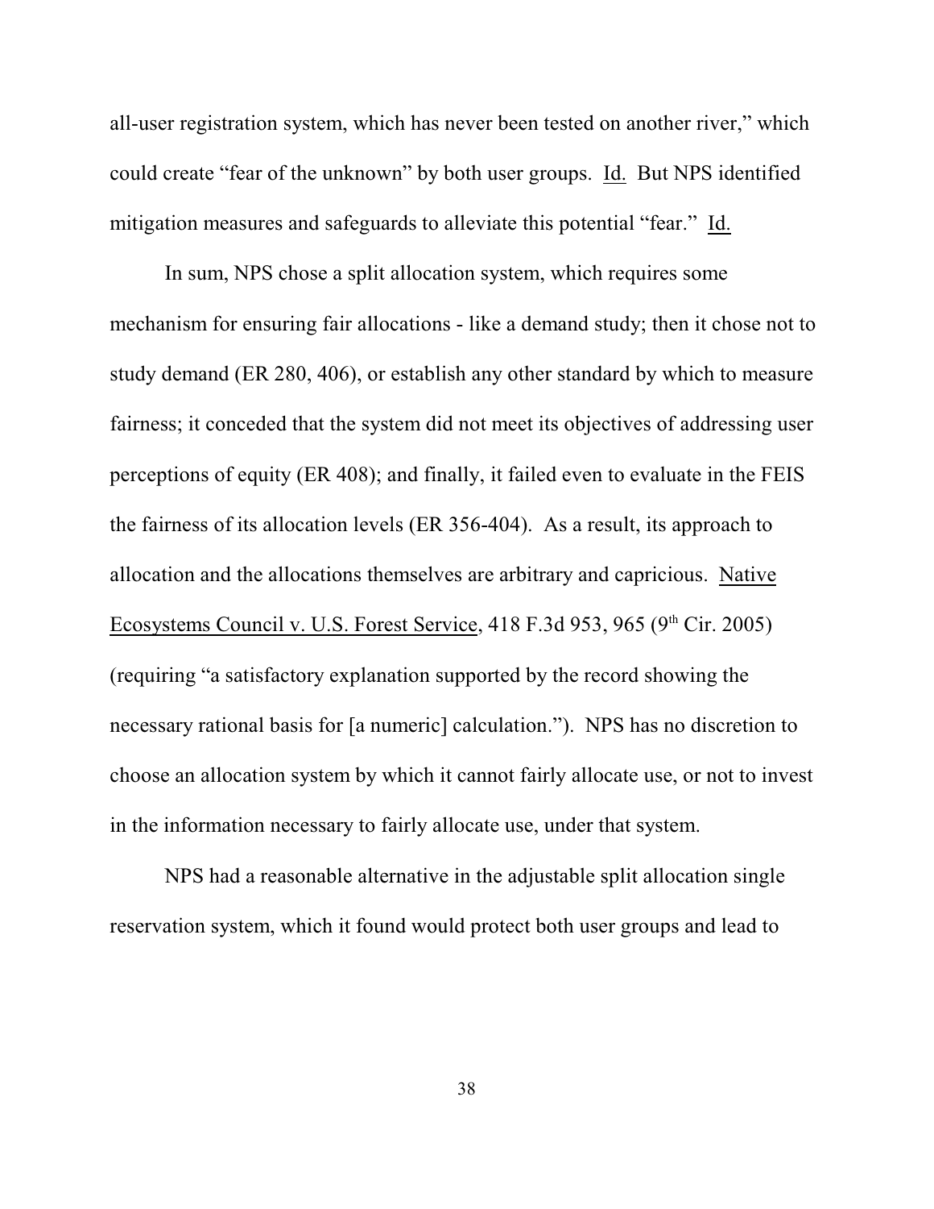all-user registration system, which has never been tested on another river," which could create "fear of the unknown" by both user groups. Id. But NPS identified mitigation measures and safeguards to alleviate this potential "fear." Id.

In sum, NPS chose a split allocation system, which requires some mechanism for ensuring fair allocations - like a demand study; then it chose not to study demand (ER 280, 406), or establish any other standard by which to measure fairness; it conceded that the system did not meet its objectives of addressing user perceptions of equity (ER 408); and finally, it failed even to evaluate in the FEIS the fairness of its allocation levels (ER 356-404). As a result, its approach to allocation and the allocations themselves are arbitrary and capricious. Native Ecosystems Council v. U.S. Forest Service, 418 F.3d 953, 965 (9th Cir. 2005) (requiring "a satisfactory explanation supported by the record showing the necessary rational basis for [a numeric] calculation."). NPS has no discretion to choose an allocation system by which it cannot fairly allocate use, or not to invest in the information necessary to fairly allocate use, under that system.

NPS had a reasonable alternative in the adjustable split allocation single reservation system, which it found would protect both user groups and lead to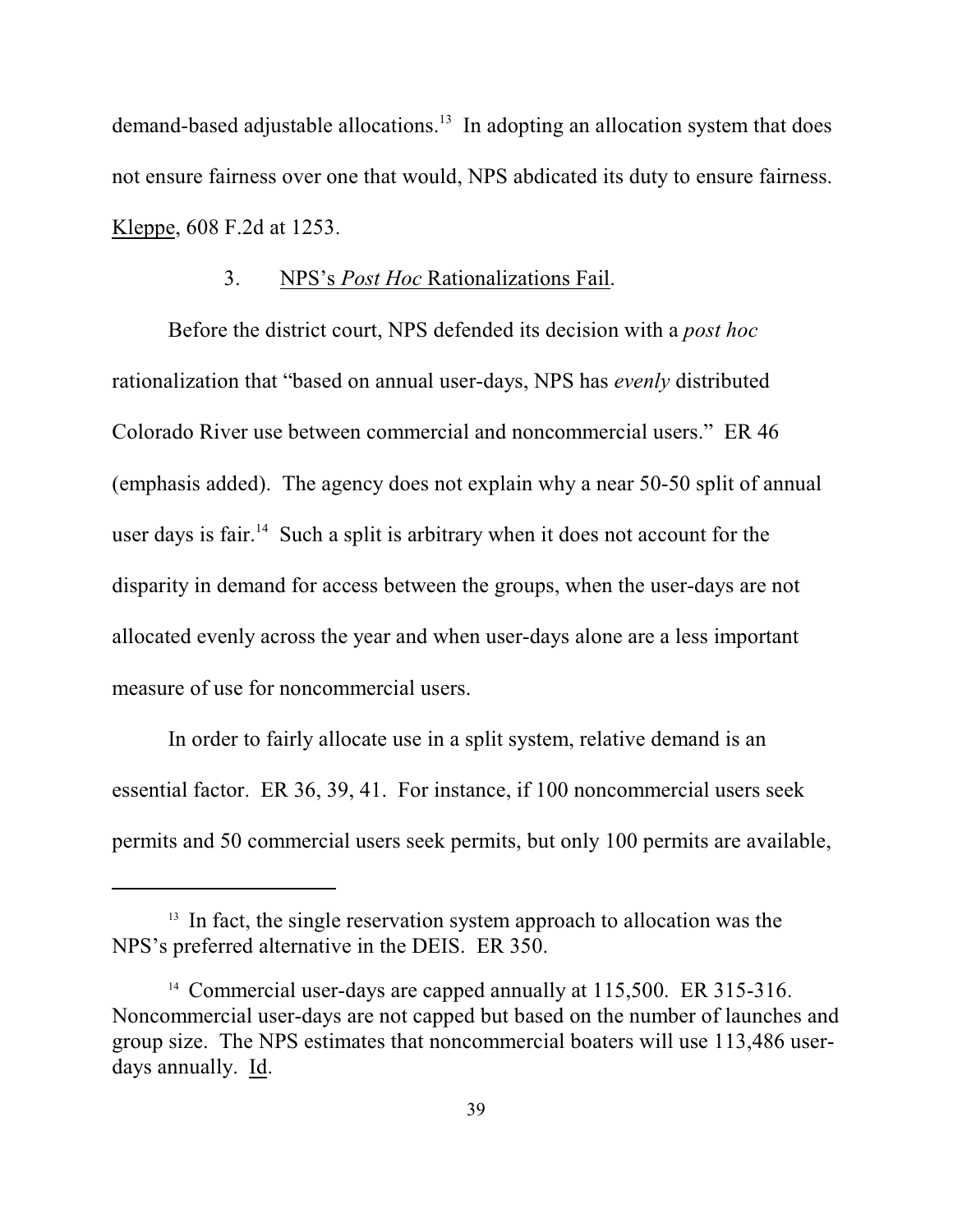demand-based adjustable allocations.[13] In adopting an allocation system that does not ensure fairness over one that would, NPS abdicated its duty to ensure fairness. Kleppe, 608 F.2d at 1253.

### 3. NPS's *Post Hoc* Rationalizations Fail.

Before the district court, NPS defended its decision with a *post hoc* rationalization that "based on annual user-days, NPS has *evenly* distributed Colorado River use between commercial and noncommercial users." ER 46 (emphasis added). The agency does not explain why a near 50-50 split of annual user days is fair.[14] Such a split is arbitrary when it does not account for the disparity in demand for access between the groups, when the user-days are not allocated evenly across the year and when user-days alone are a less important measure of use for noncommercial users.

In order to fairly allocate use in a split system, relative demand is an essential factor. ER 36, 39, 41. For instance, if 100 noncommercial users seek permits and 50 commercial users seek permits, but only 100 permits are available,

---

[13] In fact, the single reservation system approach to allocation was the NPS's preferred alternative in the DEIS. ER 350.

[14] Commercial user-days are capped annually at 115,500. ER 315-316. Noncommercial user-days are not capped but based on the number of launches and group size. The NPS estimates that noncommercial boaters will use 113,486 user-days annually. Id.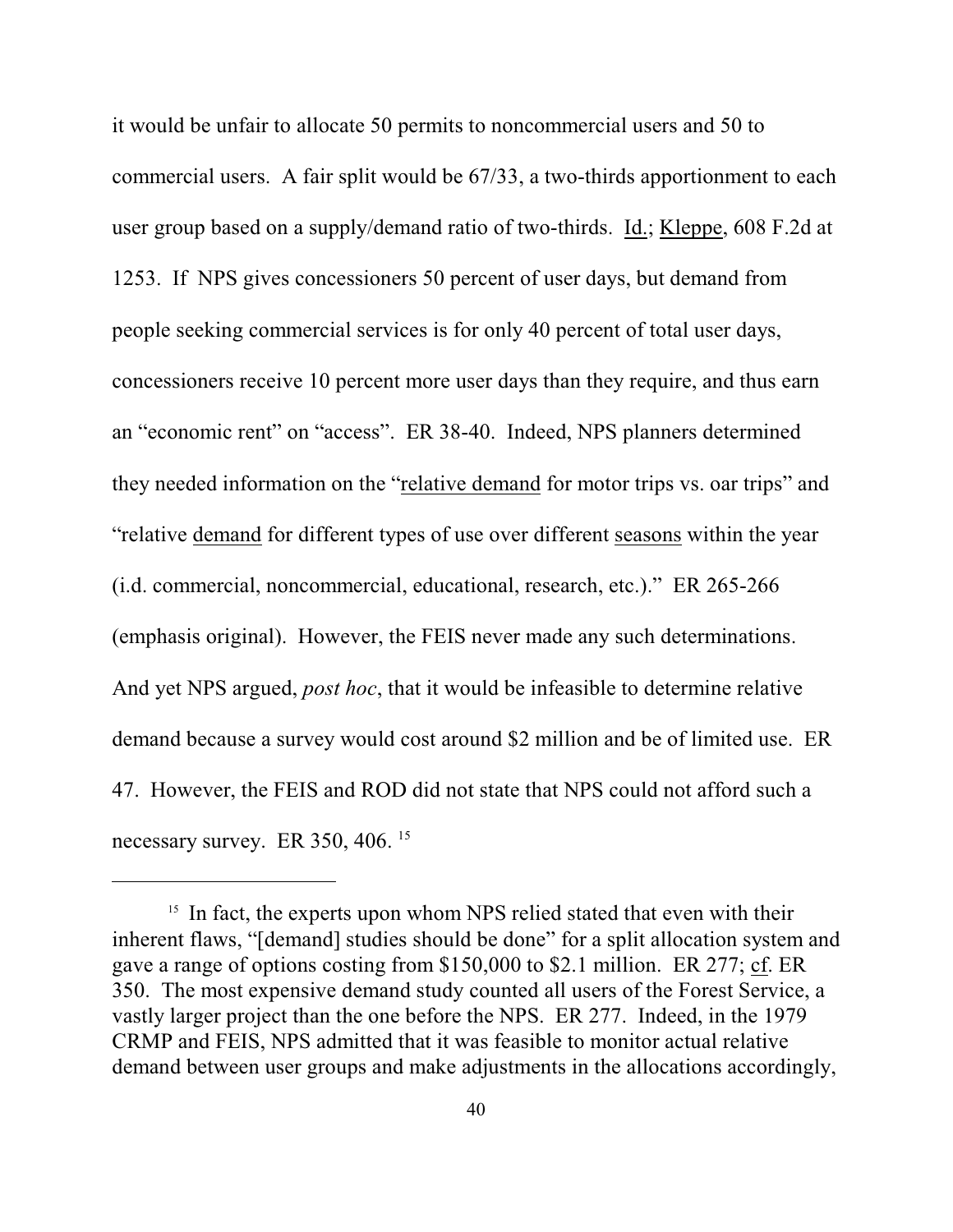it would be unfair to allocate 50 permits to noncommercial users and 50 to commercial users. A fair split would be 67/33, a two-thirds apportionment to each user group based on a supply/demand ratio of two-thirds. Id.; Kleppe, 608 F.2d at 1253. If NPS gives concessioners 50 percent of user days, but demand from people seeking commercial services is for only 40 percent of total user days, concessioners receive 10 percent more user days than they require, and thus earn an "economic rent" on "access". ER 38-40. Indeed, NPS planners determined they needed information on the "relative demand for motor trips vs. oar trips" and "relative demand for different types of use over different seasons within the year (i.d. commercial, noncommercial, educational, research, etc.)." ER 265-266 (emphasis original). However, the FEIS never made any such determinations. And yet NPS argued, *post hoc*, that it would be infeasible to determine relative demand because a survey would cost around $2 million and be of limited use. ER 47. However, the FEIS and ROD did not state that NPS could not afford such a necessary survey. ER 350, 406. [15]

---

[15] In fact, the experts upon whom NPS relied stated that even with their inherent flaws, "[demand] studies should be done" for a split allocation system and gave a range of options costing from $150,000 to $2.1 million. ER 277; cf. ER 350. The most expensive demand study counted all users of the Forest Service, a vastly larger project than the one before the NPS. ER 277. Indeed, in the 1979 CRMP and FEIS, NPS admitted that it was feasible to monitor actual relative demand between user groups and make adjustments in the allocations accordingly,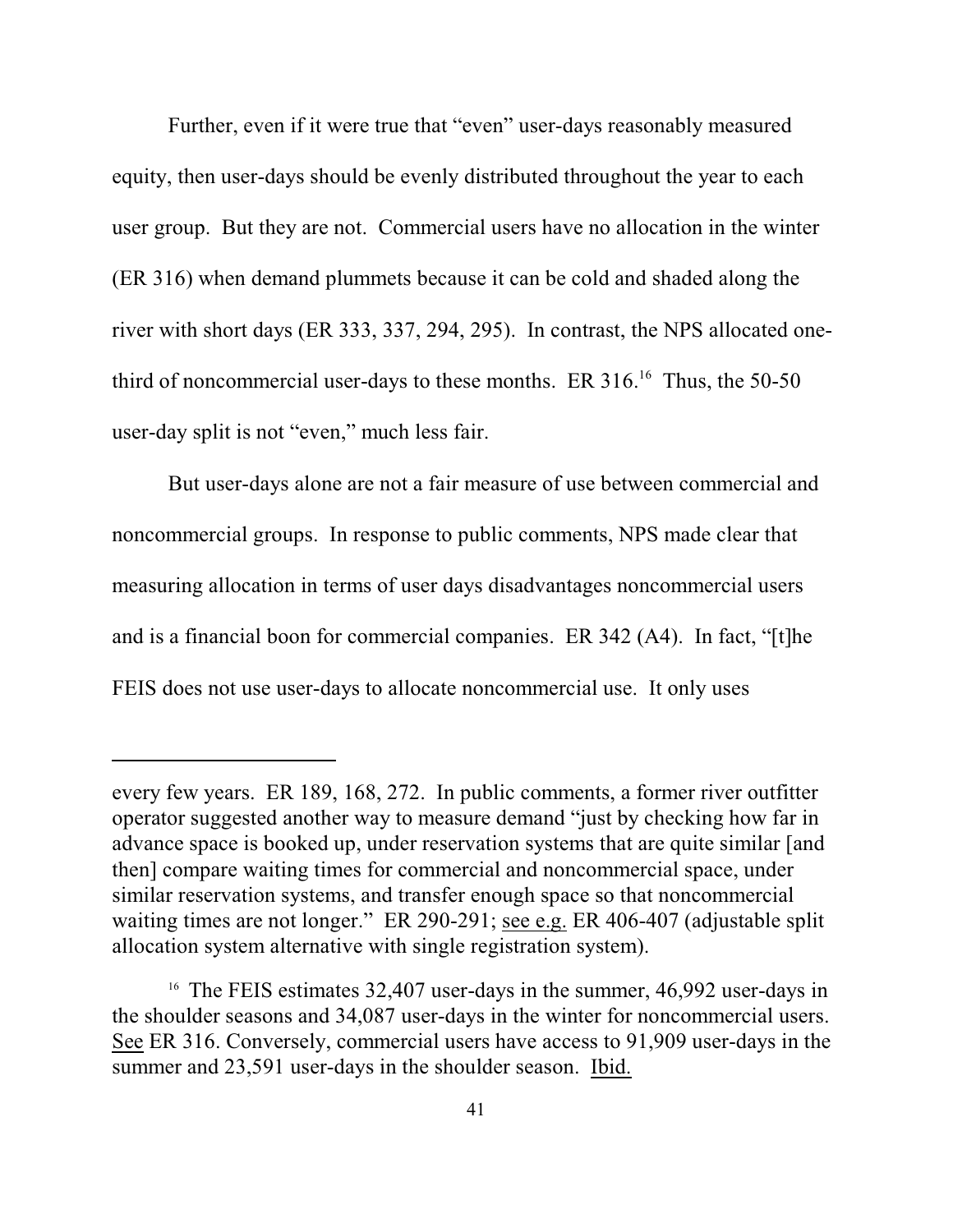Further, even if it were true that "even" user-days reasonably measured equity, then user-days should be evenly distributed throughout the year to each user group. But they are not. Commercial users have no allocation in the winter (ER 316) when demand plummets because it can be cold and shaded along the river with short days (ER 333, 337, 294, 295). In contrast, the NPS allocated one-third of noncommercial user-days to these months. ER 316.[16] Thus, the 50-50 user-day split is not "even," much less fair.

But user-days alone are not a fair measure of use between commercial and noncommercial groups. In response to public comments, NPS made clear that measuring allocation in terms of user days disadvantages noncommercial users and is a financial boon for commercial companies. ER 342 (A4). In fact, "[t]he FEIS does not use user-days to allocate noncommercial use. It only uses

---

every few years. ER 189, 168, 272. In public comments, a former river outfitter operator suggested another way to measure demand "just by checking how far in advance space is booked up, under reservation systems that are quite similar [and then] compare waiting times for commercial and noncommercial space, under similar reservation systems, and transfer enough space so that noncommercial waiting times are not longer." ER 290-291; see e.g. ER 406-407 (adjustable split allocation system alternative with single registration system).

[16] The FEIS estimates 32,407 user-days in the summer, 46,992 user-days in the shoulder seasons and 34,087 user-days in the winter for noncommercial users. See ER 316. Conversely, commercial users have access to 91,909 user-days in the summer and 23,591 user-days in the shoulder season. Ibid.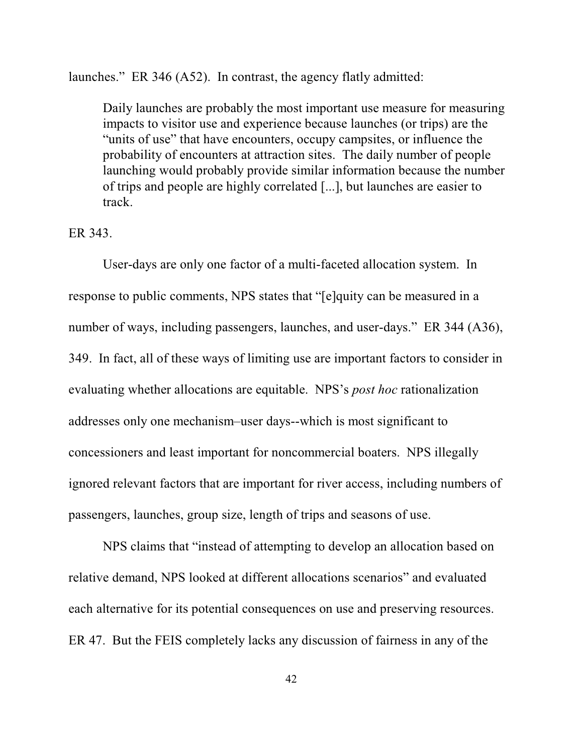launches." ER 346 (A52). In contrast, the agency flatly admitted:

> Daily launches are probably the most important use measure for measuring impacts to visitor use and experience because launches (or trips) are the "units of use" that have encounters, occupy campsites, or influence the probability of encounters at attraction sites. The daily number of people launching would probably provide similar information because the number of trips and people are highly correlated [...], but launches are easier to track.

ER 343.

User-days are only one factor of a multi-faceted allocation system. In response to public comments, NPS states that "[e]quity can be measured in a number of ways, including passengers, launches, and user-days." ER 344 (A36), 349. In fact, all of these ways of limiting use are important factors to consider in evaluating whether allocations are equitable. NPS's *post hoc* rationalization addresses only one mechanism–user days--which is most significant to concessioners and least important for noncommercial boaters. NPS illegally ignored relevant factors that are important for river access, including numbers of passengers, launches, group size, length of trips and seasons of use.

NPS claims that "instead of attempting to develop an allocation based on relative demand, NPS looked at different allocations scenarios" and evaluated each alternative for its potential consequences on use and preserving resources. ER 47. But the FEIS completely lacks any discussion of fairness in any of the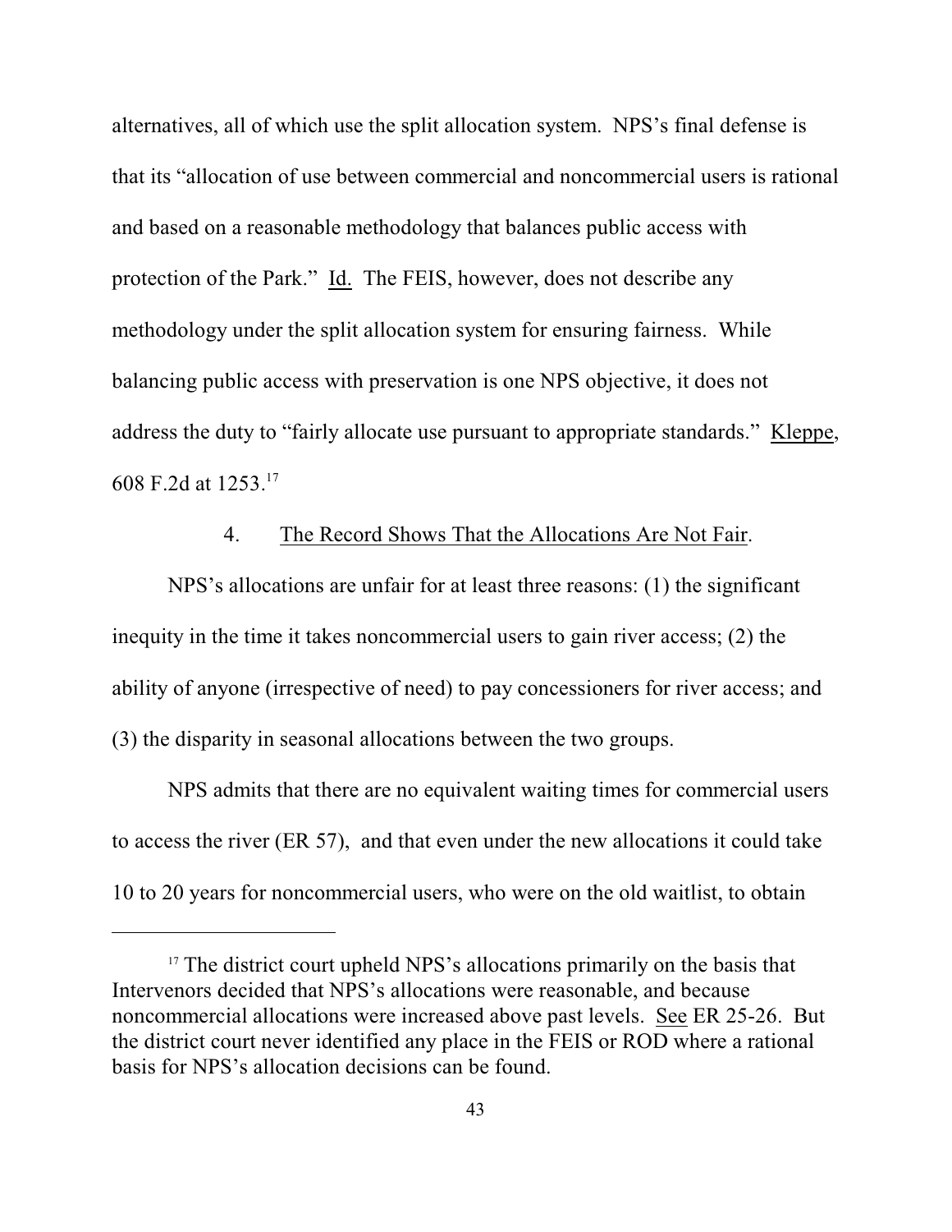alternatives, all of which use the split allocation system. NPS's final defense is that its "allocation of use between commercial and noncommercial users is rational and based on a reasonable methodology that balances public access with protection of the Park." Id. The FEIS, however, does not describe any methodology under the split allocation system for ensuring fairness. While balancing public access with preservation is one NPS objective, it does not address the duty to "fairly allocate use pursuant to appropriate standards." Kleppe, 608 F.2d at 1253.[17]

### 4. The Record Shows That the Allocations Are Not Fair.

NPS's allocations are unfair for at least three reasons: (1) the significant inequity in the time it takes noncommercial users to gain river access; (2) the ability of anyone (irrespective of need) to pay concessioners for river access; and (3) the disparity in seasonal allocations between the two groups.

NPS admits that there are no equivalent waiting times for commercial users to access the river (ER 57), and that even under the new allocations it could take 10 to 20 years for noncommercial users, who were on the old waitlist, to obtain

[17] The district court upheld NPS's allocations primarily on the basis that Intervenors decided that NPS's allocations were reasonable, and because noncommercial allocations were increased above past levels. See ER 25-26. But the district court never identified any place in the FEIS or ROD where a rational basis for NPS's allocation decisions can be found.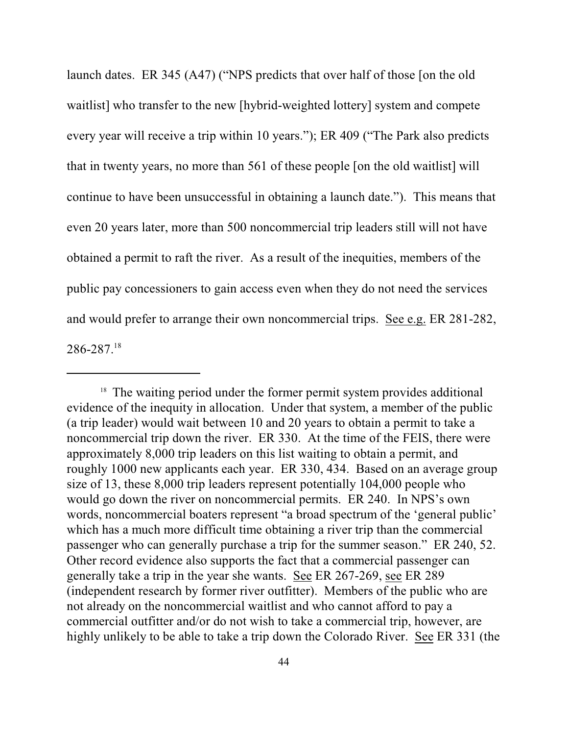launch dates. ER 345 (A47) ("NPS predicts that over half of those [on the old waitlist] who transfer to the new [hybrid-weighted lottery] system and compete every year will receive a trip within 10 years."); ER 409 ("The Park also predicts that in twenty years, no more than 561 of these people [on the old waitlist] will continue to have been unsuccessful in obtaining a launch date."). This means that even 20 years later, more than 500 noncommercial trip leaders still will not have obtained a permit to raft the river. As a result of the inequities, members of the public pay concessioners to gain access even when they do not need the services and would prefer to arrange their own noncommercial trips. See e.g. ER 281-282, 286-287.[18]

---

[18] The waiting period under the former permit system provides additional evidence of the inequity in allocation. Under that system, a member of the public (a trip leader) would wait between 10 and 20 years to obtain a permit to take a noncommercial trip down the river. ER 330. At the time of the FEIS, there were approximately 8,000 trip leaders on this list waiting to obtain a permit, and roughly 1000 new applicants each year. ER 330, 434. Based on an average group size of 13, these 8,000 trip leaders represent potentially 104,000 people who would go down the river on noncommercial permits. ER 240. In NPS's own words, noncommercial boaters represent "a broad spectrum of the 'general public' which has a much more difficult time obtaining a river trip than the commercial passenger who can generally purchase a trip for the summer season." ER 240, 52. Other record evidence also supports the fact that a commercial passenger can generally take a trip in the year she wants. See ER 267-269, see ER 289 (independent research by former river outfitter). Members of the public who are not already on the noncommercial waitlist and who cannot afford to pay a commercial outfitter and/or do not wish to take a commercial trip, however, are highly unlikely to be able to take a trip down the Colorado River. See ER 331 (the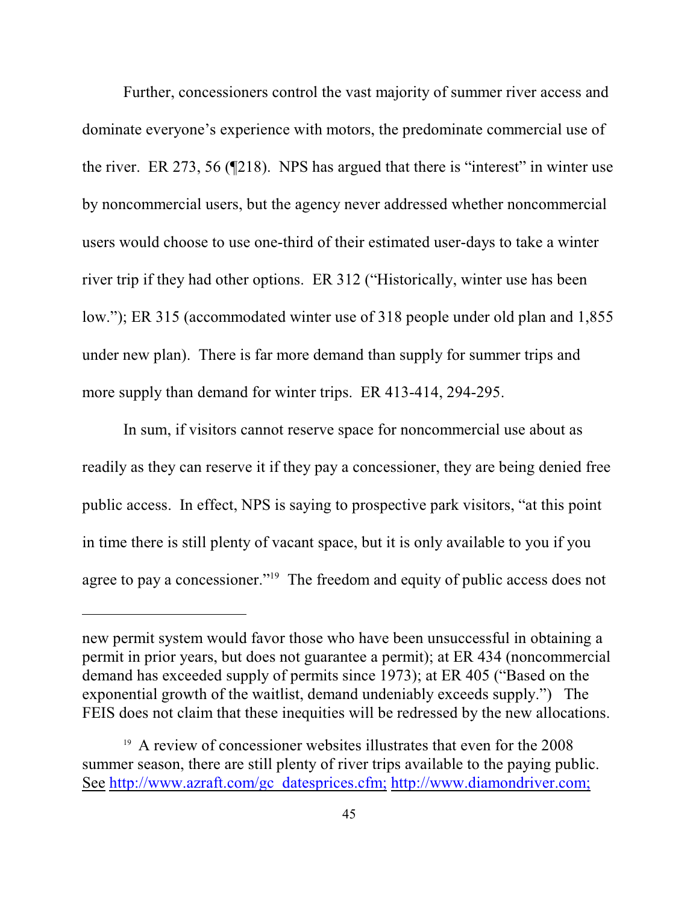Further, concessioners control the vast majority of summer river access and dominate everyone's experience with motors, the predominate commercial use of the river. ER 273, 56 (¶218). NPS has argued that there is "interest" in winter use by noncommercial users, but the agency never addressed whether noncommercial users would choose to use one-third of their estimated user-days to take a winter river trip if they had other options. ER 312 ("Historically, winter use has been low."); ER 315 (accommodated winter use of 318 people under old plan and 1,855 under new plan). There is far more demand than supply for summer trips and more supply than demand for winter trips. ER 413-414, 294-295.

In sum, if visitors cannot reserve space for noncommercial use about as readily as they can reserve it if they pay a concessioner, they are being denied free public access. In effect, NPS is saying to prospective park visitors, "at this point in time there is still plenty of vacant space, but it is only available to you if you agree to pay a concessioner."[19] The freedom and equity of public access does not

---

new permit system would favor those who have been unsuccessful in obtaining a permit in prior years, but does not guarantee a permit); at ER 434 (noncommercial demand has exceeded supply of permits since 1973); at ER 405 ("Based on the exponential growth of the waitlist, demand undeniably exceeds supply.") The FEIS does not claim that these inequities will be redressed by the new allocations.

[19] A review of concessioner websites illustrates that even for the 2008 summer season, there are still plenty of river trips available to the paying public. See http://www.azraft.com/gc_datesprices.cfm; http://www.diamondriver.com;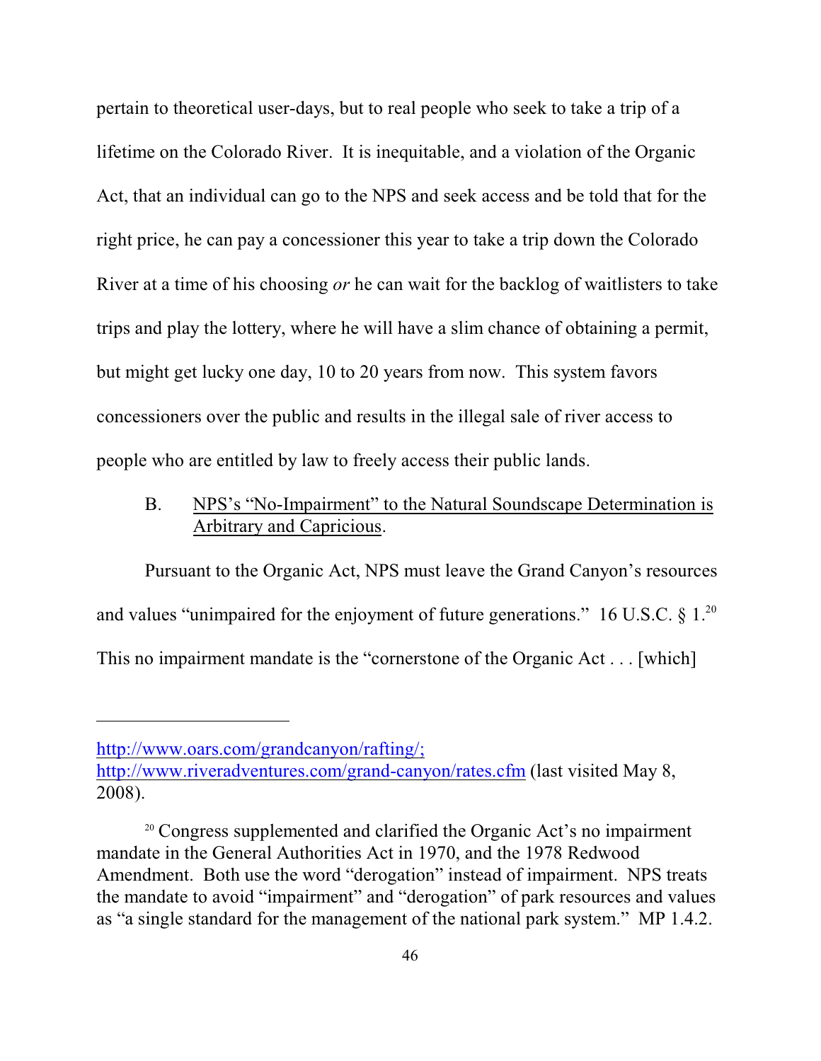pertain to theoretical user-days, but to real people who seek to take a trip of a lifetime on the Colorado River. It is inequitable, and a violation of the Organic Act, that an individual can go to the NPS and seek access and be told that for the right price, he can pay a concessioner this year to take a trip down the Colorado River at a time of his choosing *or* he can wait for the backlog of waitlisters to take trips and play the lottery, where he will have a slim chance of obtaining a permit, but might get lucky one day, 10 to 20 years from now. This system favors concessioners over the public and results in the illegal sale of river access to people who are entitled by law to freely access their public lands.

### B. NPS's "No-Impairment" to the Natural Soundscape Determination is Arbitrary and Capricious.

Pursuant to the Organic Act, NPS must leave the Grand Canyon's resources and values "unimpaired for the enjoyment of future generations." 16 U.S.C. § 1.[20] This no impairment mandate is the "cornerstone of the Organic Act . . . [which]

---

http://www.oars.com/grandcanyon/rafting/; http://www.riveradventures.com/grand-canyon/rates.cfm (last visited May 8, 2008).

[20] Congress supplemented and clarified the Organic Act's no impairment mandate in the General Authorities Act in 1970, and the 1978 Redwood Amendment. Both use the word "derogation" instead of impairment. NPS treats the mandate to avoid "impairment" and "derogation" of park resources and values as "a single standard for the management of the national park system." MP 1.4.2.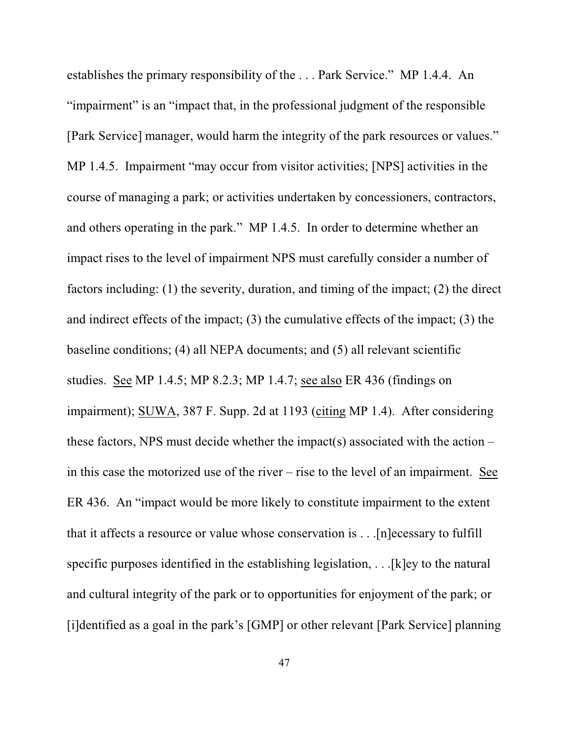establishes the primary responsibility of the . . . Park Service." MP 1.4.4. An "impairment" is an "impact that, in the professional judgment of the responsible [Park Service] manager, would harm the integrity of the park resources or values." MP 1.4.5. Impairment "may occur from visitor activities; [NPS] activities in the course of managing a park; or activities undertaken by concessioners, contractors, and others operating in the park." MP 1.4.5. In order to determine whether an impact rises to the level of impairment NPS must carefully consider a number of factors including: (1) the severity, duration, and timing of the impact; (2) the direct and indirect effects of the impact; (3) the cumulative effects of the impact; (3) the baseline conditions; (4) all NEPA documents; and (5) all relevant scientific studies. See MP 1.4.5; MP 8.2.3; MP 1.4.7; see also ER 436 (findings on impairment); SUWA, 387 F. Supp. 2d at 1193 (citing MP 1.4). After considering these factors, NPS must decide whether the impact(s) associated with the action – in this case the motorized use of the river – rise to the level of an impairment. See ER 436. An "impact would be more likely to constitute impairment to the extent that it affects a resource or value whose conservation is . . .[n]ecessary to fulfill specific purposes identified in the establishing legislation, . . .[k]ey to the natural and cultural integrity of the park or to opportunities for enjoyment of the park; or [i]dentified as a goal in the park's [GMP] or other relevant [Park Service] planning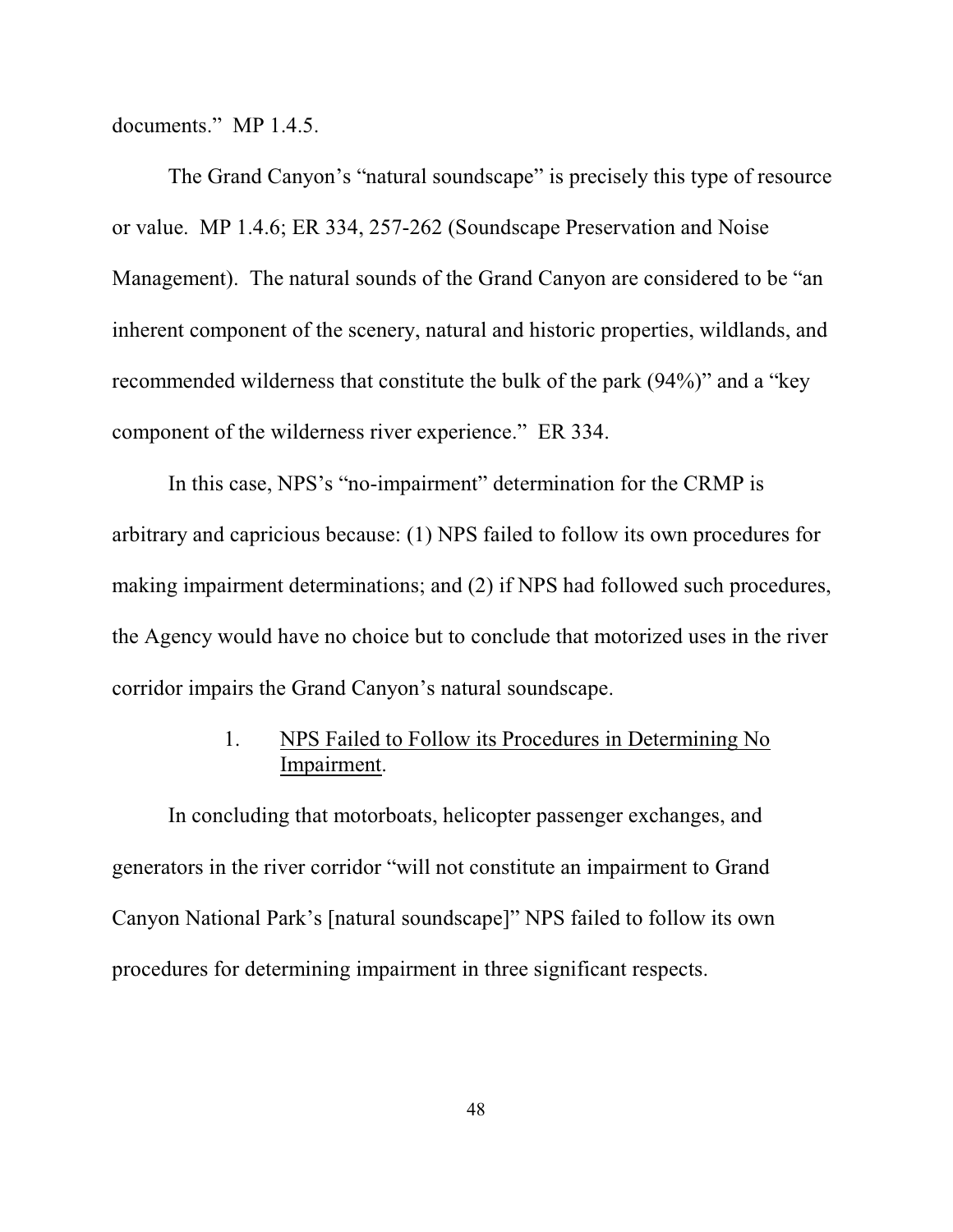documents." MP 1.4.5.

The Grand Canyon's "natural soundscape" is precisely this type of resource or value. MP 1.4.6; ER 334, 257-262 (Soundscape Preservation and Noise Management). The natural sounds of the Grand Canyon are considered to be "an inherent component of the scenery, natural and historic properties, wildlands, and recommended wilderness that constitute the bulk of the park (94%)" and a "key component of the wilderness river experience." ER 334.

In this case, NPS's "no-impairment" determination for the CRMP is arbitrary and capricious because: (1) NPS failed to follow its own procedures for making impairment determinations; and (2) if NPS had followed such procedures, the Agency would have no choice but to conclude that motorized uses in the river corridor impairs the Grand Canyon's natural soundscape.

### 1. NPS Failed to Follow its Procedures in Determining No Impairment.

In concluding that motorboats, helicopter passenger exchanges, and generators in the river corridor "will not constitute an impairment to Grand Canyon National Park's [natural soundscape]" NPS failed to follow its own procedures for determining impairment in three significant respects.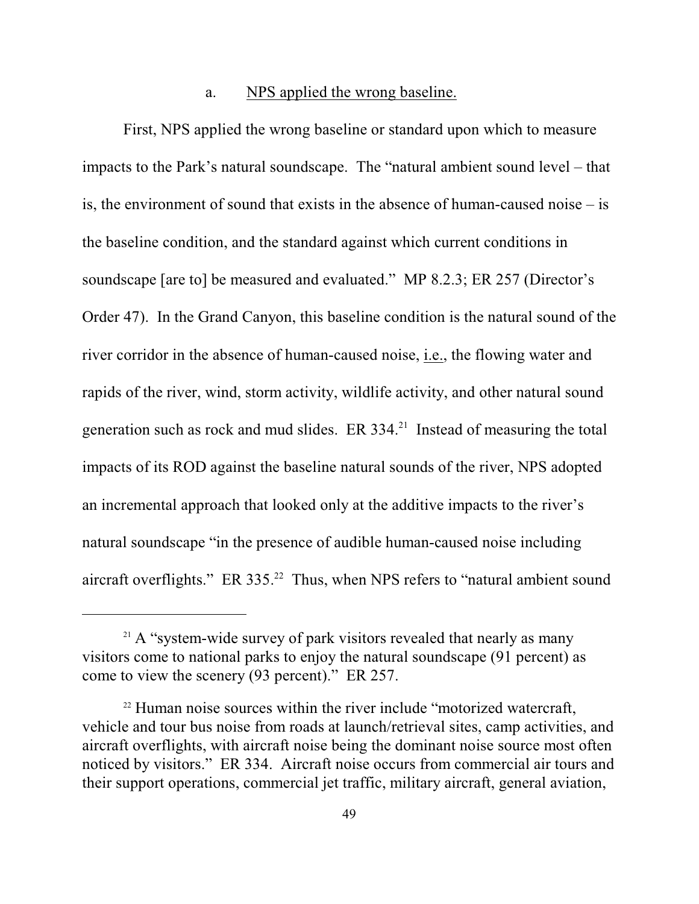a. NPS applied the wrong baseline.

First, NPS applied the wrong baseline or standard upon which to measure impacts to the Park's natural soundscape. The "natural ambient sound level – that is, the environment of sound that exists in the absence of human-caused noise – is the baseline condition, and the standard against which current conditions in soundscape [are to] be measured and evaluated." MP 8.2.3; ER 257 (Director's Order 47). In the Grand Canyon, this baseline condition is the natural sound of the river corridor in the absence of human-caused noise, i.e., the flowing water and rapids of the river, wind, storm activity, wildlife activity, and other natural sound generation such as rock and mud slides. ER 334.[21] Instead of measuring the total impacts of its ROD against the baseline natural sounds of the river, NPS adopted an incremental approach that looked only at the additive impacts to the river's natural soundscape "in the presence of audible human-caused noise including aircraft overflights." ER 335.[22] Thus, when NPS refers to "natural ambient sound

[21] A "system-wide survey of park visitors revealed that nearly as many visitors come to national parks to enjoy the natural soundscape (91 percent) as come to view the scenery (93 percent)." ER 257.

[22] Human noise sources within the river include "motorized watercraft, vehicle and tour bus noise from roads at launch/retrieval sites, camp activities, and aircraft overflights, with aircraft noise being the dominant noise source most often noticed by visitors." ER 334. Aircraft noise occurs from commercial air tours and their support operations, commercial jet traffic, military aircraft, general aviation,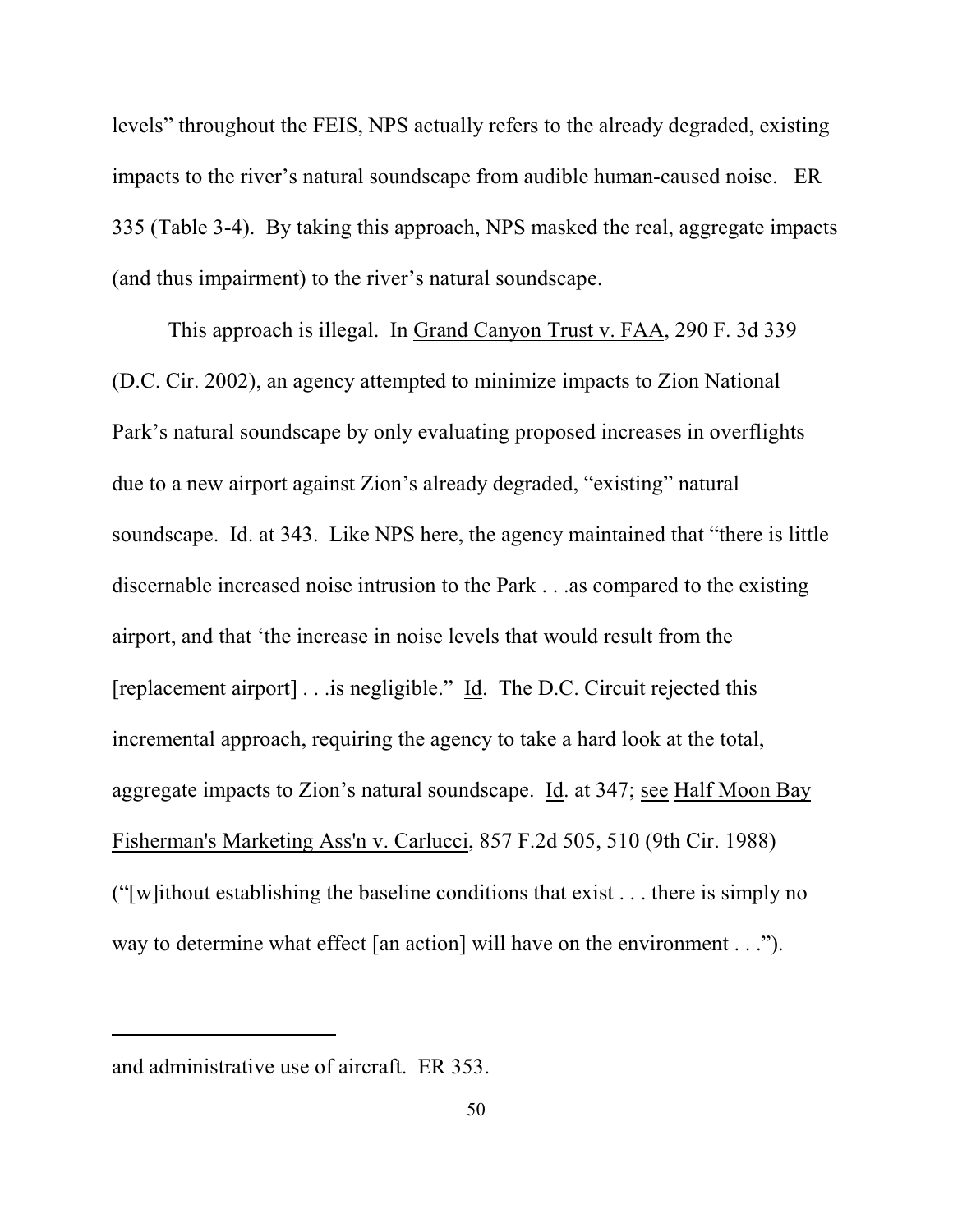levels" throughout the FEIS, NPS actually refers to the already degraded, existing impacts to the river's natural soundscape from audible human-caused noise. ER 335 (Table 3-4). By taking this approach, NPS masked the real, aggregate impacts (and thus impairment) to the river's natural soundscape.

This approach is illegal. In Grand Canyon Trust v. FAA, 290 F. 3d 339 (D.C. Cir. 2002), an agency attempted to minimize impacts to Zion National Park's natural soundscape by only evaluating proposed increases in overflights due to a new airport against Zion's already degraded, "existing" natural soundscape. Id. at 343. Like NPS here, the agency maintained that "there is little discernable increased noise intrusion to the Park . . .as compared to the existing airport, and that 'the increase in noise levels that would result from the [replacement airport] . . .is negligible." Id. The D.C. Circuit rejected this incremental approach, requiring the agency to take a hard look at the total, aggregate impacts to Zion's natural soundscape. Id. at 347; see Half Moon Bay Fisherman's Marketing Ass'n v. Carlucci, 857 F.2d 505, 510 (9th Cir. 1988) ("[w]ithout establishing the baseline conditions that exist . . . there is simply no way to determine what effect [an action] will have on the environment . . .").

---

and administrative use of aircraft. ER 353.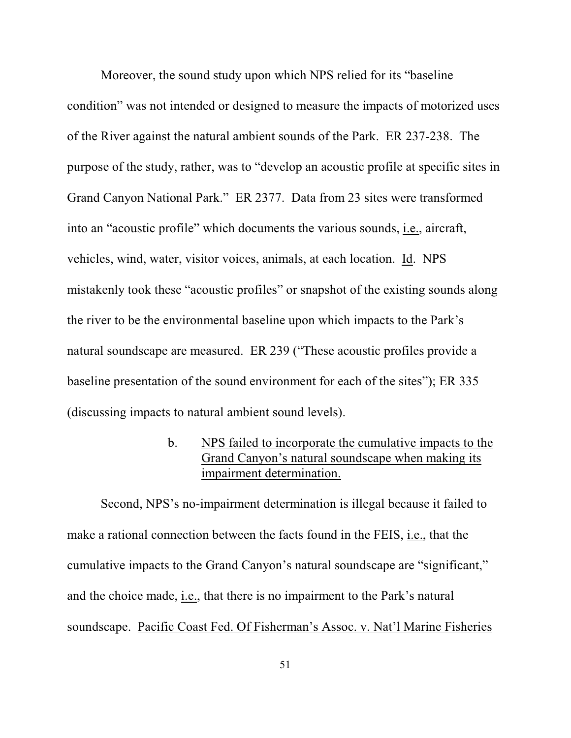Moreover, the sound study upon which NPS relied for its "baseline condition" was not intended or designed to measure the impacts of motorized uses of the River against the natural ambient sounds of the Park. ER 237-238. The purpose of the study, rather, was to "develop an acoustic profile at specific sites in Grand Canyon National Park." ER 2377. Data from 23 sites were transformed into an "acoustic profile" which documents the various sounds, i.e., aircraft, vehicles, wind, water, visitor voices, animals, at each location. Id. NPS mistakenly took these "acoustic profiles" or snapshot of the existing sounds along the river to be the environmental baseline upon which impacts to the Park's natural soundscape are measured. ER 239 ("These acoustic profiles provide a baseline presentation of the sound environment for each of the sites"); ER 335 (discussing impacts to natural ambient sound levels).

b. NPS failed to incorporate the cumulative impacts to the Grand Canyon's natural soundscape when making its impairment determination.

Second, NPS's no-impairment determination is illegal because it failed to make a rational connection between the facts found in the FEIS, i.e., that the cumulative impacts to the Grand Canyon's natural soundscape are "significant," and the choice made, i.e., that there is no impairment to the Park's natural soundscape. Pacific Coast Fed. Of Fisherman's Assoc. v. Nat'l Marine Fisheries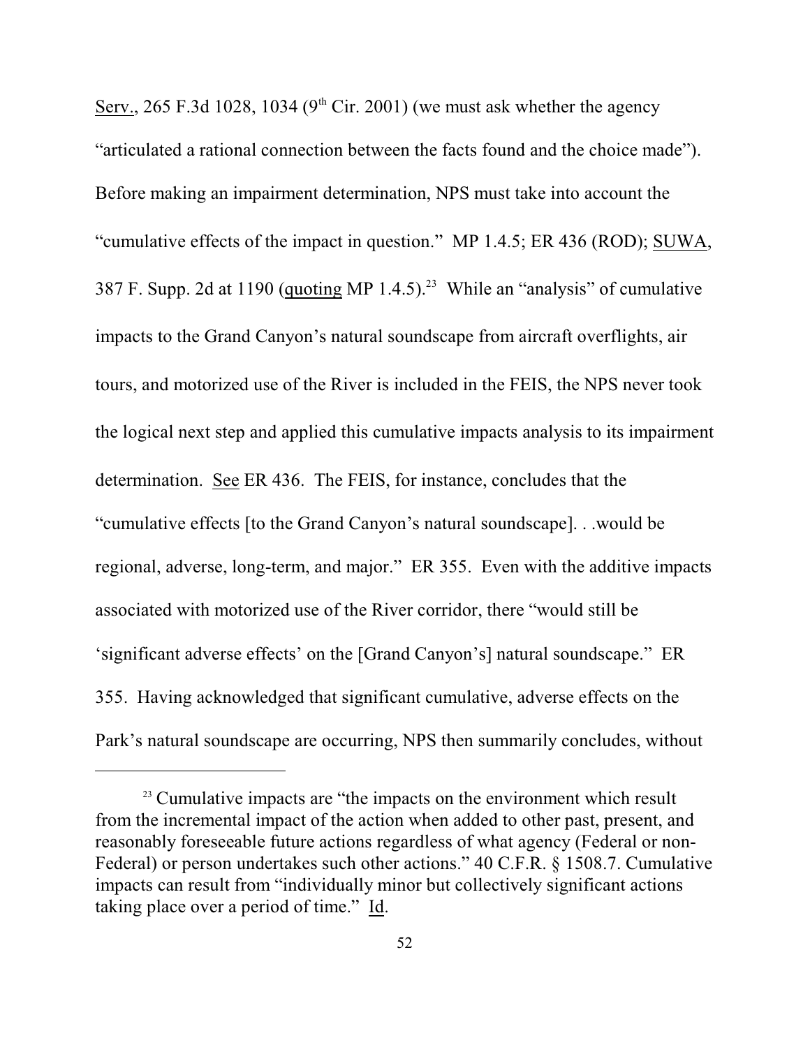Serv., 265 F.3d 1028, 1034 (9th Cir. 2001) (we must ask whether the agency "articulated a rational connection between the facts found and the choice made"). Before making an impairment determination, NPS must take into account the "cumulative effects of the impact in question." MP 1.4.5; ER 436 (ROD); SUWA, 387 F. Supp. 2d at 1190 (quoting MP 1.4.5).[23] While an "analysis" of cumulative impacts to the Grand Canyon's natural soundscape from aircraft overflights, air tours, and motorized use of the River is included in the FEIS, the NPS never took the logical next step and applied this cumulative impacts analysis to its impairment determination. See ER 436. The FEIS, for instance, concludes that the "cumulative effects [to the Grand Canyon's natural soundscape]. . .would be regional, adverse, long-term, and major." ER 355. Even with the additive impacts associated with motorized use of the River corridor, there "would still be 'significant adverse effects' on the [Grand Canyon's] natural soundscape." ER 355. Having acknowledged that significant cumulative, adverse effects on the Park's natural soundscape are occurring, NPS then summarily concludes, without

[23] Cumulative impacts are "the impacts on the environment which result from the incremental impact of the action when added to other past, present, and reasonably foreseeable future actions regardless of what agency (Federal or non-Federal) or person undertakes such other actions." 40 C.F.R. § 1508.7. Cumulative impacts can result from "individually minor but collectively significant actions taking place over a period of time." Id.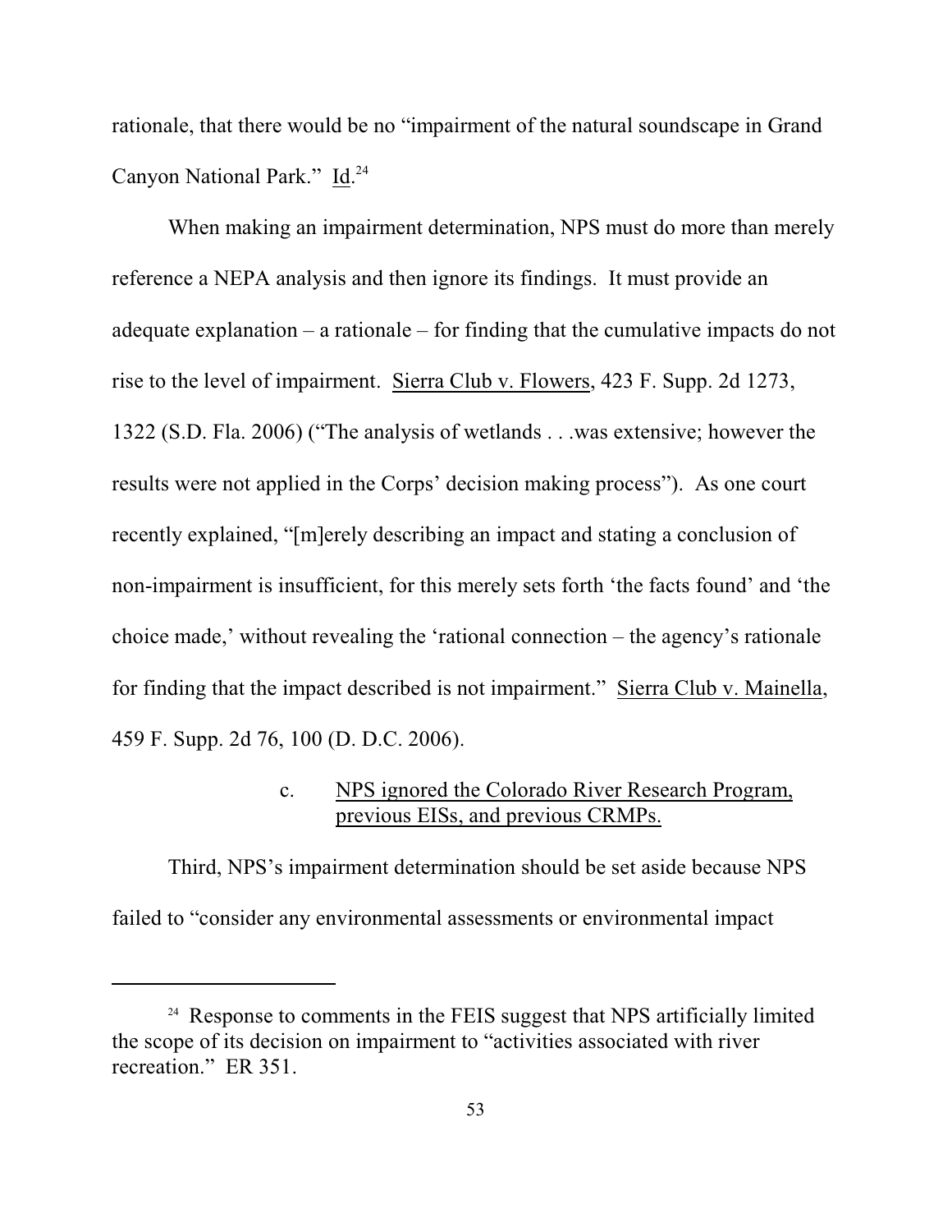rationale, that there would be no "impairment of the natural soundscape in Grand Canyon National Park." Id.[24]

When making an impairment determination, NPS must do more than merely reference a NEPA analysis and then ignore its findings. It must provide an adequate explanation – a rationale – for finding that the cumulative impacts do not rise to the level of impairment. Sierra Club v. Flowers, 423 F. Supp. 2d 1273, 1322 (S.D. Fla. 2006) ("The analysis of wetlands . . .was extensive; however the results were not applied in the Corps' decision making process"). As one court recently explained, "[m]erely describing an impact and stating a conclusion of non-impairment is insufficient, for this merely sets forth 'the facts found' and 'the choice made,' without revealing the 'rational connection – the agency's rationale for finding that the impact described is not impairment." Sierra Club v. Mainella, 459 F. Supp. 2d 76, 100 (D. D.C. 2006).

c. NPS ignored the Colorado River Research Program, previous EISs, and previous CRMPs.

Third, NPS's impairment determination should be set aside because NPS failed to "consider any environmental assessments or environmental impact

[24] Response to comments in the FEIS suggest that NPS artificially limited the scope of its decision on impairment to "activities associated with river recreation." ER 351.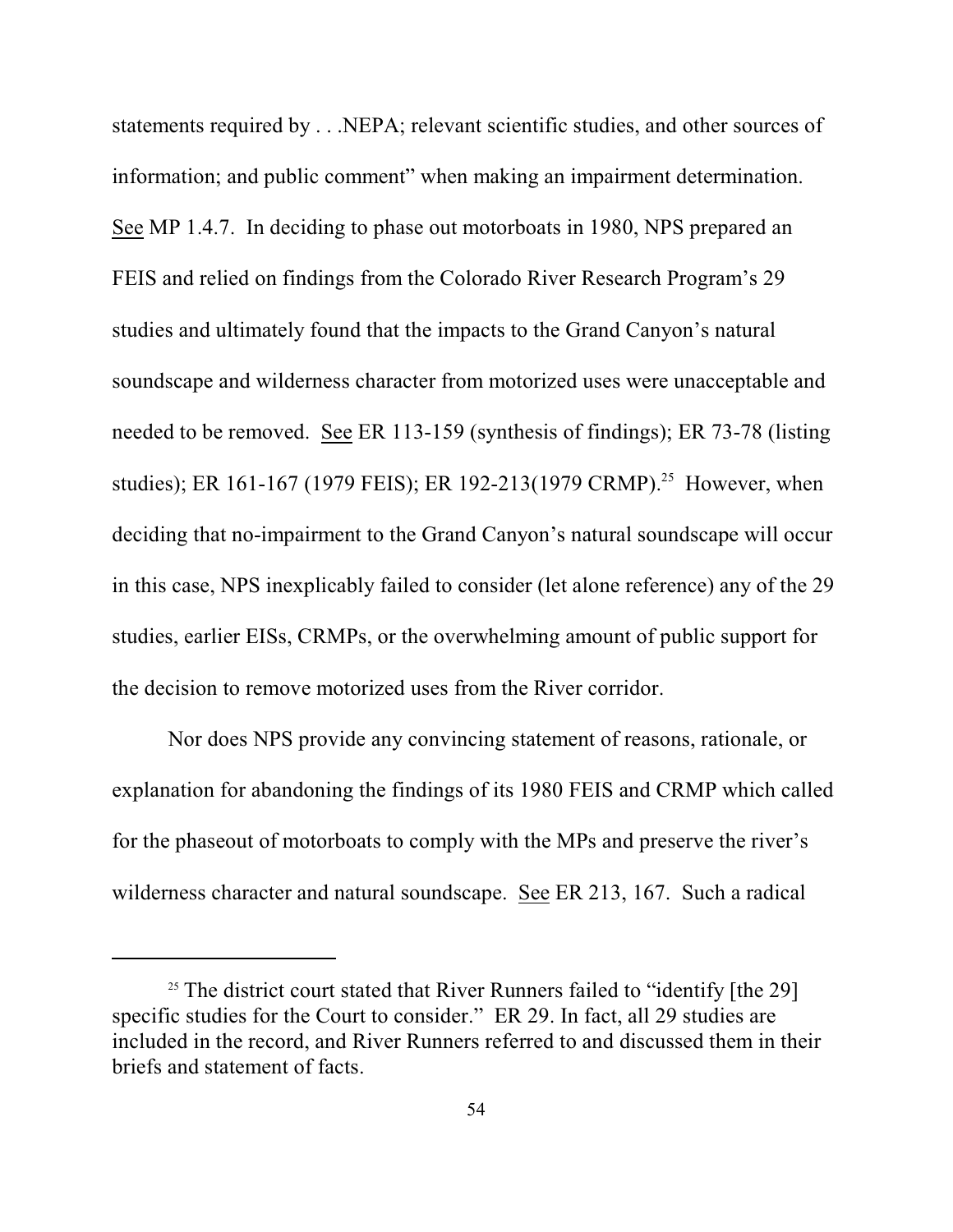statements required by . . .NEPA; relevant scientific studies, and other sources of information; and public comment" when making an impairment determination. See MP 1.4.7. In deciding to phase out motorboats in 1980, NPS prepared an FEIS and relied on findings from the Colorado River Research Program's 29 studies and ultimately found that the impacts to the Grand Canyon's natural soundscape and wilderness character from motorized uses were unacceptable and needed to be removed. See ER 113-159 (synthesis of findings); ER 73-78 (listing studies); ER 161-167 (1979 FEIS); ER 192-213(1979 CRMP).[25] However, when deciding that no-impairment to the Grand Canyon's natural soundscape will occur in this case, NPS inexplicably failed to consider (let alone reference) any of the 29 studies, earlier EISs, CRMPs, or the overwhelming amount of public support for the decision to remove motorized uses from the River corridor.

Nor does NPS provide any convincing statement of reasons, rationale, or explanation for abandoning the findings of its 1980 FEIS and CRMP which called for the phaseout of motorboats to comply with the MPs and preserve the river's wilderness character and natural soundscape. See ER 213, 167. Such a radical

[25] The district court stated that River Runners failed to "identify [the 29] specific studies for the Court to consider." ER 29. In fact, all 29 studies are included in the record, and River Runners referred to and discussed them in their briefs and statement of facts.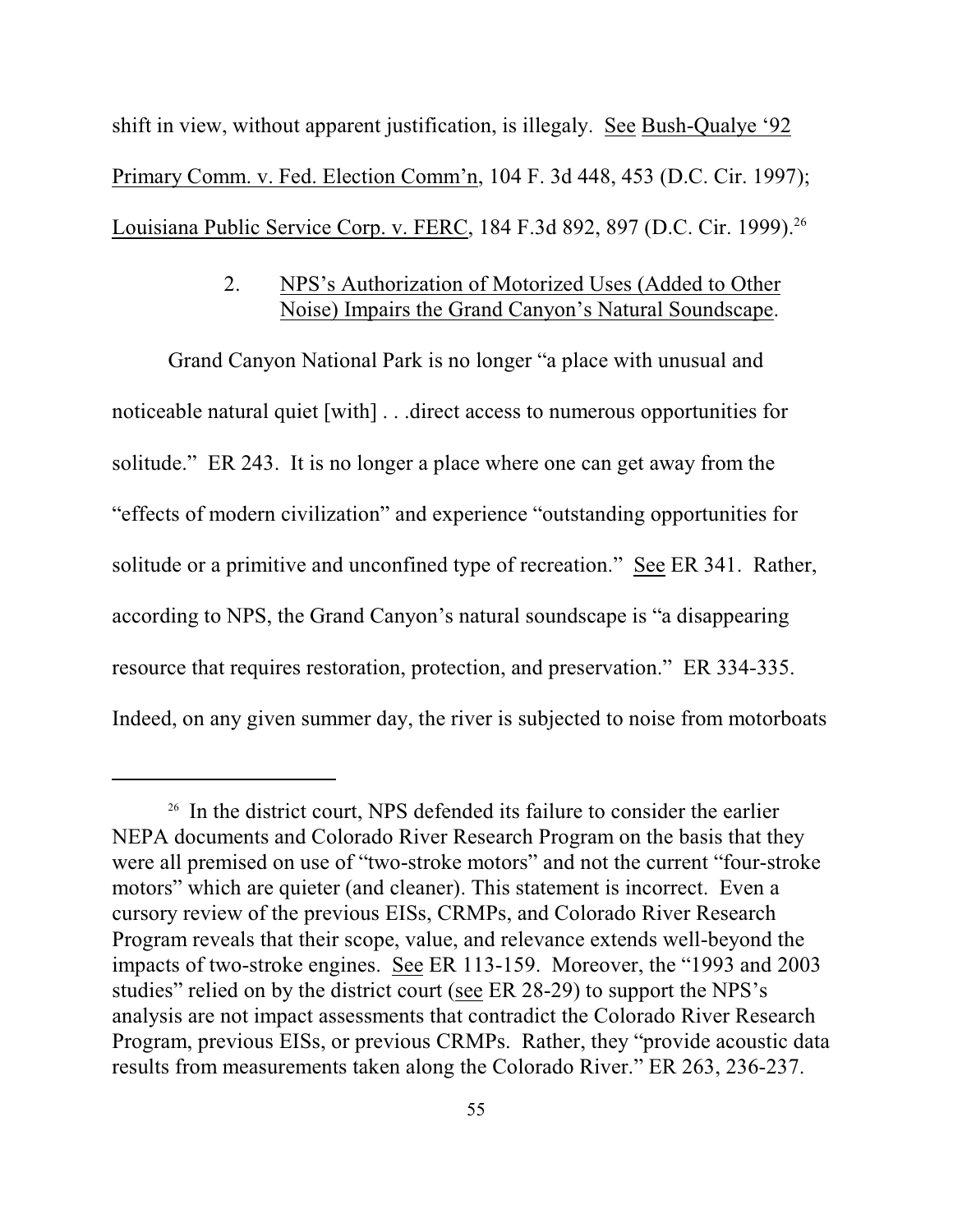shift in view, without apparent justification, is illegaly. See Bush-Qualye '92 Primary Comm. v. Fed. Election Comm'n, 104 F. 3d 448, 453 (D.C. Cir. 1997); Louisiana Public Service Corp. v. FERC, 184 F.3d 892, 897 (D.C. Cir. 1999).[26]

### 2. NPS's Authorization of Motorized Uses (Added to Other Noise) Impairs the Grand Canyon's Natural Soundscape.

Grand Canyon National Park is no longer "a place with unusual and noticeable natural quiet [with] . . .direct access to numerous opportunities for solitude." ER 243. It is no longer a place where one can get away from the "effects of modern civilization" and experience "outstanding opportunities for solitude or a primitive and unconfined type of recreation." See ER 341. Rather, according to NPS, the Grand Canyon's natural soundscape is "a disappearing resource that requires restoration, protection, and preservation." ER 334-335. Indeed, on any given summer day, the river is subjected to noise from motorboats

---

[26] In the district court, NPS defended its failure to consider the earlier NEPA documents and Colorado River Research Program on the basis that they were all premised on use of "two-stroke motors" and not the current "four-stroke motors" which are quieter (and cleaner). This statement is incorrect. Even a cursory review of the previous EISs, CRMPs, and Colorado River Research Program reveals that their scope, value, and relevance extends well-beyond the impacts of two-stroke engines. See ER 113-159. Moreover, the "1993 and 2003 studies" relied on by the district court (see ER 28-29) to support the NPS's analysis are not impact assessments that contradict the Colorado River Research Program, previous EISs, or previous CRMPs. Rather, they "provide acoustic data results from measurements taken along the Colorado River." ER 263, 236-237.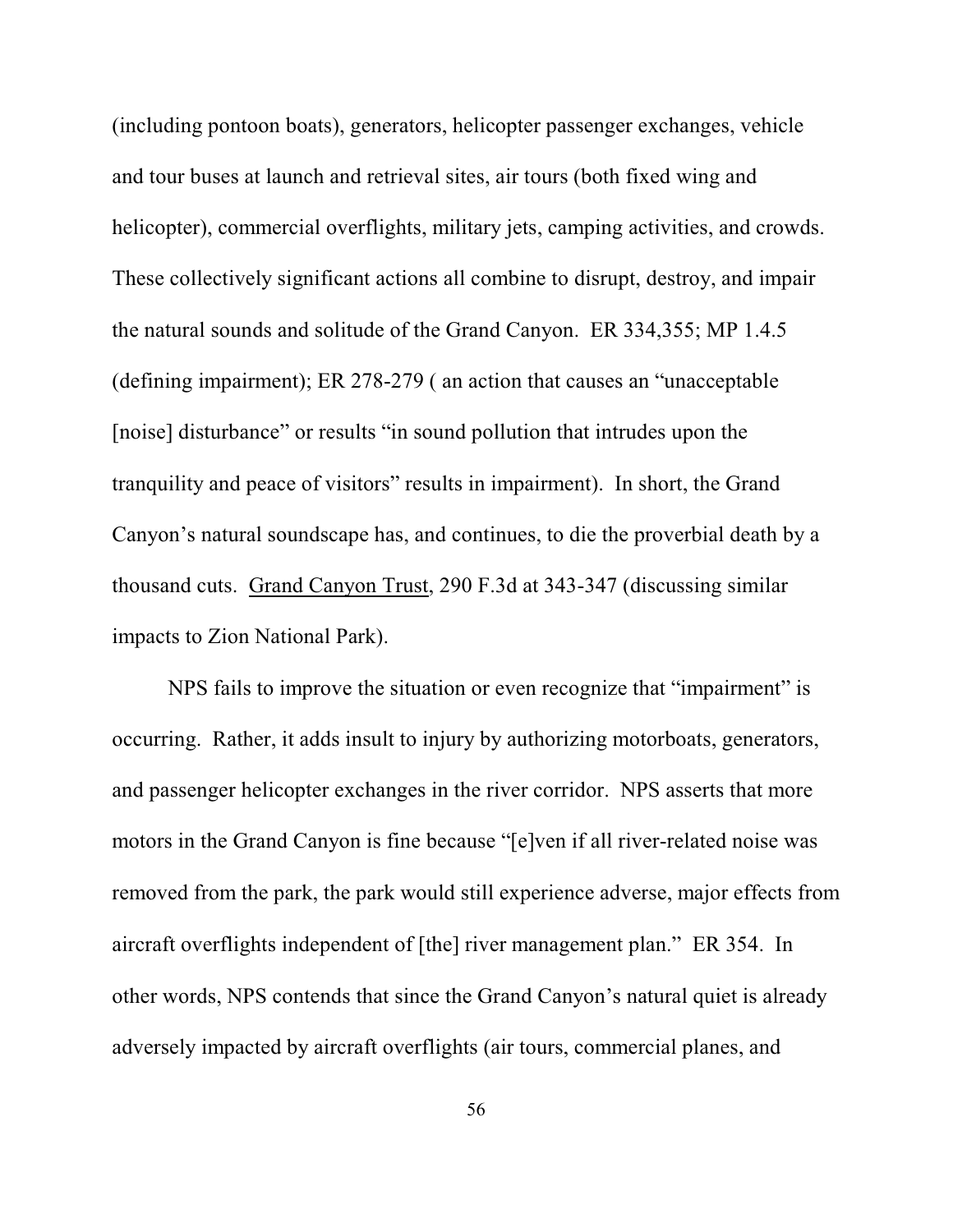(including pontoon boats), generators, helicopter passenger exchanges, vehicle and tour buses at launch and retrieval sites, air tours (both fixed wing and helicopter), commercial overflights, military jets, camping activities, and crowds. These collectively significant actions all combine to disrupt, destroy, and impair the natural sounds and solitude of the Grand Canyon. ER 334,355; MP 1.4.5 (defining impairment); ER 278-279 ( an action that causes an "unacceptable [noise] disturbance" or results "in sound pollution that intrudes upon the tranquility and peace of visitors" results in impairment). In short, the Grand Canyon's natural soundscape has, and continues, to die the proverbial death by a thousand cuts. Grand Canyon Trust, 290 F.3d at 343-347 (discussing similar impacts to Zion National Park).

NPS fails to improve the situation or even recognize that "impairment" is occurring. Rather, it adds insult to injury by authorizing motorboats, generators, and passenger helicopter exchanges in the river corridor. NPS asserts that more motors in the Grand Canyon is fine because "[e]ven if all river-related noise was removed from the park, the park would still experience adverse, major effects from aircraft overflights independent of [the] river management plan." ER 354. In other words, NPS contends that since the Grand Canyon's natural quiet is already adversely impacted by aircraft overflights (air tours, commercial planes, and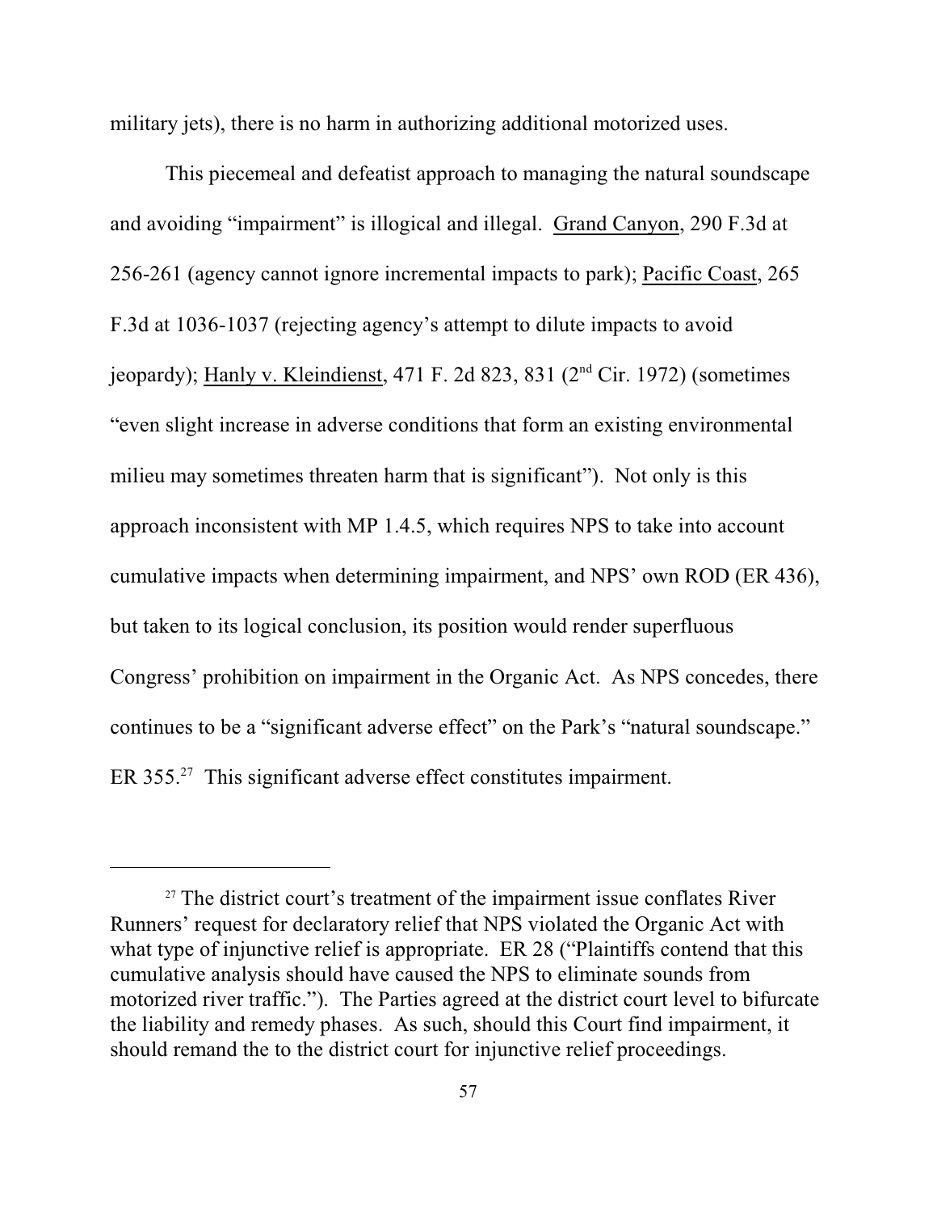military jets), there is no harm in authorizing additional motorized uses.

This piecemeal and defeatist approach to managing the natural soundscape and avoiding "impairment" is illogical and illegal. Grand Canyon, 290 F.3d at 256-261 (agency cannot ignore incremental impacts to park); Pacific Coast, 265 F.3d at 1036-1037 (rejecting agency's attempt to dilute impacts to avoid jeopardy); Hanly v. Kleindienst, 471 F. 2d 823, 831 (2nd Cir. 1972) (sometimes "even slight increase in adverse conditions that form an existing environmental milieu may sometimes threaten harm that is significant"). Not only is this approach inconsistent with MP 1.4.5, which requires NPS to take into account cumulative impacts when determining impairment, and NPS' own ROD (ER 436), but taken to its logical conclusion, its position would render superfluous Congress' prohibition on impairment in the Organic Act. As NPS concedes, there continues to be a "significant adverse effect" on the Park's "natural soundscape." ER 355.[27] This significant adverse effect constitutes impairment.

---

[27] The district court's treatment of the impairment issue conflates River Runners' request for declaratory relief that NPS violated the Organic Act with what type of injunctive relief is appropriate. ER 28 ("Plaintiffs contend that this cumulative analysis should have caused the NPS to eliminate sounds from motorized river traffic."). The Parties agreed at the district court level to bifurcate the liability and remedy phases. As such, should this Court find impairment, it should remand the to the district court for injunctive relief proceedings.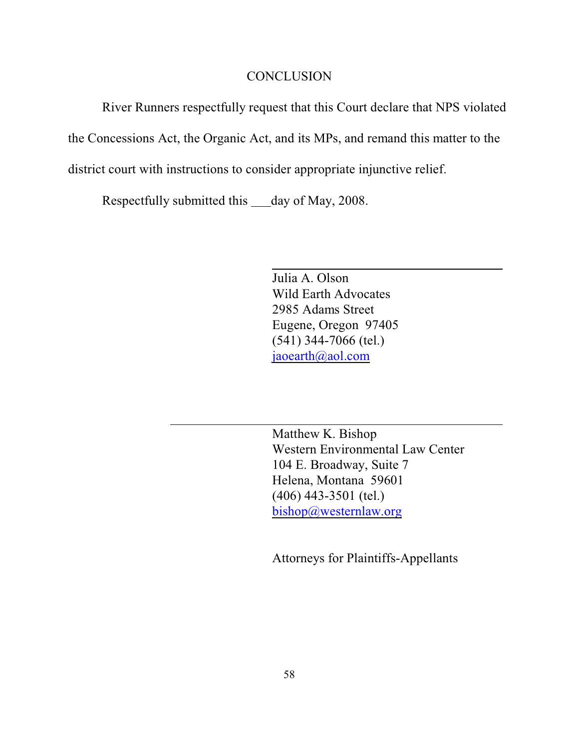## CONCLUSION

River Runners respectfully request that this Court declare that NPS violated the Concessions Act, the Organic Act, and its MPs, and remand this matter to the district court with instructions to consider appropriate injunctive relief.

Respectfully submitted this ___day of May, 2008.

\_\_\_\_\_\_\_\_\_\_\_\_\_\_\_\_\_\_\_\_\_\_\_\_\_\_\_\_\_\_\_\_\_\_\_\_\_\_\_\_

Julia A. Olson
Wild Earth Advocates
2985 Adams Street
Eugene, Oregon 97405
(541) 344-7066 (tel.)
jaoearth@aol.com

\_\_\_\_\_\_\_\_\_\_\_\_\_\_\_\_\_\_\_\_\_\_\_\_\_\_\_\_\_\_\_\_\_\_\_\_\_\_\_\_

Matthew K. Bishop
Western Environmental Law Center
104 E. Broadway, Suite 7
Helena, Montana 59601
(406) 443-3501 (tel.)
bishop@westernlaw.org

Attorneys for Plaintiffs-Appellants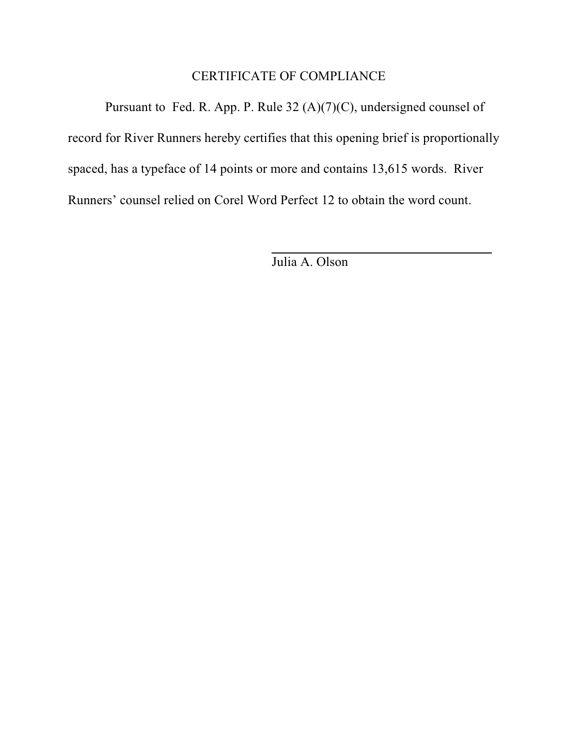## CERTIFICATE OF COMPLIANCE

Pursuant to Fed. R. App. P. Rule 32 (A)(7)(C), undersigned counsel of record for River Runners hereby certifies that this opening brief is proportionally spaced, has a typeface of 14 points or more and contains 13,615 words. River Runners' counsel relied on Corel Word Perfect 12 to obtain the word count.

\_\_\_\_\_\_\_\_\_\_\_\_\_\_\_\_\_\_\_\_\_\_\_\_\_\_\_\_\_\_\_\_\_\_

Julia A. Olson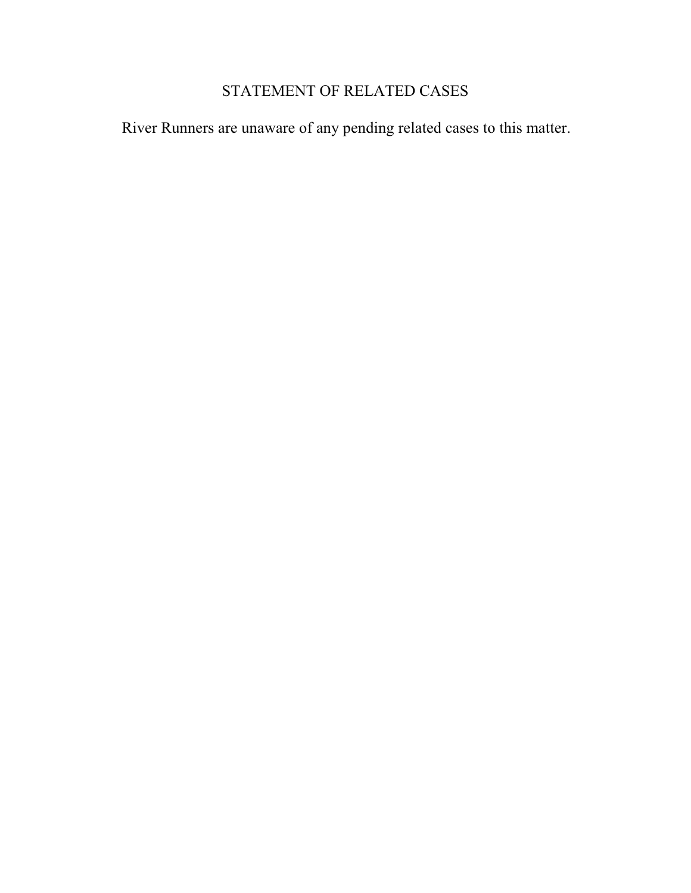# STATEMENT OF RELATED CASES

River Runners are unaware of any pending related cases to this matter.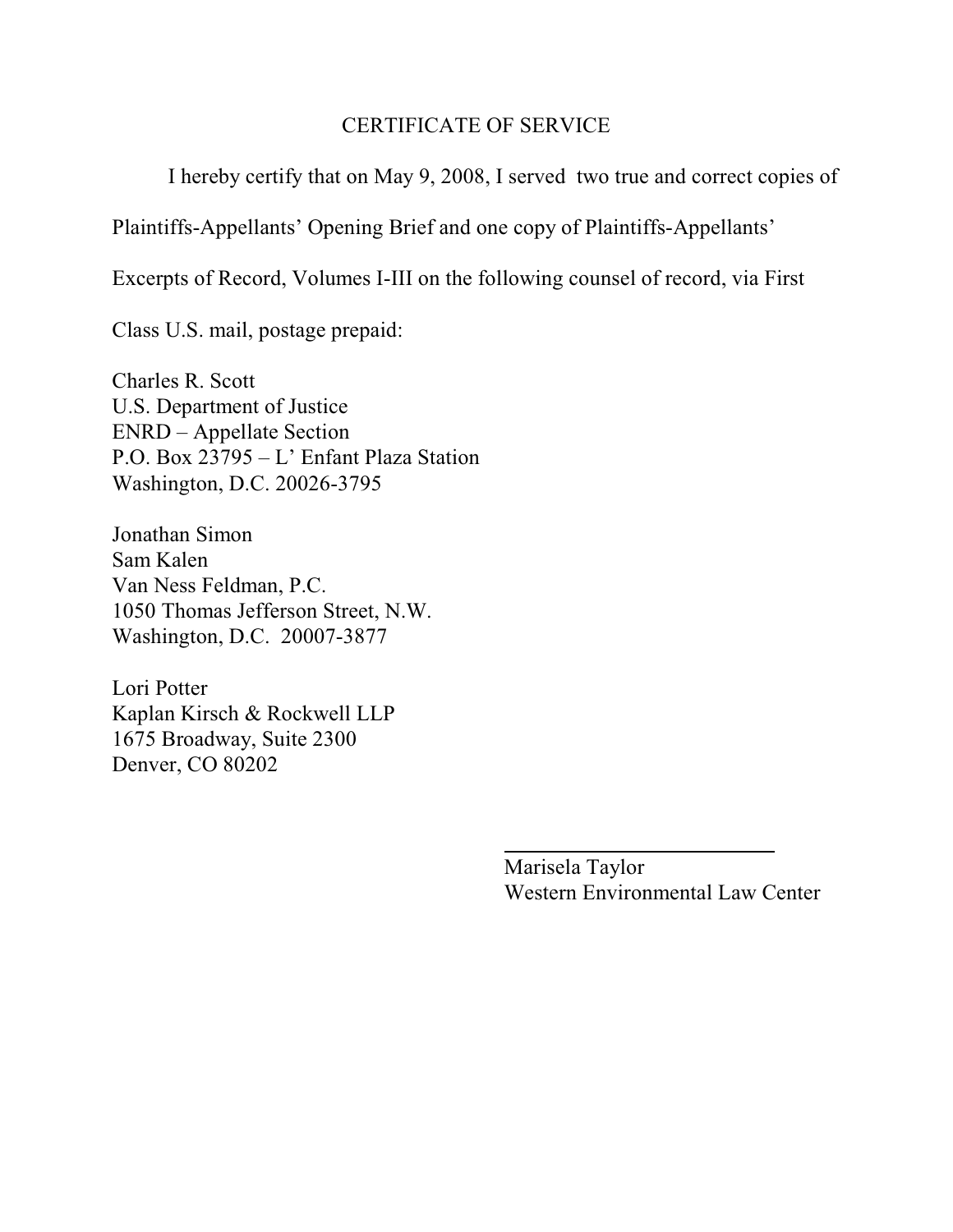# CERTIFICATE OF SERVICE

I hereby certify that on May 9, 2008, I served two true and correct copies of Plaintiffs-Appellants' Opening Brief and one copy of Plaintiffs-Appellants' Excerpts of Record, Volumes I-III on the following counsel of record, via First Class U.S. mail, postage prepaid:

Charles R. Scott  
U.S. Department of Justice  
ENRD – Appellate Section  
P.O. Box 23795 – L' Enfant Plaza Station  
Washington, D.C. 20026-3795

Jonathan Simon  
Sam Kalen  
Van Ness Feldman, P.C.  
1050 Thomas Jefferson Street, N.W.  
Washington, D.C. 20007-3877

Lori Potter  
Kaplan Kirsch & Rockwell LLP  
1675 Broadway, Suite 2300  
Denver, CO 80202

Marisela Taylor  
Western Environmental Law Center